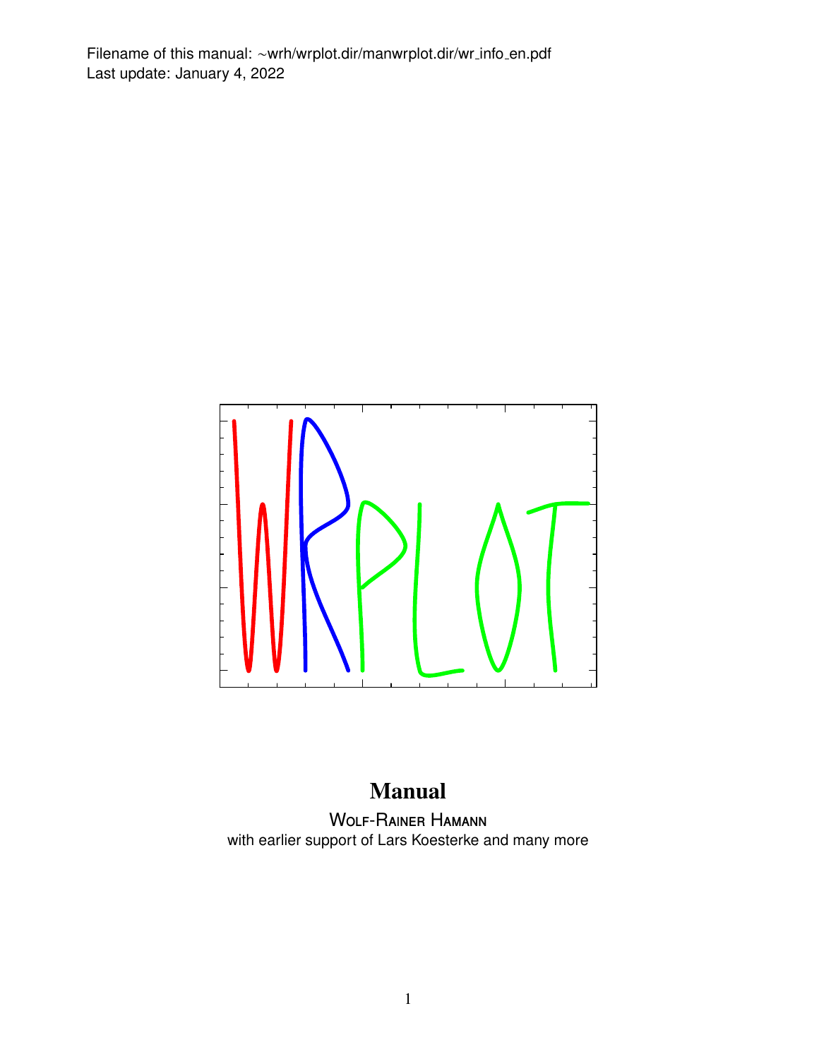Filename of this manual: ~wrh/wrplot.dir/manwrplot.dir/wr_info_en.pdf
Last update: January 4, 2022

# Manual

Wolf-Rainer Hamann
with earlier support of Lars Koesterke and many more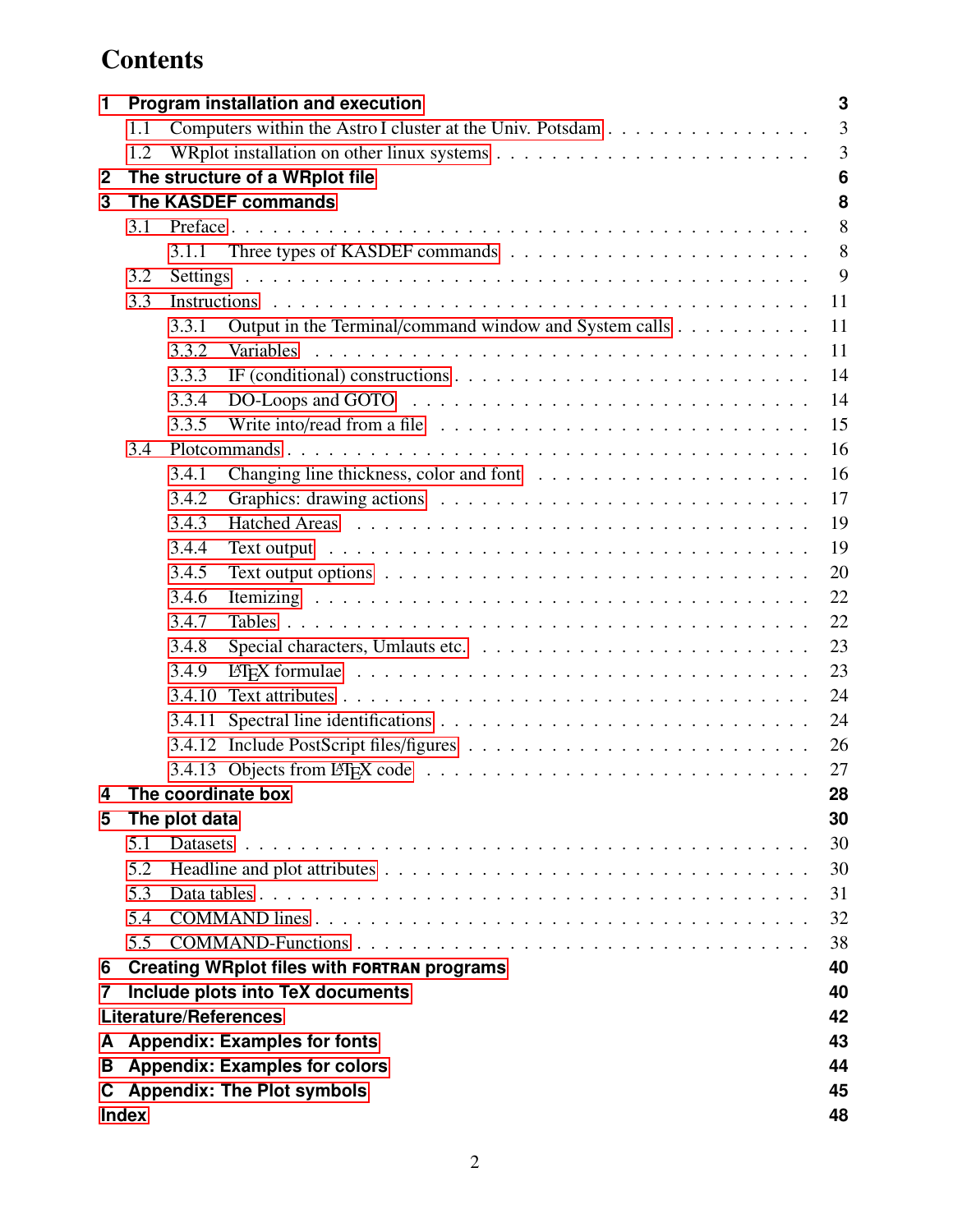# Contents

- **1 Program installation and execution** — 3
  - 1.1 Computers within the Astro I cluster at the Univ. Potsdam — 3
  - 1.2 WRplot installation on other linux systems — 3
- **2 The structure of a WRplot file** — 6
- **3 The KASDEF commands** — 8
  - 3.1 Preface — 8
    - 3.1.1 Three types of KASDEF commands — 8
  - 3.2 Settings — 9
  - 3.3 Instructions — 11
    - 3.3.1 Output in the Terminal/command window and System calls — 11
    - 3.3.2 Variables — 11
    - 3.3.3 IF (conditional) constructions — 14
    - 3.3.4 DO-Loops and GOTO — 14
    - 3.3.5 Write into/read from a file — 15
  - 3.4 Plotcommands — 16
    - 3.4.1 Changing line thickness, color and font — 16
    - 3.4.2 Graphics: drawing actions — 17
    - 3.4.3 Hatched Areas — 19
    - 3.4.4 Text output — 19
    - 3.4.5 Text output options — 20
    - 3.4.6 Itemizing — 22
    - 3.4.7 Tables — 22
    - 3.4.8 Special characters, Umlauts etc. — 23
    - 3.4.9 LaTeX formulae — 23
    - 3.4.10 Text attributes — 24
    - 3.4.11 Spectral line identifications — 24
    - 3.4.12 Include PostScript files/figures — 26
    - 3.4.13 Objects from LaTeX code — 27
- **4 The coordinate box** — 28
- **5 The plot data** — 30
  - 5.1 Datasets — 30
  - 5.2 Headline and plot attributes — 30
  - 5.3 Data tables — 31
  - 5.4 COMMAND lines — 32
  - 5.5 COMMAND-Functions — 38
- **6 Creating WRplot files with FORTRAN programs** — 40
- **7 Include plots into TeX documents** — 40
- **Literature/References** — 42
- **A Appendix: Examples for fonts** — 43
- **B Appendix: Examples for colors** — 44
- **C Appendix: The Plot symbols** — 45
- **Index** — 48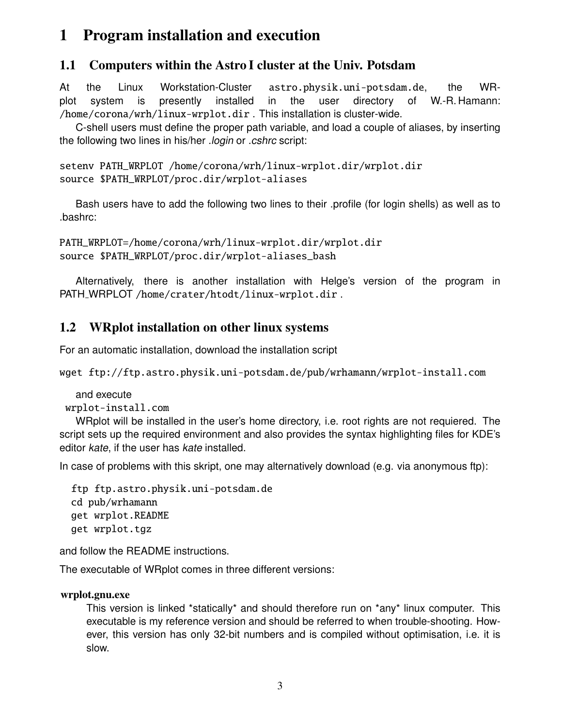# 1 Program installation and execution

## 1.1 Computers within the Astro I cluster at the Univ. Potsdam

At the Linux Workstation-Cluster `astro.physik.uni-potsdam.de`, the WR-plot system is presently installed in the user directory of W.-R. Hamann: `/home/corona/wrh/linux-wrplot.dir` . This installation is cluster-wide.

C-shell users must define the proper path variable, and load a couple of aliases, by inserting the following two lines in his/her *.login* or *.cshrc* script:

```
setenv PATH_WRPLOT /home/corona/wrh/linux-wrplot.dir/wrplot.dir
source $PATH_WRPLOT/proc.dir/wrplot-aliases
```

Bash users have to add the following two lines to their .profile (for login shells) as well as to .bashrc:

```
PATH_WRPLOT=/home/corona/wrh/linux-wrplot.dir/wrplot.dir
source $PATH_WRPLOT/proc.dir/wrplot-aliases_bash
```

Alternatively, there is another installation with Helge's version of the program in PATH_WRPLOT `/home/crater/htodt/linux-wrplot.dir` .

## 1.2 WRplot installation on other linux systems

For an automatic installation, download the installation script

```
wget ftp://ftp.astro.physik.uni-potsdam.de/pub/wrhamann/wrplot-install.com
```

and execute
`wrplot-install.com`

WRplot will be installed in the user's home directory, i.e. root rights are not requiered. The script sets up the required environment and also provides the syntax highlighting files for KDE's editor *kate*, if the user has *kate* installed.

In case of problems with this skript, one may alternatively download (e.g. via anonymous ftp):

```
ftp ftp.astro.physik.uni-potsdam.de
cd pub/wrhamann
get wrplot.README
get wrplot.tgz
```

and follow the README instructions.

The executable of WRplot comes in three different versions:

**wrplot.gnu.exe**
: This version is linked \*statically\* and should therefore run on \*any\* linux computer. This executable is my reference version and should be referred to when trouble-shooting. However, this version has only 32-bit numbers and is compiled without optimisation, i.e. it is slow.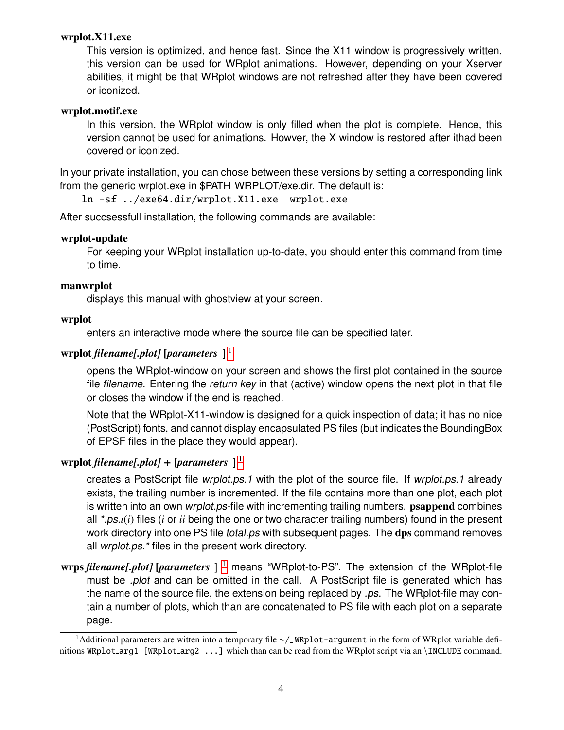**wrplot.X11.exe**

This version is optimized, and hence fast. Since the X11 window is progressively written, this version can be used for WRplot animations. However, depending on your Xserver abilities, it might be that WRplot windows are not refreshed after they have been covered or iconized.

**wrplot.motif.exe**

In this version, the WRplot window is only filled when the plot is complete. Hence, this version cannot be used for animations. Howver, the X window is restored after ithad been covered or iconized.

In your private installation, you can chose between these versions by setting a corresponding link from the generic wrplot.exe in $PATH_WRPLOT/exe.dir. The default is:

```
ln -sf ../exe64.dir/wrplot.X11.exe  wrplot.exe
```

After succsessfull installation, the following commands are available:

**wrplot-update**

For keeping your WRplot installation up-to-date, you should enter this command from time to time.

**manwrplot**

displays this manual with ghostview at your screen.

**wrplot**

enters an interactive mode where the source file can be specified later.

**wrplot *filename[.plot]* [*parameters* ]** [1]

opens the WRplot-window on your screen and shows the first plot contained in the source file *filename*. Entering the *return key* in that (active) window opens the next plot in that file or closes the window if the end is reached.

Note that the WRplot-X11-window is designed for a quick inspection of data; it has no nice (PostScript) fonts, and cannot display encapsulated PS files (but indicates the BoundingBox of EPSF files in the place they would appear).

**wrplot *filename[.plot]* + [*parameters* ]** [1]

creates a PostScript file *wrplot.ps.1* with the plot of the source file. If *wrplot.ps.1* already exists, the trailing number is incremented. If the file contains more than one plot, each plot is written into an own *wrplot.ps*-file with incrementing trailing numbers. **psappend** combines all *\*.ps.i(i)* files (*i* or *ii* being the one or two character trailing numbers) found in the present work directory into one PS file *total.ps* with subsequent pages. The **dps** command removes all *wrplot.ps.\** files in the present work directory.

**wrps *filename[.plot]* [*parameters* ]** [1] means "WRplot-to-PS". The extension of the WRplot-file must be *.plot* and can be omitted in the call. A PostScript file is generated which has the name of the source file, the extension being replaced by *.ps*. The WRplot-file may contain a number of plots, which than are concatenated to PS file with each plot on a separate page.

---

[1] Additional parameters are witten into a temporary file `~/_WRplot-argument` in the form of WRplot variable definitions `WRplot_arg1 [WRplot_arg2 ...]` which than can be read from the WRplot script via an `\INCLUDE` command.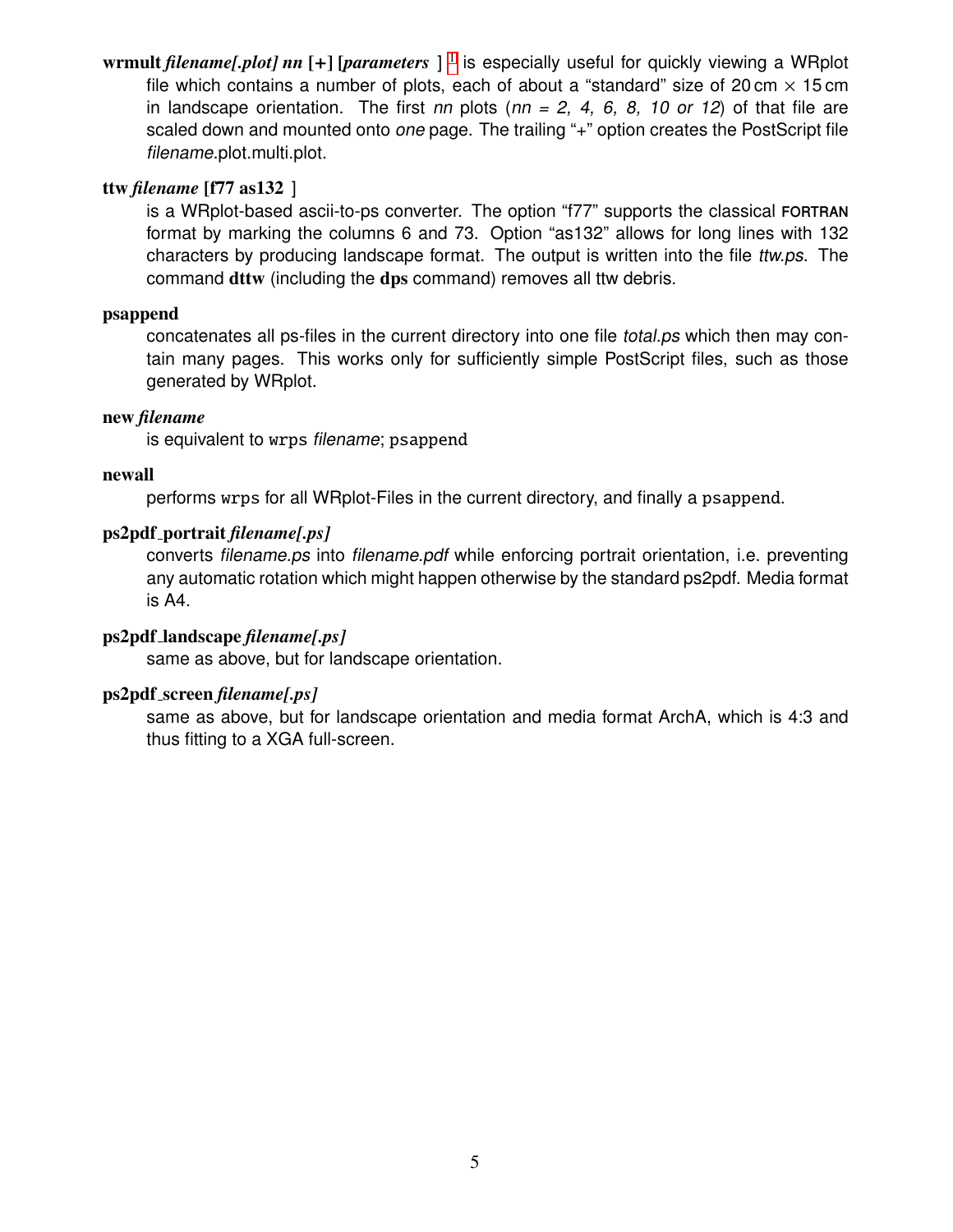**wrmult** ***filename[.plot] nn*** **[+] [*parameters* ]** [1] is especially useful for quickly viewing a WRplot file which contains a number of plots, each of about a "standard" size of 20 cm × 15 cm in landscape orientation. The first *nn* plots (*nn = 2, 4, 6, 8, 10 or 12*) of that file are scaled down and mounted onto *one* page. The trailing "+" option creates the PostScript file *filename*.plot.multi.plot.

**ttw** ***filename*** **[f77 as132 ]**

is a WRplot-based ascii-to-ps converter. The option "f77" supports the classical FORTRAN format by marking the columns 6 and 73. Option "as132" allows for long lines with 132 characters by producing landscape format. The output is written into the file *ttw.ps*. The command **dttw** (including the **dps** command) removes all ttw debris.

**psappend**

concatenates all ps-files in the current directory into one file *total.ps* which then may contain many pages. This works only for sufficiently simple PostScript files, such as those generated by WRplot.

**new** ***filename***

is equivalent to `wrps` *filename*; `psappend`

**newall**

performs `wrps` for all WRplot-Files in the current directory, and finally a `psappend`.

**ps2pdf_portrait** ***filename[.ps]***

converts *filename.ps* into *filename.pdf* while enforcing portrait orientation, i.e. preventing any automatic rotation which might happen otherwise by the standard ps2pdf. Media format is A4.

**ps2pdf_landscape** ***filename[.ps]***

same as above, but for landscape orientation.

**ps2pdf_screen** ***filename[.ps]***

same as above, but for landscape orientation and media format ArchA, which is 4:3 and thus fitting to a XGA full-screen.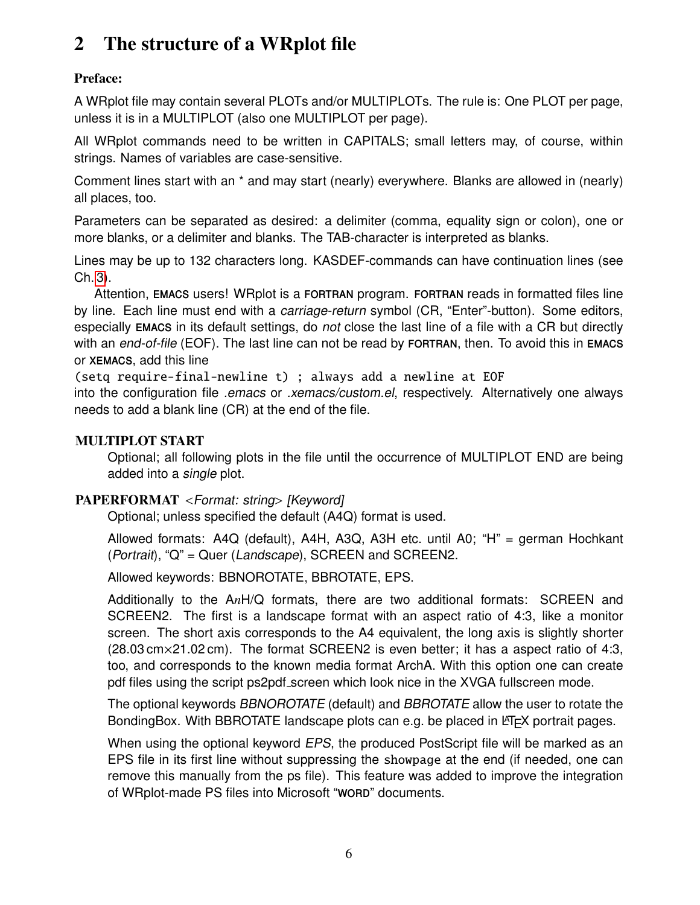# 2 The structure of a WRplot file

**Preface:**

A WRplot file may contain several PLOTs and/or MULTIPLOTs. The rule is: One PLOT per page, unless it is in a MULTIPLOT (also one MULTIPLOT per page).

All WRplot commands need to be written in CAPITALS; small letters may, of course, within strings. Names of variables are case-sensitive.

Comment lines start with an * and may start (nearly) everywhere. Blanks are allowed in (nearly) all places, too.

Parameters can be separated as desired: a delimiter (comma, equality sign or colon), one or more blanks, or a delimiter and blanks. The TAB-character is interpreted as blanks.

Lines may be up to 132 characters long. KASDEF-commands can have continuation lines (see Ch. 3).

Attention, **EMACS** users! WRplot is a **FORTRAN** program. **FORTRAN** reads in formatted files line by line. Each line must end with a *carriage-return* symbol (CR, "Enter"-button). Some editors, especially **EMACS** in its default settings, do *not* close the last line of a file with a CR but directly with an *end-of-file* (EOF). The last line can not be read by **FORTRAN**, then. To avoid this in **EMACS** or **XEMACS**, add this line

```
(setq require-final-newline t) ; always add a newline at EOF
```

into the configuration file *.emacs* or *.xemacs/custom.el*, respectively. Alternatively one always needs to add a blank line (CR) at the end of the file.

**MULTIPLOT START**

Optional; all following plots in the file until the occurrence of MULTIPLOT END are being added into a *single* plot.

**PAPERFORMAT** *<Format: string> [Keyword]*

Optional; unless specified the default (A4Q) format is used.

Allowed formats: A4Q (default), A4H, A3Q, A3H etc. until A0; "H" = german Hochkant (*Portrait*), "Q" = Quer (*Landscape*), SCREEN and SCREEN2.

Allowed keywords: BBNOROTATE, BBROTATE, EPS.

Additionally to the A$n$H/Q formats, there are two additional formats: SCREEN and SCREEN2. The first is a landscape format with an aspect ratio of 4:3, like a monitor screen. The short axis corresponds to the A4 equivalent, the long axis is slightly shorter (28.03 cm×21.02 cm). The format SCREEN2 is even better; it has a aspect ratio of 4:3, too, and corresponds to the known media format ArchA. With this option one can create pdf files using the script ps2pdf_screen which look nice in the XVGA fullscreen mode.

The optional keywords *BBNOROTATE* (default) and *BBROTATE* allow the user to rotate the BondingBox. With BBROTATE landscape plots can e.g. be placed in LaTeX portrait pages.

When using the optional keyword *EPS*, the produced PostScript file will be marked as an EPS file in its first line without suppressing the `showpage` at the end (if needed, one can remove this manually from the ps file). This feature was added to improve the integration of WRplot-made PS files into Microsoft "**WORD**" documents.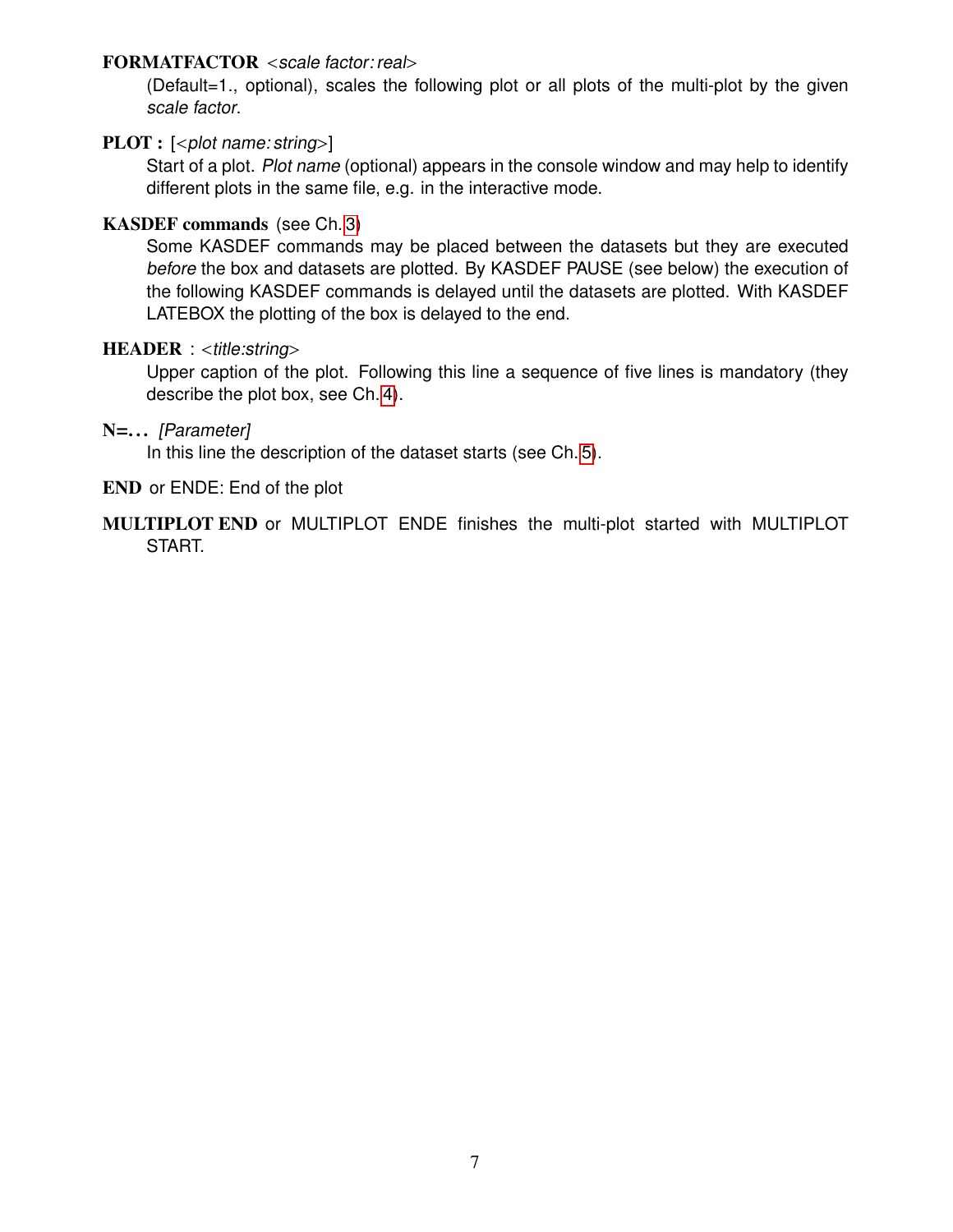**FORMATFACTOR** <*scale factor: real*>
: (Default=1., optional), scales the following plot or all plots of the multi-plot by the given *scale factor*.

**PLOT :** [<*plot name: string*>]
: Start of a plot. *Plot name* (optional) appears in the console window and may help to identify different plots in the same file, e.g. in the interactive mode.

**KASDEF commands** (see Ch. 3)
: Some KASDEF commands may be placed between the datasets but they are executed *before* the box and datasets are plotted. By KASDEF PAUSE (see below) the execution of the following KASDEF commands is delayed until the datasets are plotted. With KASDEF LATEBOX the plotting of the box is delayed to the end.

**HEADER** : <*title:string*>
: Upper caption of the plot. Following this line a sequence of five lines is mandatory (they describe the plot box, see Ch. 4).

**N=...** *[Parameter]*
: In this line the description of the dataset starts (see Ch. 5).

**END** or ENDE: End of the plot

**MULTIPLOT END** or MULTIPLOT ENDE finishes the multi-plot started with MULTIPLOT START.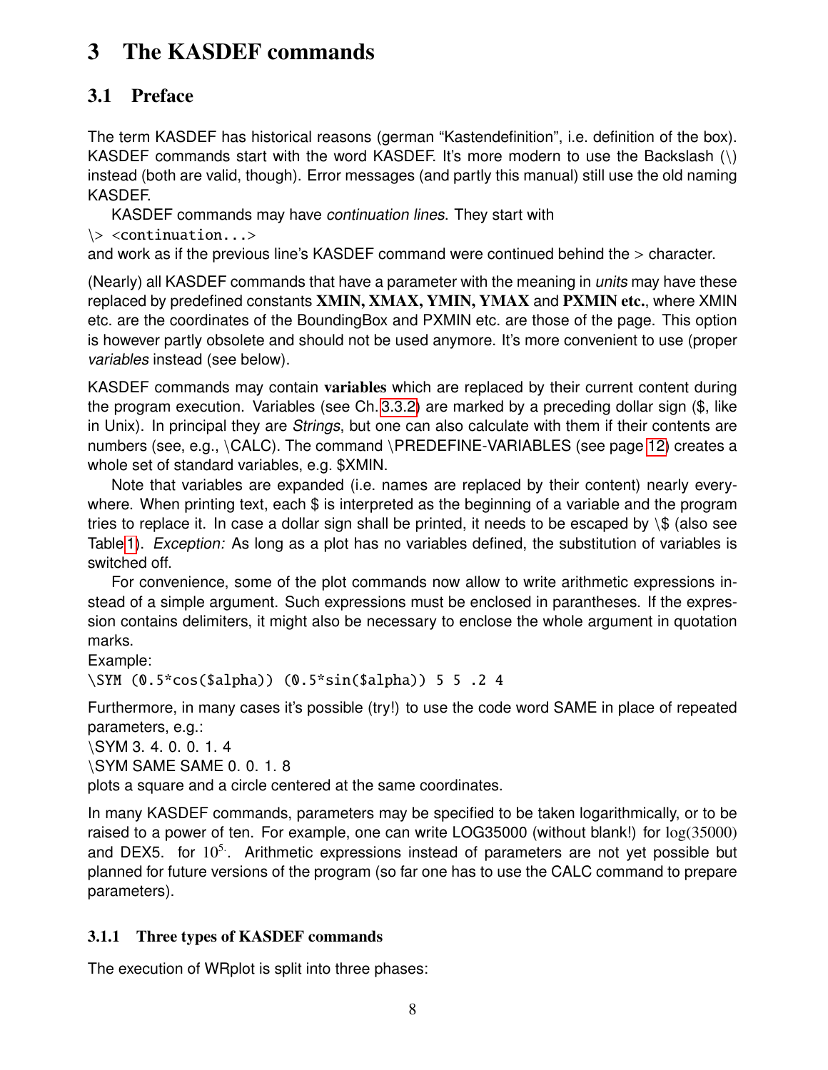# 3 The KASDEF commands

## 3.1 Preface

The term KASDEF has historical reasons (german "Kastendefinition", i.e. definition of the box). KASDEF commands start with the word KASDEF. It's more modern to use the Backslash (\) instead (both are valid, though). Error messages (and partly this manual) still use the old naming KASDEF.

KASDEF commands may have *continuation lines*. They start with
`\> <continuation...>`
and work as if the previous line's KASDEF command were continued behind the > character.

(Nearly) all KASDEF commands that have a parameter with the meaning in *units* may have these replaced by predefined constants **XMIN, XMAX, YMIN, YMAX** and **PXMIN etc.**, where XMIN etc. are the coordinates of the BoundingBox and PXMIN etc. are those of the page. This option is however partly obsolete and should not be used anymore. It's more convenient to use (proper *variables* instead (see below).

KASDEF commands may contain **variables** which are replaced by their current content during the program execution. Variables (see Ch. 3.3.2) are marked by a preceding dollar sign ($, like in Unix). In principal they are *Strings*, but one can also calculate with them if their contents are numbers (see, e.g., \CALC). The command \PREDEFINE-VARIABLES (see page 12) creates a whole set of standard variables, e.g. $XMIN.

Note that variables are expanded (i.e. names are replaced by their content) nearly everywhere. When printing text, each $ is interpreted as the beginning of a variable and the program tries to replace it. In case a dollar sign shall be printed, it needs to be escaped by \$ (also see Table 1). *Exception:* As long as a plot has no variables defined, the substitution of variables is switched off.

For convenience, some of the plot commands now allow to write arithmetic expressions instead of a simple argument. Such expressions must be enclosed in parantheses. If the expression contains delimiters, it might also be necessary to enclose the whole argument in quotation marks.
Example:
```
\SYM (0.5*cos($alpha)) (0.5*sin($alpha)) 5 5 .2 4
```

Furthermore, in many cases it's possible (try!) to use the code word SAME in place of repeated parameters, e.g.:
\SYM 3. 4. 0. 0. 1. 4
\SYM SAME SAME 0. 0. 1. 8
plots a square and a circle centered at the same coordinates.

In many KASDEF commands, parameters may be specified to be taken logarithmically, or to be raised to a power of ten. For example, one can write LOG35000 (without blank!) for $\log(35000)$ and DEX5. for $10^{5.}$. Arithmetic expressions instead of parameters are not yet possible but planned for future versions of the program (so far one has to use the CALC command to prepare parameters).

### 3.1.1 Three types of KASDEF commands

The execution of WRplot is split into three phases: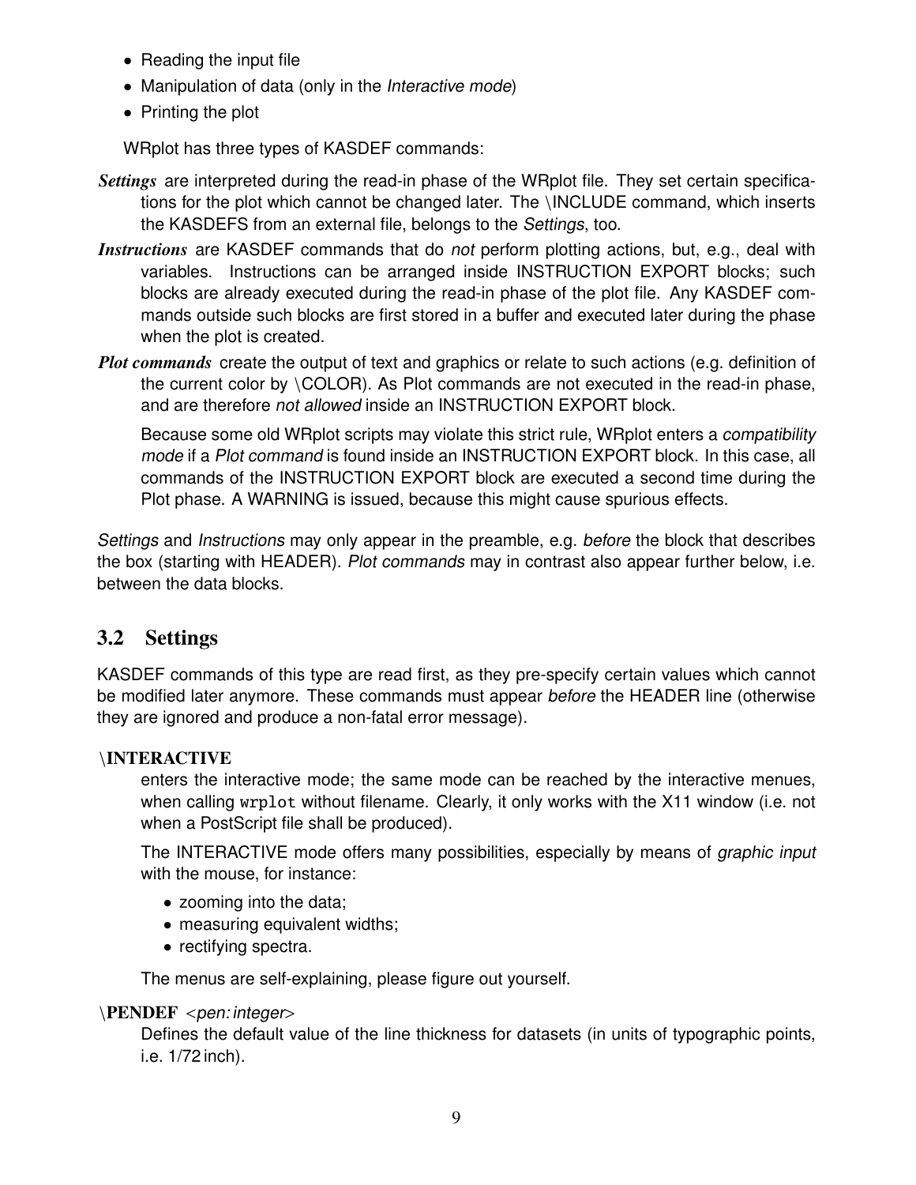- Reading the input file
- Manipulation of data (only in the *Interactive mode*)
- Printing the plot

WRplot has three types of KASDEF commands:

***Settings*** are interpreted during the read-in phase of the WRplot file. They set certain specifications for the plot which cannot be changed later. The \INCLUDE command, which inserts the KASDEFS from an external file, belongs to the *Settings*, too.

***Instructions*** are KASDEF commands that do *not* perform plotting actions, but, e.g., deal with variables. Instructions can be arranged inside INSTRUCTION EXPORT blocks; such blocks are already executed during the read-in phase of the plot file. Any KASDEF commands outside such blocks are first stored in a buffer and executed later during the phase when the plot is created.

***Plot commands*** create the output of text and graphics or relate to such actions (e.g. definition of the current color by \COLOR). As Plot commands are not executed in the read-in phase, and are therefore *not allowed* inside an INSTRUCTION EXPORT block.

Because some old WRplot scripts may violate this strict rule, WRplot enters a *compatibility mode* if a *Plot command* is found inside an INSTRUCTION EXPORT block. In this case, all commands of the INSTRUCTION EXPORT block are executed a second time during the Plot phase. A WARNING is issued, because this might cause spurious effects.

*Settings* and *Instructions* may only appear in the preamble, e.g. *before* the block that describes the box (starting with HEADER). *Plot commands* may in contrast also appear further below, i.e. between the data blocks.

## 3.2 Settings

KASDEF commands of this type are read first, as they pre-specify certain values which cannot be modified later anymore. These commands must appear *before* the HEADER line (otherwise they are ignored and produce a non-fatal error message).

**\INTERACTIVE**

enters the interactive mode; the same mode can be reached by the interactive menues, when calling `wrplot` without filename. Clearly, it only works with the X11 window (i.e. not when a PostScript file shall be produced).

The INTERACTIVE mode offers many possibilities, especially by means of *graphic input* with the mouse, for instance:

- zooming into the data;
- measuring equivalent widths;
- rectifying spectra.

The menus are self-explaining, please figure out yourself.

**\PENDEF** *<pen: integer>*

Defines the default value of the line thickness for datasets (in units of typographic points, i.e. 1/72 inch).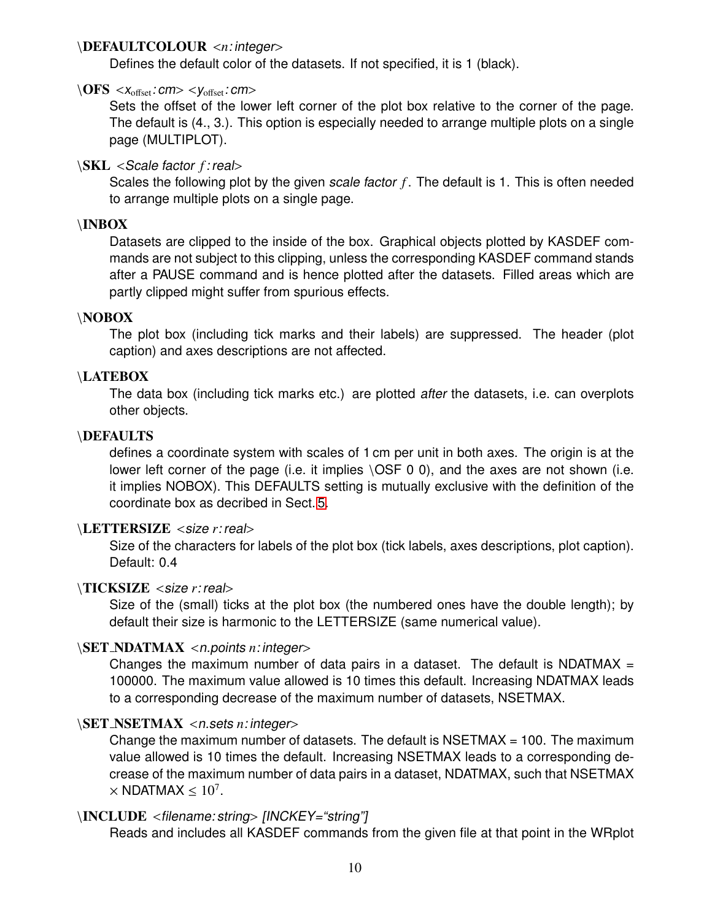**\DEFAULTCOLOUR** <*n*: *integer*>

Defines the default color of the datasets. If not specified, it is 1 (black).

**\OFS** <$x_{\text{offset}}$: *cm*> <$y_{\text{offset}}$: *cm*>

Sets the offset of the lower left corner of the plot box relative to the corner of the page. The default is (4., 3.). This option is especially needed to arrange multiple plots on a single page (MULTIPLOT).

**\SKL** <*Scale factor* $f$: *real*>

Scales the following plot by the given *scale factor* $f$. The default is 1. This is often needed to arrange multiple plots on a single page.

**\INBOX**

Datasets are clipped to the inside of the box. Graphical objects plotted by KASDEF commands are not subject to this clipping, unless the corresponding KASDEF command stands after a PAUSE command and is hence plotted after the datasets. Filled areas which are partly clipped might suffer from spurious effects.

**\NOBOX**

The plot box (including tick marks and their labels) are suppressed. The header (plot caption) and axes descriptions are not affected.

**\LATEBOX**

The data box (including tick marks etc.) are plotted *after* the datasets, i.e. can overplots other objects.

**\DEFAULTS**

defines a coordinate system with scales of 1 cm per unit in both axes. The origin is at the lower left corner of the page (i.e. it implies \OSF 0 0), and the axes are not shown (i.e. it implies NOBOX). This DEFAULTS setting is mutually exclusive with the definition of the coordinate box as decribed in Sect. 5.

**\LETTERSIZE** <*size* $r$: *real*>

Size of the characters for labels of the plot box (tick labels, axes descriptions, plot caption). Default: 0.4

**\TICKSIZE** <*size* $r$: *real*>

Size of the (small) ticks at the plot box (the numbered ones have the double length); by default their size is harmonic to the LETTERSIZE (same numerical value).

**\SET_NDATMAX** <*n.points* $n$: *integer*>

Changes the maximum number of data pairs in a dataset. The default is NDATMAX = 100000. The maximum value allowed is 10 times this default. Increasing NDATMAX leads to a corresponding decrease of the maximum number of datasets, NSETMAX.

**\SET_NSETMAX** <*n.sets* $n$: *integer*>

Change the maximum number of datasets. The default is NSETMAX = 100. The maximum value allowed is 10 times the default. Increasing NSETMAX leads to a corresponding decrease of the maximum number of data pairs in a dataset, NDATMAX, such that NSETMAX $\times$ NDATMAX $\leq 10^7$.

**\INCLUDE** <*filename: string*> *[INCKEY="string"]*

Reads and includes all KASDEF commands from the given file at that point in the WRplot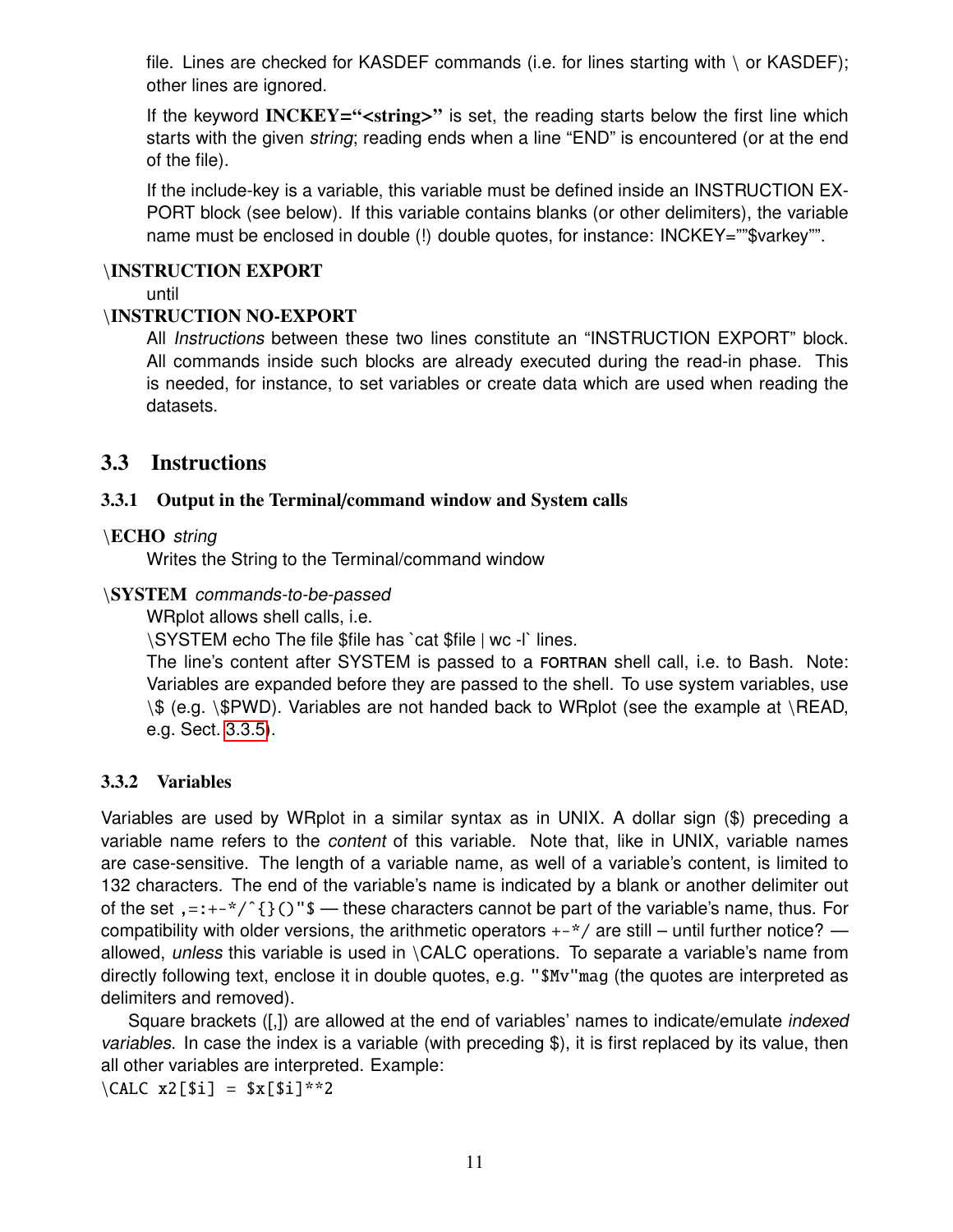file. Lines are checked for KASDEF commands (i.e. for lines starting with \ or KASDEF); other lines are ignored.

If the keyword **INCKEY="<string>"** is set, the reading starts below the first line which starts with the given *string*; reading ends when a line "END" is encountered (or at the end of the file).

If the include-key is a variable, this variable must be defined inside an INSTRUCTION EXPORT block (see below). If this variable contains blanks (or other delimiters), the variable name must be enclosed in double (!) double quotes, for instance: INCKEY=""$varkey"".

**\INSTRUCTION EXPORT**
until
**\INSTRUCTION NO-EXPORT**

All *Instructions* between these two lines constitute an "INSTRUCTION EXPORT" block. All commands inside such blocks are already executed during the read-in phase. This is needed, for instance, to set variables or create data which are used when reading the datasets.

## 3.3 Instructions

### 3.3.1 Output in the Terminal/command window and System calls

**\ECHO** *string*

Writes the String to the Terminal/command window

**\SYSTEM** *commands-to-be-passed*

WRplot allows shell calls, i.e.
\SYSTEM echo The file $file has `cat $file | wc -l` lines.
The line's content after SYSTEM is passed to a FORTRAN shell call, i.e. to Bash. Note: Variables are expanded before they are passed to the shell. To use system variables, use \$ (e.g. \$PWD). Variables are not handed back to WRplot (see the example at \READ, e.g. Sect. 3.3.5).

### 3.3.2 Variables

Variables are used by WRplot in a similar syntax as in UNIX. A dollar sign ($) preceding a variable name refers to the *content* of this variable. Note that, like in UNIX, variable names are case-sensitive. The length of a variable name, as well of a variable's content, is limited to 132 characters. The end of the variable's name is indicated by a blank or another delimiter out of the set `,=:+-*/^{}()"$` — these characters cannot be part of the variable's name, thus. For compatibility with older versions, the arithmetic operators `+-*/` are still – until further notice? — allowed, *unless* this variable is used in \CALC operations. To separate a variable's name from directly following text, enclose it in double quotes, e.g. `"$Mv"mag` (the quotes are interpreted as delimiters and removed).

Square brackets ([,]) are allowed at the end of variables' names to indicate/emulate *indexed variables*. In case the index is a variable (with preceding $), it is first replaced by its value, then all other variables are interpreted. Example:

```
\CALC x2[$i] = $x[$i]**2
```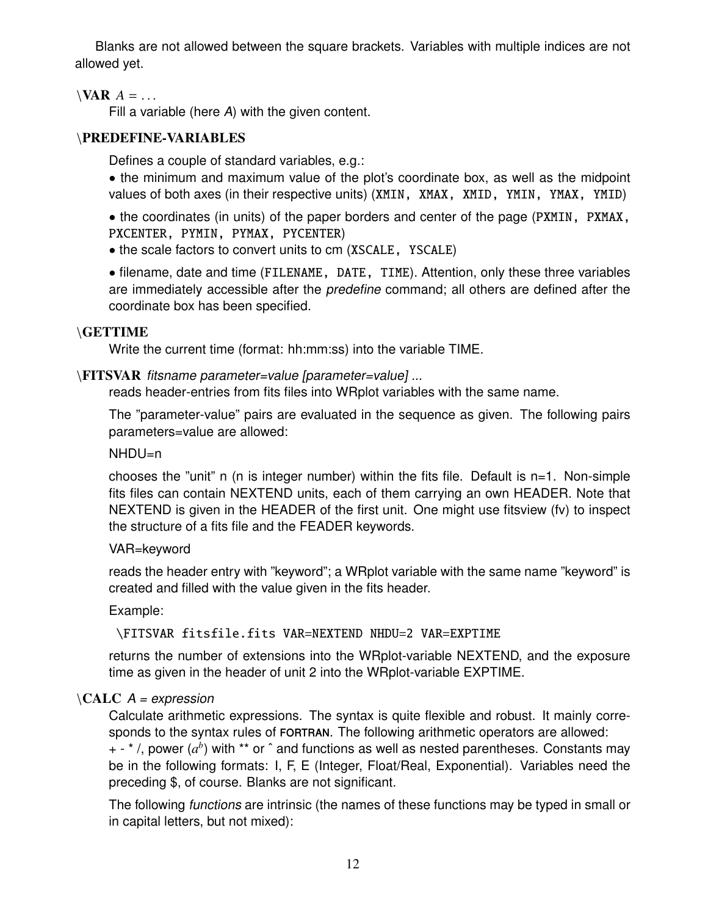Blanks are not allowed between the square brackets. Variables with multiple indices are not allowed yet.

**\VAR** *A* = ...

Fill a variable (here *A*) with the given content.

**\PREDEFINE-VARIABLES**

Defines a couple of standard variables, e.g.:

• the minimum and maximum value of the plot's coordinate box, as well as the midpoint values of both axes (in their respective units) (`XMIN, XMAX, XMID, YMIN, YMAX, YMID`)

• the coordinates (in units) of the paper borders and center of the page (`PXMIN, PXMAX, PXCENTER, PYMIN, PYMAX, PYCENTER`)

• the scale factors to convert units to cm (`XSCALE, YSCALE`)

• filename, date and time (`FILENAME, DATE, TIME`). Attention, only these three variables are immediately accessible after the *predefine* command; all others are defined after the coordinate box has been specified.

**\GETTIME**

Write the current time (format: hh:mm:ss) into the variable TIME.

**\FITSVAR** *fitsname parameter=value [parameter=value] ...*

reads header-entries from fits files into WRplot variables with the same name.

The "parameter-value" pairs are evaluated in the sequence as given. The following pairs parameters=value are allowed:

NHDU=n

chooses the "unit" n (n is integer number) within the fits file. Default is n=1. Non-simple fits files can contain NEXTEND units, each of them carrying an own HEADER. Note that NEXTEND is given in the HEADER of the first unit. One might use fitsview (fv) to inspect the structure of a fits file and the FEADER keywords.

VAR=keyword

reads the header entry with "keyword"; a WRplot variable with the same name "keyword" is created and filled with the value given in the fits header.

Example:

```
\FITSVAR fitsfile.fits VAR=NEXTEND NHDU=2 VAR=EXPTIME
```

returns the number of extensions into the WRplot-variable NEXTEND, and the exposure time as given in the header of unit 2 into the WRplot-variable EXPTIME.

**\CALC** *A = expression*

Calculate arithmetic expressions. The syntax is quite flexible and robust. It mainly corresponds to the syntax rules of **FORTRAN**. The following arithmetic operators are allowed: + - * /, power ($a^b$) with ** or ˆ and functions as well as nested parentheses. Constants may be in the following formats: I, F, E (Integer, Float/Real, Exponential). Variables need the preceding $, of course. Blanks are not significant.

The following *functions* are intrinsic (the names of these functions may be typed in small or in capital letters, but not mixed):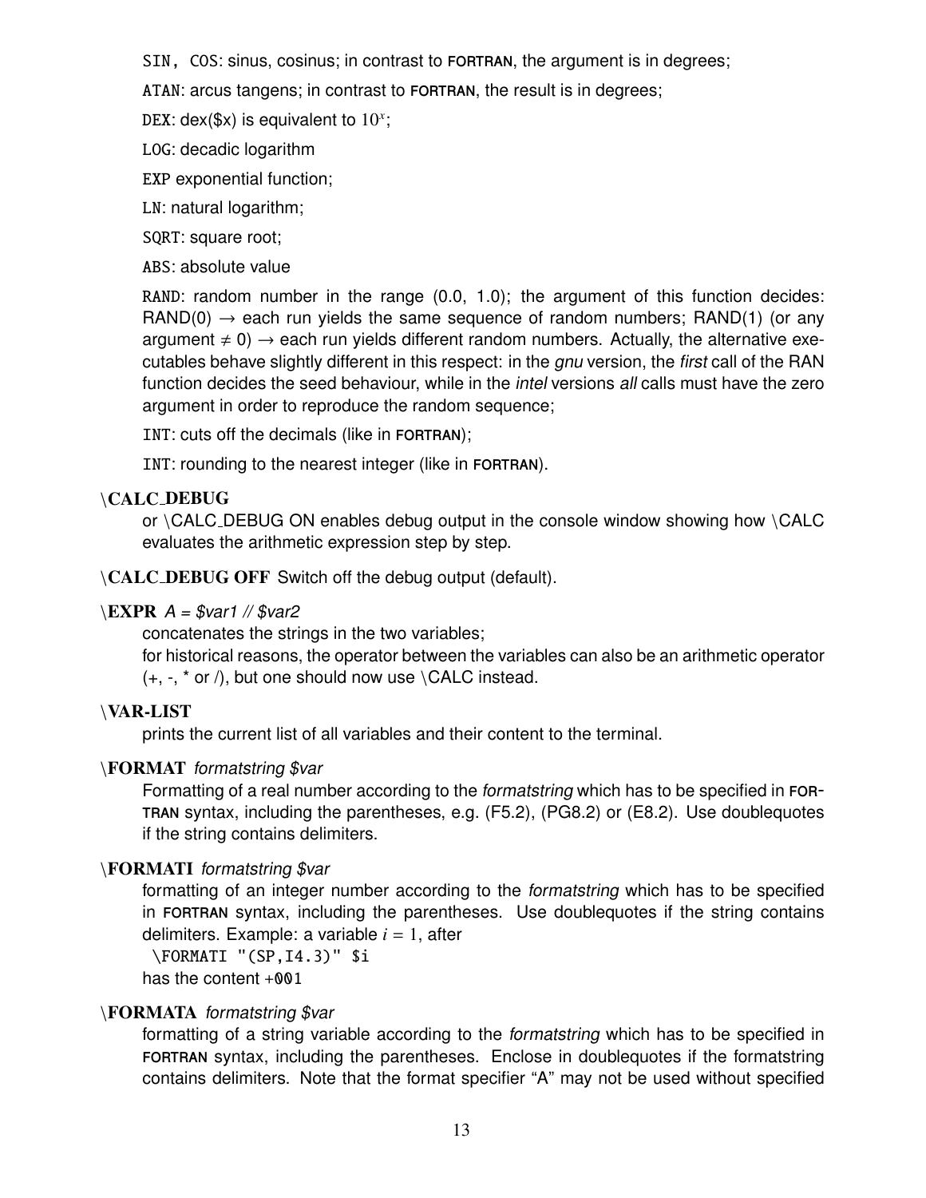`SIN, COS`: sinus, cosinus; in contrast to FORTRAN, the argument is in degrees;

`ATAN`: arcus tangens; in contrast to FORTRAN, the result is in degrees;

`DEX`: dex($x) is equivalent to $10^x$;

`LOG`: decadic logarithm

`EXP` exponential function;

`LN`: natural logarithm;

`SQRT`: square root;

`ABS`: absolute value

`RAND`: random number in the range (0.0, 1.0); the argument of this function decides: RAND(0) → each run yields the same sequence of random numbers; RAND(1) (or any argument ≠ 0) → each run yields different random numbers. Actually, the alternative executables behave slightly different in this respect: in the *gnu* version, the *first* call of the RAN function decides the seed behaviour, while in the *intel* versions *all* calls must have the zero argument in order to reproduce the random sequence;

`INT`: cuts off the decimals (like in FORTRAN);

`INT`: rounding to the nearest integer (like in FORTRAN).

**\CALC_DEBUG**
or \CALC_DEBUG ON enables debug output in the console window showing how \CALC evaluates the arithmetic expression step by step.

**\CALC_DEBUG OFF** Switch off the debug output (default).

**\EXPR** *A = $var1 // $var2*
concatenates the strings in the two variables;
for historical reasons, the operator between the variables can also be an arithmetic operator (+, -, * or /), but one should now use \CALC instead.

**\VAR-LIST**
prints the current list of all variables and their content to the terminal.

**\FORMAT** *formatstring $var*
Formatting of a real number according to the *formatstring* which has to be specified in FORTRAN syntax, including the parentheses, e.g. (F5.2), (PG8.2) or (E8.2). Use doublequotes if the string contains delimiters.

**\FORMATI** *formatstring $var*
formatting of an integer number according to the *formatstring* which has to be specified in FORTRAN syntax, including the parentheses. Use doublequotes if the string contains delimiters. Example: a variable $i = 1$, after

```
\FORMATI "(SP,I4.3)" $i
```

has the content `+001`

**\FORMATA** *formatstring $var*
formatting of a string variable according to the *formatstring* which has to be specified in FORTRAN syntax, including the parentheses. Enclose in doublequotes if the formatstring contains delimiters. Note that the format specifier "A" may not be used without specified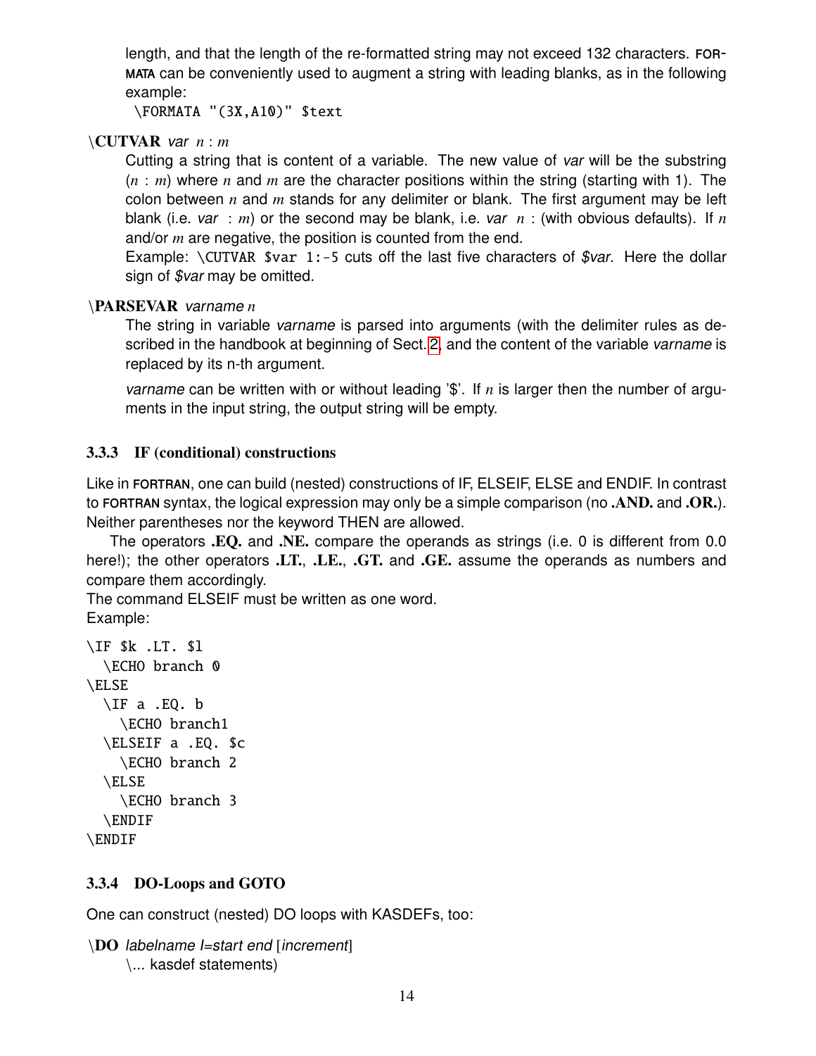length, and that the length of the re-formatted string may not exceed 132 characters. FORMATA can be conveniently used to augment a string with leading blanks, as in the following example:

```
\FORMATA "(3X,A10)" $text
```

**\CUTVAR** *var* $n : m$

Cutting a string that is content of a variable. The new value of *var* will be the substring $(n : m)$ where $n$ and $m$ are the character positions within the string (starting with 1). The colon between $n$ and $m$ stands for any delimiter or blank. The first argument may be left blank (i.e. *var* $: m$) or the second may be blank, i.e. *var* $n :$ (with obvious defaults). If $n$ and/or $m$ are negative, the position is counted from the end.

Example: `\CUTVAR $var 1:-5` cuts off the last five characters of *$var*. Here the dollar sign of *$var* may be omitted.

**\PARSEVAR** *varname* $n$

The string in variable *varname* is parsed into arguments (with the delimiter rules as described in the handbook at beginning of Sect. 2, and the content of the variable *varname* is replaced by its n-th argument.

*varname* can be written with or without leading '$'. If $n$ is larger then the number of arguments in the input string, the output string will be empty.

### 3.3.3 IF (conditional) constructions

Like in FORTRAN, one can build (nested) constructions of IF, ELSEIF, ELSE and ENDIF. In contrast to FORTRAN syntax, the logical expression may only be a simple comparison (no **.AND.** and **.OR.**). Neither parentheses nor the keyword THEN are allowed.

The operators **.EQ.** and **.NE.** compare the operands as strings (i.e. 0 is different from 0.0 here!); the other operators **.LT.**, **.LE.**, **.GT.** and **.GE.** assume the operands as numbers and compare them accordingly.

The command ELSEIF must be written as one word.

Example:

```
\IF $k .LT. $l
  \ECHO branch 0
\ELSE
  \IF a .EQ. b
    \ECHO branch1
  \ELSEIF a .EQ. $c
    \ECHO branch 2
  \ELSE
    \ECHO branch 3
  \ENDIF
\ENDIF
```

### 3.3.4 DO-Loops and GOTO

One can construct (nested) DO loops with KASDEFs, too:

**\DO** *labelname I=start end* [*increment*]

\... kasdef statements)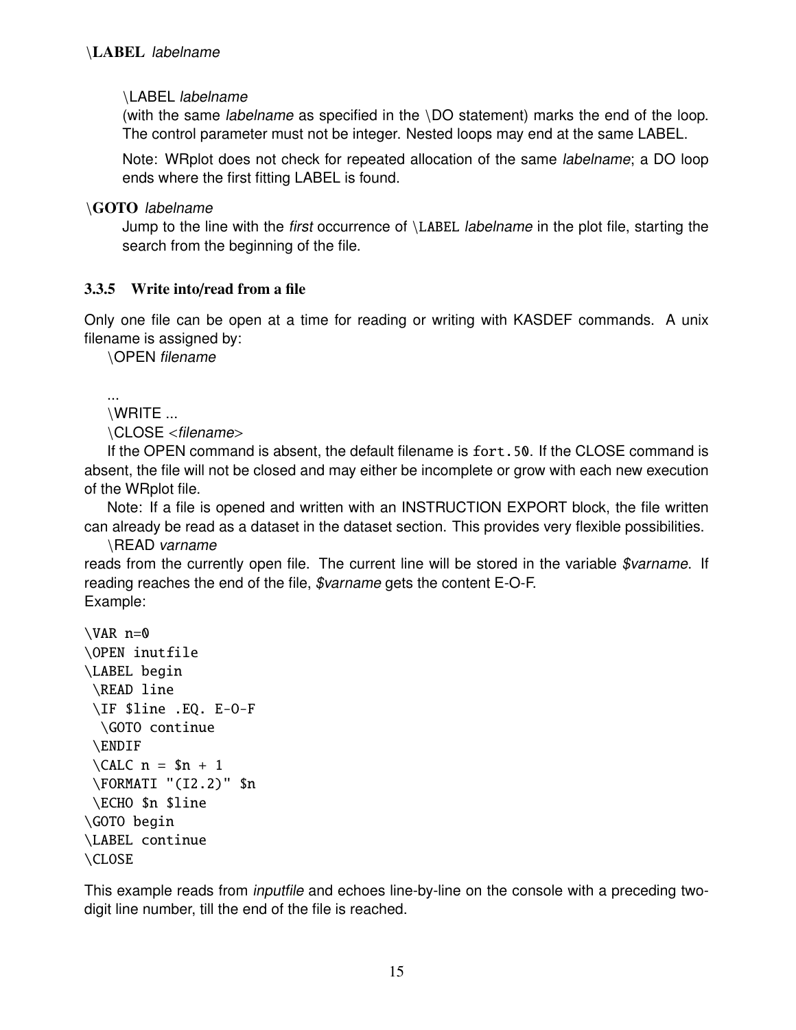**\LABEL** *labelname*

> \LABEL *labelname*
> (with the same *labelname* as specified in the \DO statement) marks the end of the loop. The control parameter must not be integer. Nested loops may end at the same LABEL.
>
> Note: WRplot does not check for repeated allocation of the same *labelname*; a DO loop ends where the first fitting LABEL is found.

**\GOTO** *labelname*

> Jump to the line with the *first* occurrence of `\LABEL` *labelname* in the plot file, starting the search from the beginning of the file.

### 3.3.5 Write into/read from a file

Only one file can be open at a time for reading or writing with KASDEF commands. A unix filename is assigned by:

\OPEN *filename*

...

\WRITE ...

\CLOSE <*filename*>

If the OPEN command is absent, the default filename is `fort.50`. If the CLOSE command is absent, the file will not be closed and may either be incomplete or grow with each new execution of the WRplot file.

Note: If a file is opened and written with an INSTRUCTION EXPORT block, the file written can already be read as a dataset in the dataset section. This provides very flexible possibilities.

\READ *varname*

reads from the currently open file. The current line will be stored in the variable *$varname*. If reading reaches the end of the file, *$varname* gets the content E-O-F.

Example:

```
\VAR n=0
\OPEN inutfile
\LABEL begin
 \READ line
 \IF $line .EQ. E-O-F
  \GOTO continue
 \ENDIF
 \CALC n = $n + 1
 \FORMATI "(I2.2)" $n
 \ECHO $n $line
\GOTO begin
\LABEL continue
\CLOSE
```

This example reads from *inputfile* and echoes line-by-line on the console with a preceding two-digit line number, till the end of the file is reached.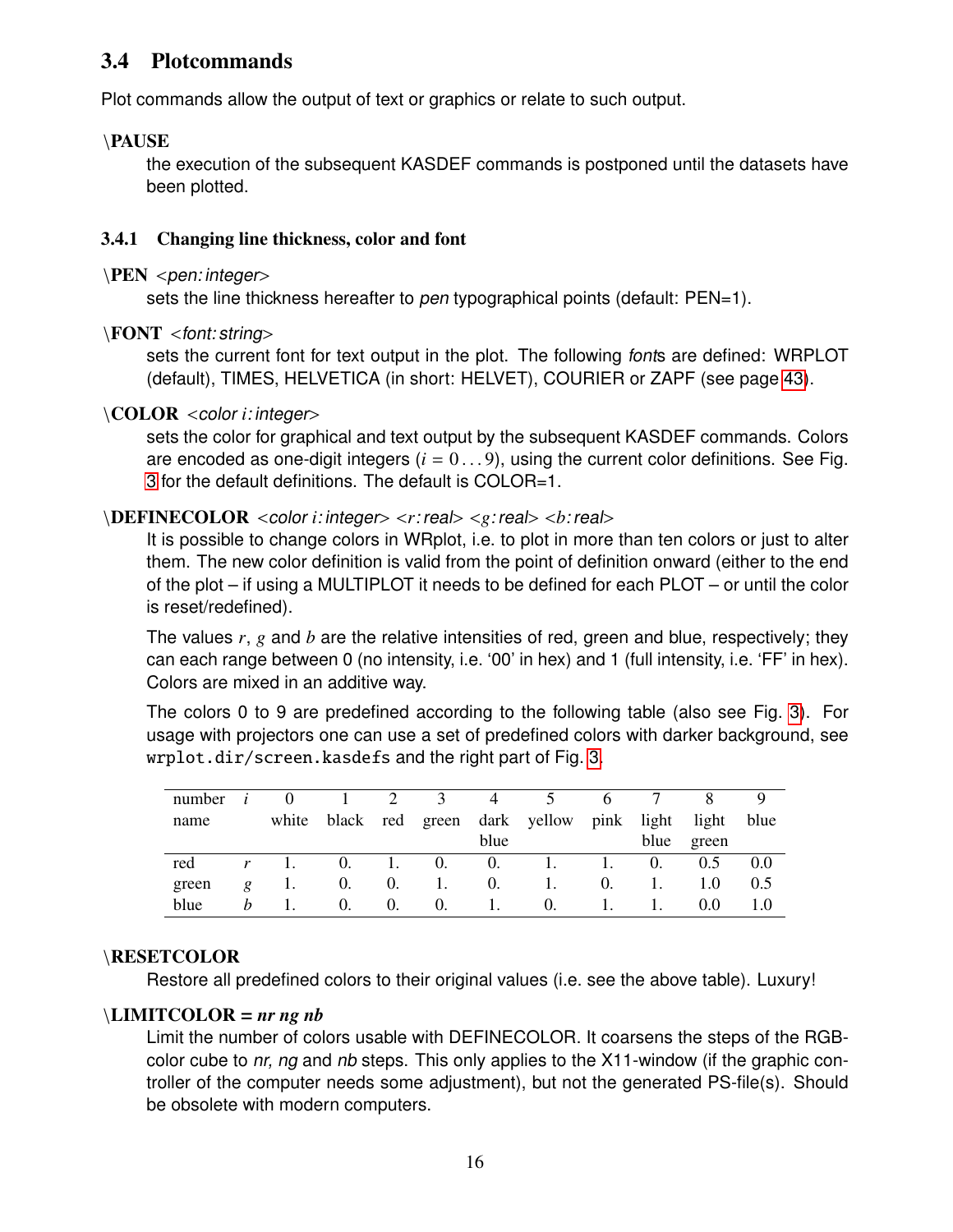## 3.4 Plotcommands

Plot commands allow the output of text or graphics or relate to such output.

**\PAUSE**

the execution of the subsequent KASDEF commands is postponed until the datasets have been plotted.

### 3.4.1 Changing line thickness, color and font

**\PEN** *<pen: integer>*

sets the line thickness hereafter to *pen* typographical points (default: PEN=1).

**\FONT** *<font: string>*

sets the current font for text output in the plot. The following *font*s are defined: WRPLOT (default), TIMES, HELVETICA (in short: HELVET), COURIER or ZAPF (see page 43).

**\COLOR** *<color i: integer>*

sets the color for graphical and text output by the subsequent KASDEF commands. Colors are encoded as one-digit integers ($i = 0 \dots 9$), using the current color definitions. See Fig. 3 for the default definitions. The default is COLOR=1.

**\DEFINECOLOR** *<color i: integer> <r: real> <g: real> <b: real>*

It is possible to change colors in WRplot, i.e. to plot in more than ten colors or just to alter them. The new color definition is valid from the point of definition onward (either to the end of the plot – if using a MULTIPLOT it needs to be defined for each PLOT – or until the color is reset/redefined).

The values $r$, $g$ and $b$ are the relative intensities of red, green and blue, respectively; they can each range between 0 (no intensity, i.e. '00' in hex) and 1 (full intensity, i.e. 'FF' in hex). Colors are mixed in an additive way.

The colors 0 to 9 are predefined according to the following table (also see Fig. 3). For usage with projectors one can use a set of predefined colors with darker background, see `wrplot.dir/screen.kasdefs` and the right part of Fig. 3.

| number | $i$ | 0 | 1 | 2 | 3 | 4 | 5 | 6 | 7 | 8 | 9 |
|---|---|---|---|---|---|---|---|---|---|---|---|
| name | | white | black | red | green | dark blue | yellow | pink | light blue | light green | blue |
| red | $r$ | 1. | 0. | 1. | 0. | 0. | 1. | 1. | 0. | 0.5 | 0.0 |
| green | $g$ | 1. | 0. | 0. | 1. | 0. | 1. | 0. | 1. | 1.0 | 0.5 |
| blue | $b$ | 1. | 0. | 0. | 0. | 1. | 0. | 1. | 1. | 0.0 | 1.0 |

**\RESETCOLOR**

Restore all predefined colors to their original values (i.e. see the above table). Luxury!

**\LIMITCOLOR = *nr ng nb***

Limit the number of colors usable with DEFINECOLOR. It coarsens the steps of the RGB-color cube to *nr, ng* and *nb* steps. This only applies to the X11-window (if the graphic controller of the computer needs some adjustment), but not the generated PS-file(s). Should be obsolete with modern computers.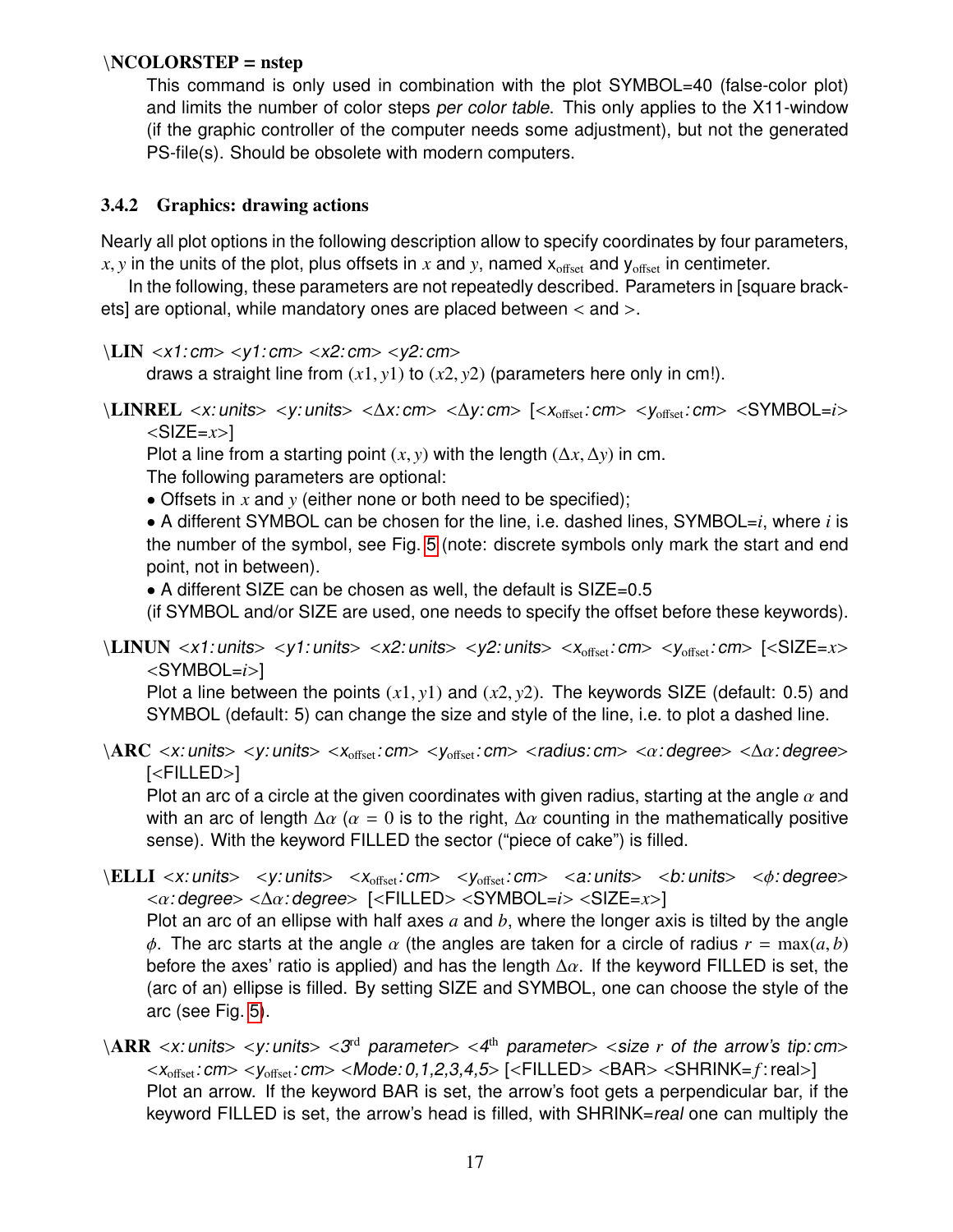\NCOLORSTEP = nstep

This command is only used in combination with the plot SYMBOL=40 (false-color plot) and limits the number of color steps *per color table*. This only applies to the X11-window (if the graphic controller of the computer needs some adjustment), but not the generated PS-file(s). Should be obsolete with modern computers.

### 3.4.2 Graphics: drawing actions

Nearly all plot options in the following description allow to specify coordinates by four parameters, $x, y$ in the units of the plot, plus offsets in $x$ and $y$, named $x_{\text{offset}}$ and $y_{\text{offset}}$ in centimeter.

In the following, these parameters are not repeatedly described. Parameters in [square brackets] are optional, while mandatory ones are placed between < and >.

**\LIN** <*x1: cm*> <*y1: cm*> <*x2: cm*> <*y2: cm*>

draws a straight line from $(x1, y1)$ to $(x2, y2)$ (parameters here only in cm!).

**\LINREL** <*x: units*> <*y: units*> <$\Delta x$*: cm*> <$\Delta y$*: cm*> [<$x_{\text{offset}}$*: cm*> <$y_{\text{offset}}$*: cm*> <SYMBOL=$i$> <SIZE=$x$>]

Plot a line from a starting point $(x, y)$ with the length $(\Delta x, \Delta y)$ in cm.

The following parameters are optional:

- Offsets in $x$ and $y$ (either none or both need to be specified);
- A different SYMBOL can be chosen for the line, i.e. dashed lines, SYMBOL=$i$, where $i$ is the number of the symbol, see Fig. 5 (note: discrete symbols only mark the start and end point, not in between).
- A different SIZE can be chosen as well, the default is SIZE=0.5

(if SYMBOL and/or SIZE are used, one needs to specify the offset before these keywords).

**\LINUN** <*x1: units*> <*y1: units*> <*x2: units*> <*y2: units*> <$x_{\text{offset}}$*: cm*> <$y_{\text{offset}}$*: cm*> [<SIZE=$x$> <SYMBOL=$i$>]

Plot a line between the points $(x1, y1)$ and $(x2, y2)$. The keywords SIZE (default: 0.5) and SYMBOL (default: 5) can change the size and style of the line, i.e. to plot a dashed line.

**\ARC** <*x: units*> <*y: units*> <$x_{\text{offset}}$*: cm*> <$y_{\text{offset}}$*: cm*> <*radius: cm*> <$\alpha$*: degree*> <$\Delta\alpha$*: degree*> [<FILLED>]

Plot an arc of a circle at the given coordinates with given radius, starting at the angle $\alpha$ and with an arc of length $\Delta\alpha$ ($\alpha = 0$ is to the right, $\Delta\alpha$ counting in the mathematically positive sense). With the keyword FILLED the sector ("piece of cake") is filled.

**\ELLI** <*x: units*> <*y: units*> <$x_{\text{offset}}$*: cm*> <$y_{\text{offset}}$*: cm*> <*a: units*> <*b: units*> <$\phi$*: degree*> <$\alpha$*: degree*> <$\Delta\alpha$*: degree*> [<FILLED> <SYMBOL=$i$> <SIZE=$x$>]

Plot an arc of an ellipse with half axes $a$ and $b$, where the longer axis is tilted by the angle $\phi$. The arc starts at the angle $\alpha$ (the angles are taken for a circle of radius $r = \max(a, b)$ before the axes' ratio is applied) and has the length $\Delta\alpha$. If the keyword FILLED is set, the (arc of an) ellipse is filled. By setting SIZE and SYMBOL, one can choose the style of the arc (see Fig. 5).

**\ARR** <*x: units*> <*y: units*> <*3*[rd] *parameter*> <*4*[th] *parameter*> <*size $r$ of the arrow's tip: cm*> <$x_{\text{offset}}$*: cm*> <$y_{\text{offset}}$*: cm*> <*Mode: 0,1,2,3,4,5*> [<FILLED> <BAR> <SHRINK=$f$: real>]

Plot an arrow. If the keyword BAR is set, the arrow's foot gets a perpendicular bar, if the keyword FILLED is set, the arrow's head is filled, with SHRINK=*real* one can multiply the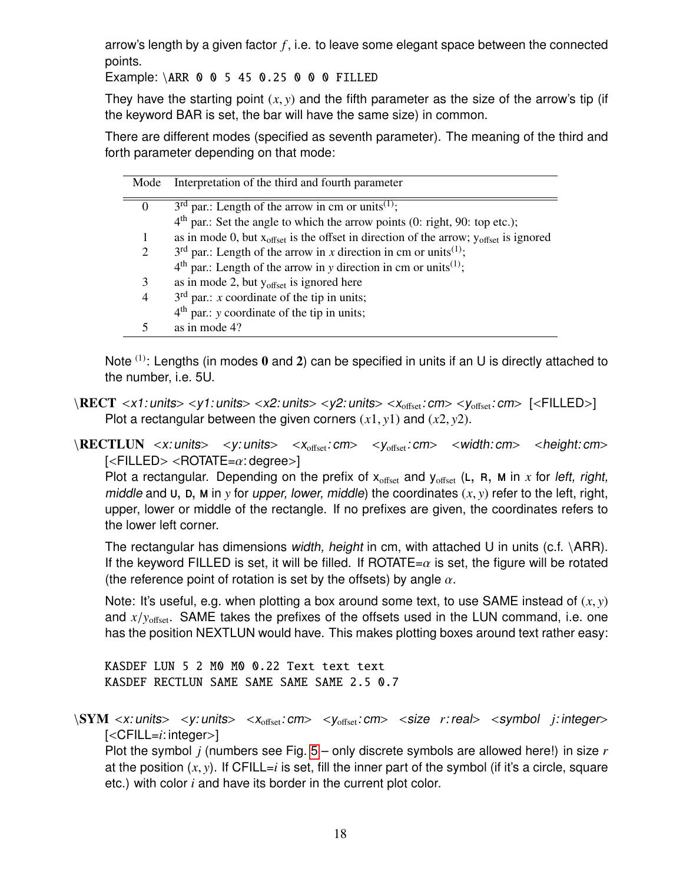arrow's length by a given factor $f$, i.e. to leave some elegant space between the connected points.
Example: `\ARR 0 0 5 45 0.25 0 0 0 FILLED`

They have the starting point $(x, y)$ and the fifth parameter as the size of the arrow's tip (if the keyword BAR is set, the bar will have the same size) in common.

There are different modes (specified as seventh parameter). The meaning of the third and forth parameter depending on that mode:

| Mode | Interpretation of the third and fourth parameter |
|---|---|
| 0 | 3rd par.: Length of the arrow in cm or units(1); |
| | 4th par.: Set the angle to which the arrow points (0: right, 90: top etc.); |
| 1 | as in mode 0, but $x_{offset}$ is the offset in direction of the arrow; $y_{offset}$ is ignored |
| 2 | 3rd par.: Length of the arrow in $x$ direction in cm or units(1); |
| | 4th par.: Length of the arrow in $y$ direction in cm or units(1); |
| 3 | as in mode 2, but $y_{offset}$ is ignored here |
| 4 | 3rd par.: $x$ coordinate of the tip in units; |
| | 4th par.: $y$ coordinate of the tip in units; |
| 5 | as in mode 4? |

Note (1): Lengths (in modes **0** and **2**) can be specified in units if an U is directly attached to the number, i.e. 5U.

**\RECT** <*x1: units*> <*y1: units*> <*x2: units*> <*y2: units*> <$x_{offset}$*: cm*> <$y_{offset}$*: cm*> [<FILLED>]
Plot a rectangular between the given corners $(x1, y1)$ and $(x2, y2)$.

**\RECTLUN** <*x: units*> <*y: units*> <$x_{offset}$*: cm*> <$y_{offset}$*: cm*> <*width: cm*> <*height: cm*> [<FILLED> <ROTATE=$\alpha$: degree>]
Plot a rectangular. Depending on the prefix of $x_{offset}$ and $y_{offset}$ (L, R, M in $x$ for *left, right, middle* and U, D, M in $y$ for *upper, lower, middle*) the coordinates $(x, y)$ refer to the left, right, upper, lower or middle of the rectangle. If no prefixes are given, the coordinates refers to the lower left corner.

The rectangular has dimensions *width, height* in cm, with attached U in units (c.f. \ARR). If the keyword FILLED is set, it will be filled. If ROTATE=$\alpha$ is set, the figure will be rotated (the reference point of rotation is set by the offsets) by angle $\alpha$.

Note: It's useful, e.g. when plotting a box around some text, to use SAME instead of $(x, y)$ and $x/y_{offset}$. SAME takes the prefixes of the offsets used in the LUN command, i.e. one has the position NEXTLUN would have. This makes plotting boxes around text rather easy:

```
KASDEF LUN 5 2 M0 M0 0.22 Text text text
KASDEF RECTLUN SAME SAME SAME SAME 2.5 0.7
```

**\SYM** <*x: units*> <*y: units*> <$x_{offset}$*: cm*> <$y_{offset}$*: cm*> <*size r: real*> <*symbol j: integer*> [<CFILL=$i$: integer>]
Plot the symbol $j$ (numbers see Fig. 5 – only discrete symbols are allowed here!) in size $r$ at the position $(x, y)$. If CFILL=$i$ is set, fill the inner part of the symbol (if it's a circle, square etc.) with color $i$ and have its border in the current plot color.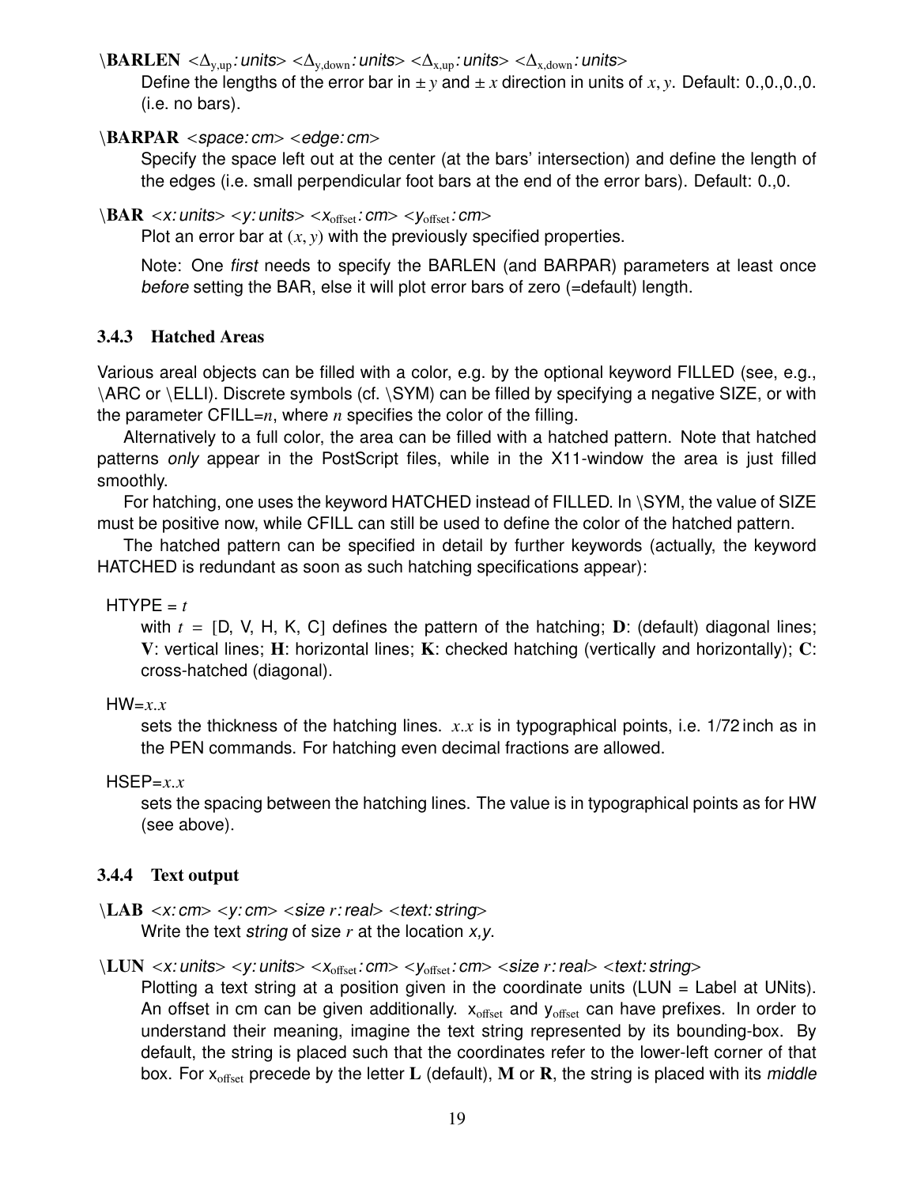**\BARLEN** <$\Delta_{y,up}$*: units*> <$\Delta_{y,down}$*: units*> <$\Delta_{x,up}$*: units*> <$\Delta_{x,down}$*: units*>

Define the lengths of the error bar in $\pm y$ and $\pm x$ direction in units of $x, y$. Default: 0.,0.,0.,0. (i.e. no bars).

**\BARPAR** <*space: cm*> <*edge: cm*>

Specify the space left out at the center (at the bars' intersection) and define the length of the edges (i.e. small perpendicular foot bars at the end of the error bars). Default: 0.,0.

**\BAR** <*x: units*> <*y: units*> <$x_{offset}$*: cm*> <$y_{offset}$*: cm*>

Plot an error bar at $(x, y)$ with the previously specified properties.

Note: One *first* needs to specify the BARLEN (and BARPAR) parameters at least once *before* setting the BAR, else it will plot error bars of zero (=default) length.

### 3.4.3 Hatched Areas

Various areal objects can be filled with a color, e.g. by the optional keyword FILLED (see, e.g., \ARC or \ELLI). Discrete symbols (cf. \SYM) can be filled by specifying a negative SIZE, or with the parameter CFILL=$n$, where $n$ specifies the color of the filling.

Alternatively to a full color, the area can be filled with a hatched pattern. Note that hatched patterns *only* appear in the PostScript files, while in the X11-window the area is just filled smoothly.

For hatching, one uses the keyword HATCHED instead of FILLED. In \SYM, the value of SIZE must be positive now, while CFILL can still be used to define the color of the hatched pattern.

The hatched pattern can be specified in detail by further keywords (actually, the keyword HATCHED is redundant as soon as such hatching specifications appear):

HTYPE = $t$

with $t$ = [D, V, H, K, C] defines the pattern of the hatching; **D**: (default) diagonal lines; **V**: vertical lines; **H**: horizontal lines; **K**: checked hatching (vertically and horizontally); **C**: cross-hatched (diagonal).

HW=$x.x$

sets the thickness of the hatching lines. $x.x$ is in typographical points, i.e. 1/72 inch as in the PEN commands. For hatching even decimal fractions are allowed.

HSEP=$x.x$

sets the spacing between the hatching lines. The value is in typographical points as for HW (see above).

### 3.4.4 Text output

**\LAB** <*x: cm*> <*y: cm*> <*size $r$: real*> <*text: string*>

Write the text *string* of size $r$ at the location *x,y*.

**\LUN** <*x: units*> <*y: units*> <$x_{offset}$*: cm*> <$y_{offset}$*: cm*> <*size $r$: real*> <*text: string*>

Plotting a text string at a position given in the coordinate units (LUN = Label at UNits). An offset in cm can be given additionally. $x_{offset}$ and $y_{offset}$ can have prefixes. In order to understand their meaning, imagine the text string represented by its bounding-box. By default, the string is placed such that the coordinates refer to the lower-left corner of that box. For $x_{offset}$ precede by the letter **L** (default), **M** or **R**, the string is placed with its *middle*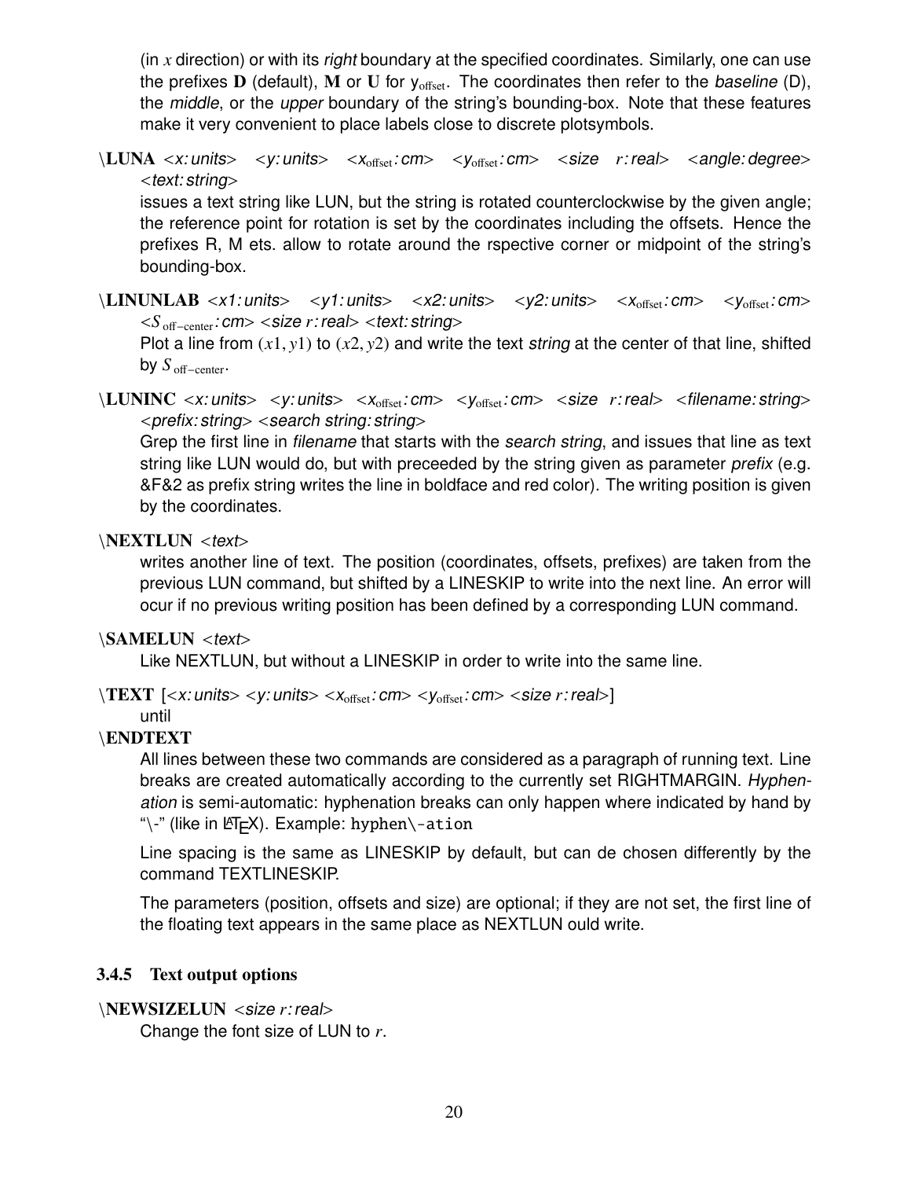(in $x$ direction) or with its *right* boundary at the specified coordinates. Similarly, one can use the prefixes **D** (default), **M** or **U** for $y_{\text{offset}}$. The coordinates then refer to the *baseline* (D), the *middle*, or the *upper* boundary of the string's bounding-box. Note that these features make it very convenient to place labels close to discrete plotsymbols.

**\LUNA** <*x: units*> <*y: units*> <$x_{\text{offset}}$*: cm*> <$y_{\text{offset}}$*: cm*> <*size* $r$*: real*> <*angle: degree*> <*text: string*>

issues a text string like LUN, but the string is rotated counterclockwise by the given angle; the reference point for rotation is set by the coordinates including the offsets. Hence the prefixes R, M ets. allow to rotate around the rspective corner or midpoint of the string's bounding-box.

**\LINUNLAB** <*x1: units*> <*y1: units*> <*x2: units*> <*y2: units*> <$x_{\text{offset}}$*: cm*> <$y_{\text{offset}}$*: cm*> <$S_{\text{off-center}}$*: cm*> <*size* $r$*: real*> <*text: string*>

Plot a line from $(x1, y1)$ to $(x2, y2)$ and write the text *string* at the center of that line, shifted by $S_{\text{off-center}}$.

**\LUNINC** <*x: units*> <*y: units*> <$x_{\text{offset}}$*: cm*> <$y_{\text{offset}}$*: cm*> <*size* $r$*: real*> <*filename: string*> <*prefix: string*> <*search string: string*>

Grep the first line in *filename* that starts with the *search string*, and issues that line as text string like LUN would do, but with preceeded by the string given as parameter *prefix* (e.g. &F&2 as prefix string writes the line in boldface and red color). The writing position is given by the coordinates.

**\NEXTLUN** <*text*>

writes another line of text. The position (coordinates, offsets, prefixes) are taken from the previous LUN command, but shifted by a LINESKIP to write into the next line. An error will ocur if no previous writing position has been defined by a corresponding LUN command.

**\SAMELUN** <*text*>

Like NEXTLUN, but without a LINESKIP in order to write into the same line.

**\TEXT** [<*x: units*> <*y: units*> <$x_{\text{offset}}$*: cm*> <$y_{\text{offset}}$*: cm*> <*size* $r$*: real*>]
until
**\ENDTEXT**

All lines between these two commands are considered as a paragraph of running text. Line breaks are created automatically according to the currently set RIGHTMARGIN. *Hyphenation* is semi-automatic: hyphenation breaks can only happen where indicated by hand by "\-" (like in LaTeX). Example: `hyphen\-ation`

Line spacing is the same as LINESKIP by default, but can de chosen differently by the command TEXTLINESKIP.

The parameters (position, offsets and size) are optional; if they are not set, the first line of the floating text appears in the same place as NEXTLUN ould write.

### 3.4.5 Text output options

**\NEWSIZELUN** <*size* $r$*: real*>

Change the font size of LUN to $r$.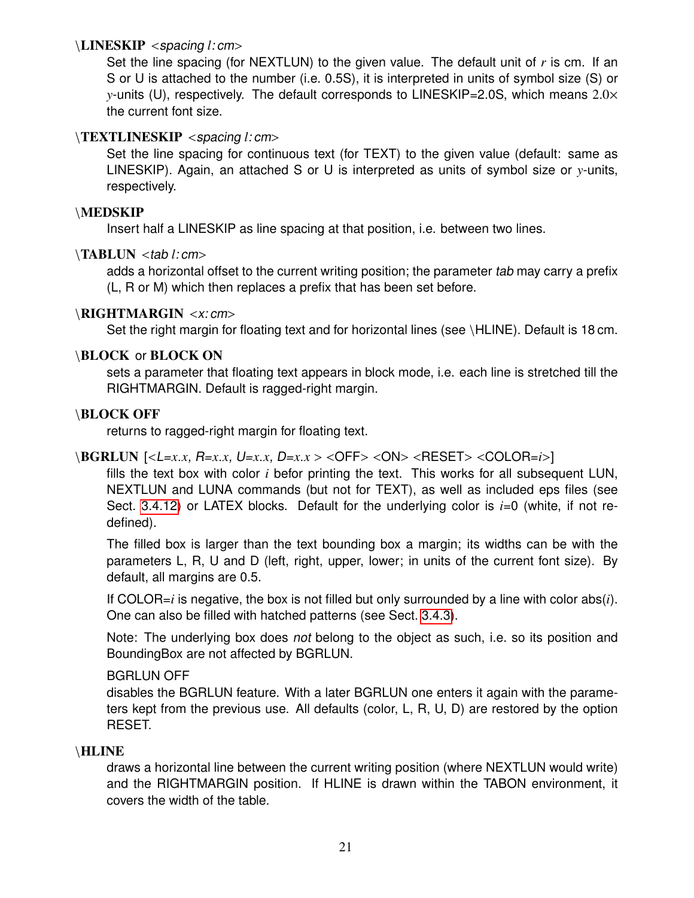**\LINESKIP** <*spacing* $l$*: cm*>

Set the line spacing (for NEXTLUN) to the given value. The default unit of $r$ is cm. If an S or U is attached to the number (i.e. 0.5S), it is interpreted in units of symbol size (S) or $y$-units (U), respectively. The default corresponds to LINESKIP=2.0S, which means $2.0\times$ the current font size.

**\TEXTLINESKIP** <*spacing* $l$*: cm*>

Set the line spacing for continuous text (for TEXT) to the given value (default: same as LINESKIP). Again, an attached S or U is interpreted as units of symbol size or $y$-units, respectively.

**\MEDSKIP**

Insert half a LINESKIP as line spacing at that position, i.e. between two lines.

**\TABLUN** <*tab* $l$*: cm*>

adds a horizontal offset to the current writing position; the parameter *tab* may carry a prefix (L, R or M) which then replaces a prefix that has been set before.

**\RIGHTMARGIN** <*x: cm*>

Set the right margin for floating text and for horizontal lines (see \HLINE). Default is 18 cm.

**\BLOCK** or **BLOCK ON**

sets a parameter that floating text appears in block mode, i.e. each line is stretched till the RIGHTMARGIN. Default is ragged-right margin.

**\BLOCK OFF**

returns to ragged-right margin for floating text.

**\BGRLUN** [<*L=$x.x$, R=$x.x$, U=$x.x$, D=$x.x$* > <OFF> <ON> <RESET> <COLOR=$i$>]

fills the text box with color $i$ befor printing the text. This works for all subsequent LUN, NEXTLUN and LUNA commands (but not for TEXT), as well as included eps files (see Sect. 3.4.12) or LATEX blocks. Default for the underlying color is $i$=0 (white, if not re-defined).

The filled box is larger than the text bounding box a margin; its widths can be with the parameters L, R, U and D (left, right, upper, lower; in units of the current font size). By default, all margins are 0.5.

If COLOR=$i$ is negative, the box is not filled but only surrounded by a line with color abs($i$). One can also be filled with hatched patterns (see Sect. 3.4.3).

Note: The underlying box does *not* belong to the object as such, i.e. so its position and BoundingBox are not affected by BGRLUN.

BGRLUN OFF
disables the BGRLUN feature. With a later BGRLUN one enters it again with the parameters kept from the previous use. All defaults (color, L, R, U, D) are restored by the option RESET.

**\HLINE**

draws a horizontal line between the current writing position (where NEXTLUN would write) and the RIGHTMARGIN position. If HLINE is drawn within the TABON environment, it covers the width of the table.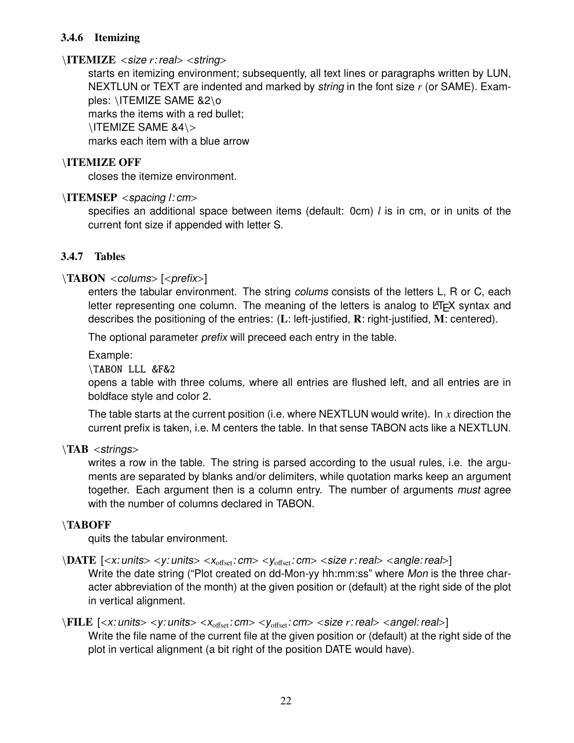### 3.4.6 Itemizing

**\ITEMIZE** <*size r: real*> <*string*>

starts en itemizing environment; subsequently, all text lines or paragraphs written by LUN, NEXTLUN or TEXT are indented and marked by *string* in the font size $r$ (or SAME). Examples: \ITEMIZE SAME &2\o
marks the items with a red bullet;
\ITEMIZE SAME &4\>
marks each item with a blue arrow

**\ITEMIZE OFF**

closes the itemize environment.

**\ITEMSEP** <*spacing l: cm*>

specifies an additional space between items (default: 0cm) $l$ is in cm, or in units of the current font size if appended with letter S.

### 3.4.7 Tables

**\TABON** <*colums*> [<*prefix*>]

enters the tabular environment. The string *colums* consists of the letters L, R or C, each letter representing one column. The meaning of the letters is analog to LaTeX syntax and describes the positioning of the entries: (**L**: left-justified, **R**: right-justified, **M**: centered).

The optional parameter *prefix* will preceed each entry in the table.

Example:

```
\TABON LLL &F&2
```

opens a table with three colums, where all entries are flushed left, and all entries are in boldface style and color 2.

The table starts at the current position (i.e. where NEXTLUN would write). In $x$ direction the current prefix is taken, i.e. M centers the table. In that sense TABON acts like a NEXTLUN.

**\TAB** <*strings*>

writes a row in the table. The string is parsed according to the usual rules, i.e. the arguments are separated by blanks and/or delimiters, while quotation marks keep an argument together. Each argument then is a column entry. The number of arguments *must* agree with the number of columns declared in TABON.

**\TABOFF**

quits the tabular environment.

**\DATE** [<*x: units*> <*y: units*> <$x_{\text{offset}}$*: cm*> <$y_{\text{offset}}$*: cm*> <*size r: real*> <*angle: real*>]

Write the date string ("Plot created on dd-Mon-yy hh:mm:ss" where *Mon* is the three character abbreviation of the month) at the given position or (default) at the right side of the plot in vertical alignment.

**\FILE** [<*x: units*> <*y: units*> <$x_{\text{offset}}$*: cm*> <$y_{\text{offset}}$*: cm*> <*size r: real*> <*angel: real*>]

Write the file name of the current file at the given position or (default) at the right side of the plot in vertical alignment (a bit right of the position DATE would have).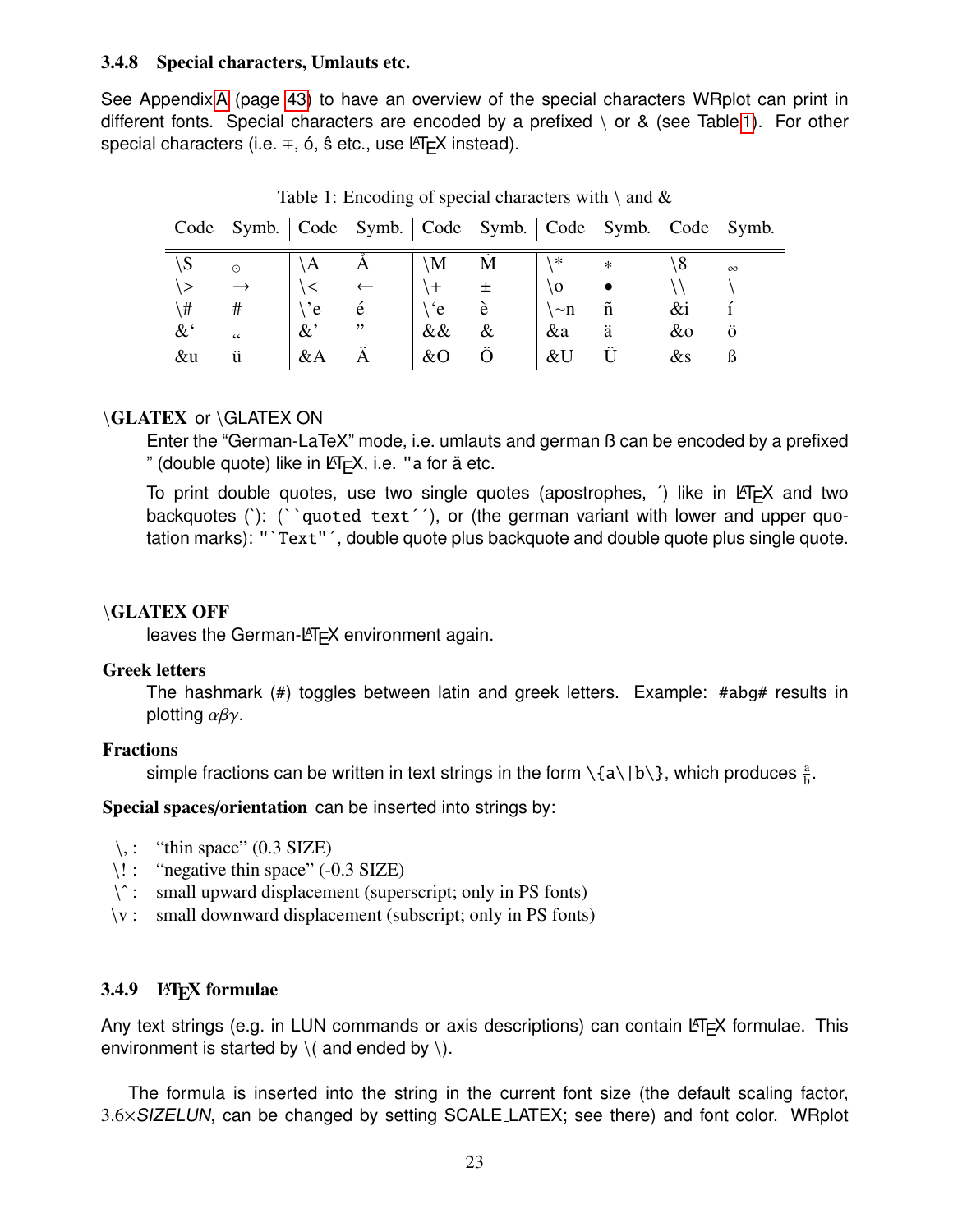### 3.4.8 Special characters, Umlauts etc.

See Appendix A (page 43) to have an overview of the special characters WRplot can print in different fonts. Special characters are encoded by a prefixed \ or & (see Table 1). For other special characters (i.e. ∓, ó, ŝ etc., use LaTeX instead).

Table 1: Encoding of special characters with \ and &

| Code | Symb. | Code | Symb. | Code | Symb. | Code | Symb. | Code | Symb. |
|---|---|---|---|---|---|---|---|---|---|
| \S | ⊙ | \A | Å | \M | Ṁ | \* | ∗ | \8 | ∞ |
| \> | → | \< | ← | \+ | ± | \o | • | \\ | \ |
| \# | # | \'e | é | \`e | è | \~n | ñ | &i | í |
| &` | “ | &' | ” | && | & | &a | ä | &o | ö |
| &u | ü | &A | Ä | &O | Ö | &U | Ü | &s | ß |

**\GLATEX** or \GLATEX ON

Enter the “German-LaTeX” mode, i.e. umlauts and german ß can be encoded by a prefixed ” (double quote) like in LaTeX, i.e. `"a` for ä etc.

To print double quotes, use two single quotes (apostrophes, ´) like in LaTeX and two backquotes (`): (` ``quoted text´´ `), or (the german variant with lower and upper quotation marks): `"`Text"´`, double quote plus backquote and double quote plus single quote.

**\GLATEX OFF**

leaves the German-LaTeX environment again.

**Greek letters**

The hashmark (#) toggles between latin and greek letters. Example: `#abg#` results in plotting $\alpha\beta\gamma$.

**Fractions**

simple fractions can be written in text strings in the form `\{a\|b\}`, which produces $\frac{a}{b}$.

**Special spaces/orientation** can be inserted into strings by:

- \, : “thin space” (0.3 SIZE)
- \! : “negative thin space” (-0.3 SIZE)
- \^ : small upward displacement (superscript; only in PS fonts)
- \v : small downward displacement (subscript; only in PS fonts)

### 3.4.9 LaTeX formulae

Any text strings (e.g. in LUN commands or axis descriptions) can contain LaTeX formulae. This environment is started by \( and ended by \).

The formula is inserted into the string in the current font size (the default scaling factor, 3.6×*SIZELUN*, can be changed by setting SCALE_LATEX; see there) and font color. WRplot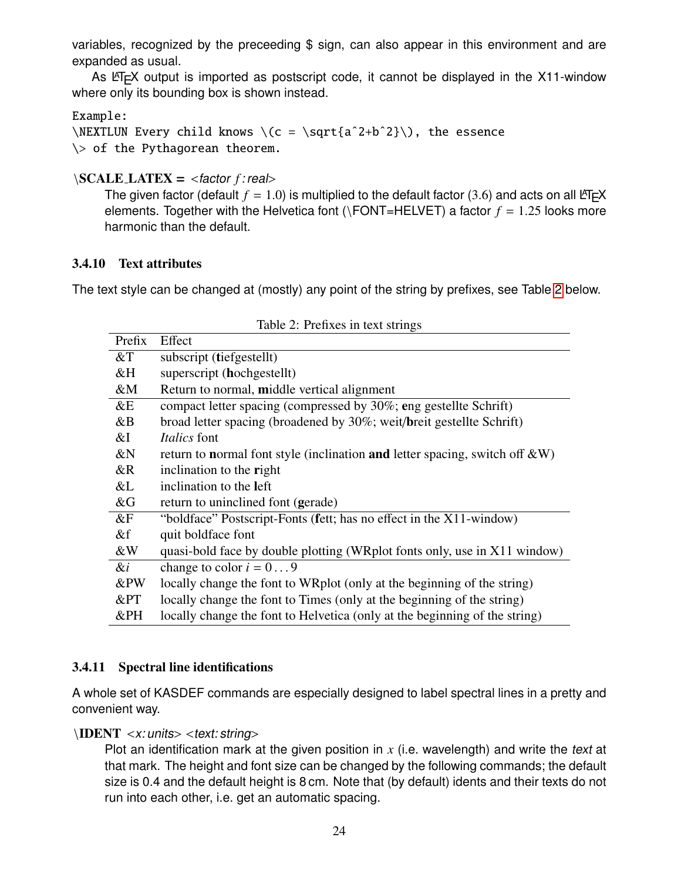variables, recognized by the preceeding $ sign, can also appear in this environment and are expanded as usual.

As LaTeX output is imported as postscript code, it cannot be displayed in the X11-window where only its bounding box is shown instead.

```
Example:
\NEXTLUN Every child knows \(c = \sqrt{a^2+b^2}\), the essence
\> of the Pythagorean theorem.
```

**\SCALE_LATEX =** *<factor f : real>*

The given factor (default $f = 1.0$) is multiplied to the default factor (3.6) and acts on all LaTeX elements. Together with the Helvetica font (\FONT=HELVET) a factor $f = 1.25$ looks more harmonic than the default.

#### 3.4.10 Text attributes

The text style can be changed at (mostly) any point of the string by prefixes, see Table 2 below.

Table 2: Prefixes in text strings

| Prefix | Effect |
|---|---|
| &T | subscript (**t**iefgestellt) |
| &H | superscript (**h**ochgestellt) |
| &M | Return to normal, **m**iddle vertical alignment |
| &E | compact letter spacing (compressed by 30%; **e**ng gestellte Schrift) |
| &B | broad letter spacing (broadened by 30%; weit/**b**reit gestellte Schrift) |
| &I | *Italics* font |
| &N | return to **n**ormal font style (inclination **and** letter spacing, switch off &W) |
| &R | inclination to the **r**ight |
| &L | inclination to the **l**eft |
| &G | return to uninclined font (**g**erade) |
| &F | "boldface" Postscript-Fonts (**f**ett; has no effect in the X11-window) |
| &f | quit boldface font |
| &W | quasi-bold face by double plotting (WRplot fonts only, use in X11 window) |
| &*i* | change to color $i = 0 \ldots 9$ |
| &PW | locally change the font to WRplot (only at the beginning of the string) |
| &PT | locally change the font to Times (only at the beginning of the string) |
| &PH | locally change the font to Helvetica (only at the beginning of the string) |

#### 3.4.11 Spectral line identifications

A whole set of KASDEF commands are especially designed to label spectral lines in a pretty and convenient way.

**\IDENT** *<x: units> <text: string>*

Plot an identification mark at the given position in $x$ (i.e. wavelength) and write the *text* at that mark. The height and font size can be changed by the following commands; the default size is 0.4 and the default height is 8 cm. Note that (by default) idents and their texts do not run into each other, i.e. get an automatic spacing.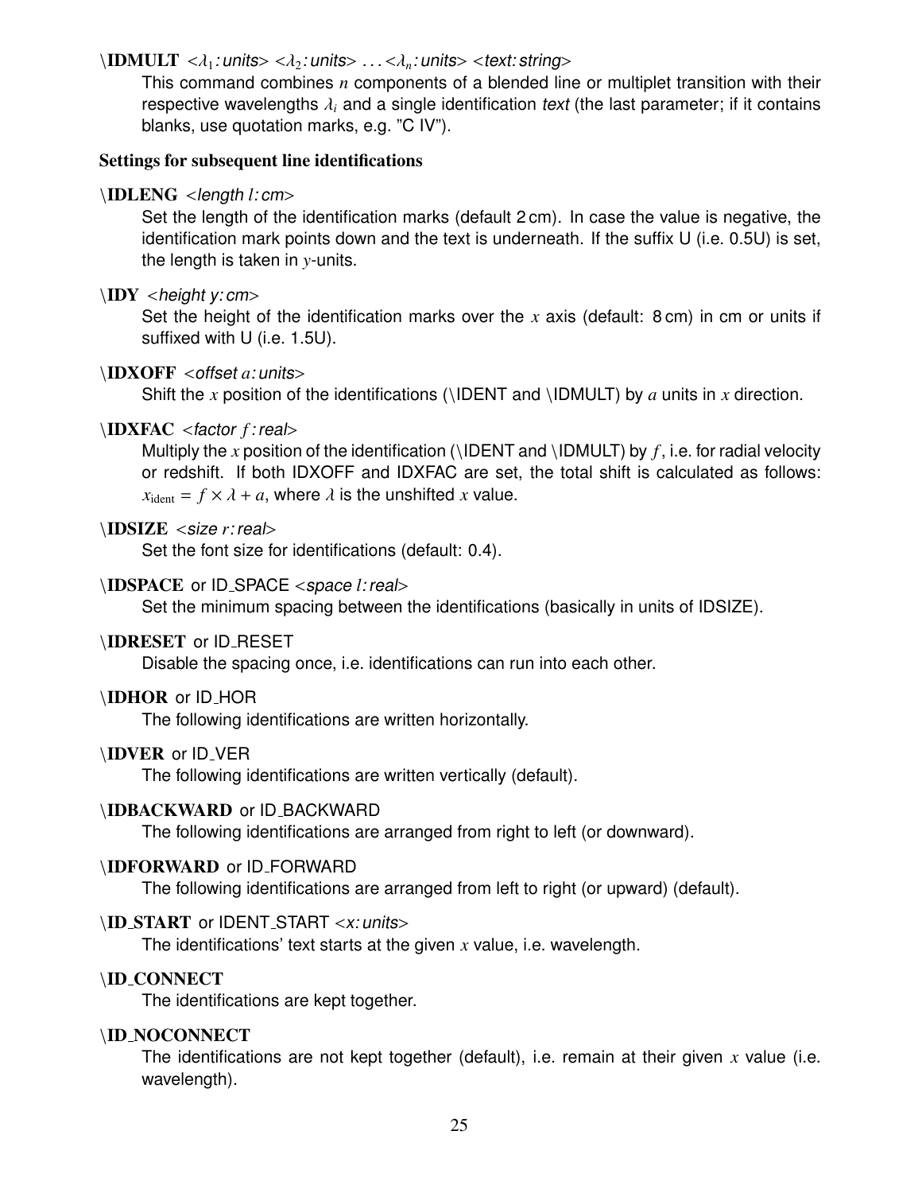**\IDMULT** <$\lambda_1$*: units*> <$\lambda_2$*: units*> ... <$\lambda_n$*: units*> <*text: string*>

This command combines $n$ components of a blended line or multiplet transition with their respective wavelengths $\lambda_i$ and a single identification *text* (the last parameter; if it contains blanks, use quotation marks, e.g. "C IV").

### Settings for subsequent line identifications

**\IDLENG** <*length* $l$*: cm*>

Set the length of the identification marks (default 2 cm). In case the value is negative, the identification mark points down and the text is underneath. If the suffix U (i.e. 0.5U) is set, the length is taken in $y$-units.

**\IDY** <*height y: cm*>

Set the height of the identification marks over the $x$ axis (default: 8 cm) in cm or units if suffixed with U (i.e. 1.5U).

**\IDXOFF** <*offset* $a$*: units*>

Shift the $x$ position of the identifications (\IDENT and \IDMULT) by $a$ units in $x$ direction.

**\IDXFAC** <*factor* $f$*: real*>

Multiply the $x$ position of the identification (\IDENT and \IDMULT) by $f$, i.e. for radial velocity or redshift. If both IDXOFF and IDXFAC are set, the total shift is calculated as follows: $x_{\mathrm{ident}} = f \times \lambda + a$, where $\lambda$ is the unshifted $x$ value.

**\IDSIZE** <*size* $r$*: real*>

Set the font size for identifications (default: 0.4).

**\IDSPACE** or ID_SPACE <*space* $l$*: real*>

Set the minimum spacing between the identifications (basically in units of IDSIZE).

**\IDRESET** or ID_RESET

Disable the spacing once, i.e. identifications can run into each other.

**\IDHOR** or ID_HOR

The following identifications are written horizontally.

**\IDVER** or ID_VER

The following identifications are written vertically (default).

**\IDBACKWARD** or ID_BACKWARD

The following identifications are arranged from right to left (or downward).

**\IDFORWARD** or ID_FORWARD

The following identifications are arranged from left to right (or upward) (default).

**\ID_START** or IDENT_START <*x: units*>

The identifications' text starts at the given $x$ value, i.e. wavelength.

**\ID_CONNECT**

The identifications are kept together.

**\ID_NOCONNECT**

The identifications are not kept together (default), i.e. remain at their given $x$ value (i.e. wavelength).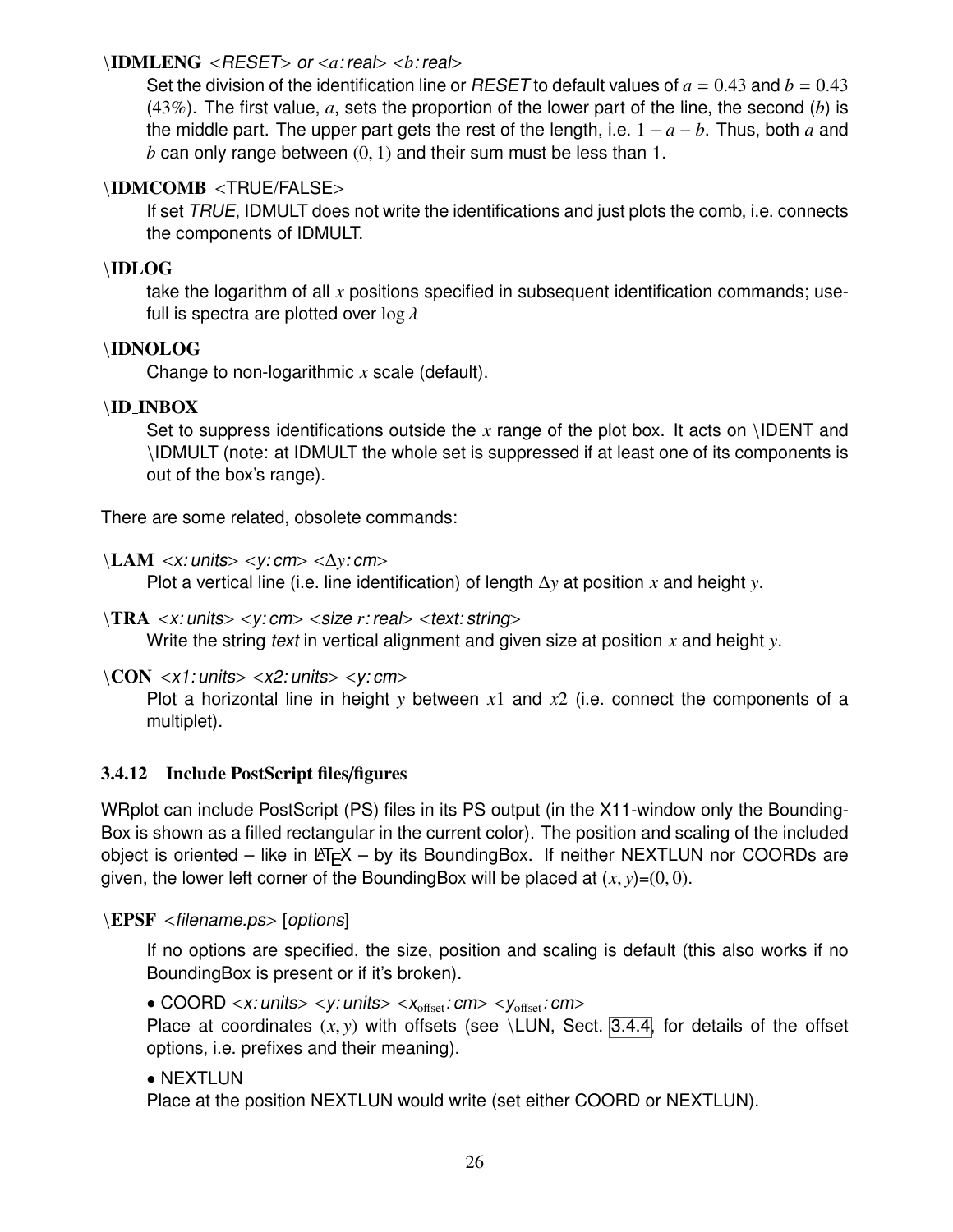**\IDMLENG** <*RESET*> *or* <$a$*: real*> <$b$*: real*>

Set the division of the identification line or *RESET* to default values of $a = 0.43$ and $b = 0.43$ (43%). The first value, $a$, sets the proportion of the lower part of the line, the second ($b$) is the middle part. The upper part gets the rest of the length, i.e. $1 - a - b$. Thus, both $a$ and $b$ can only range between $(0, 1)$ and their sum must be less than 1.

**\IDMCOMB** <TRUE/FALSE>

If set *TRUE*, IDMULT does not write the identifications and just plots the comb, i.e. connects the components of IDMULT.

**\IDLOG**

take the logarithm of all $x$ positions specified in subsequent identification commands; usefull is spectra are plotted over $\log \lambda$

**\IDNOLOG**

Change to non-logarithmic $x$ scale (default).

**\ID_INBOX**

Set to suppress identifications outside the $x$ range of the plot box. It acts on \IDENT and \IDMULT (note: at IDMULT the whole set is suppressed if at least one of its components is out of the box's range).

There are some related, obsolete commands:

**\LAM** <*x: units*> <*y: cm*> <$\Delta y$*: cm*>

Plot a vertical line (i.e. line identification) of length $\Delta y$ at position $x$ and height $y$.

**\TRA** <*x: units*> <*y: cm*> <*size r: real*> <*text: string*>

Write the string *text* in vertical alignment and given size at position $x$ and height $y$.

**\CON** <*x1: units*> <*x2: units*> <*y: cm*>

Plot a horizontal line in height $y$ between $x1$ and $x2$ (i.e. connect the components of a multiplet).

### 3.4.12 Include PostScript files/figures

WRplot can include PostScript (PS) files in its PS output (in the X11-window only the BoundingBox is shown as a filled rectangular in the current color). The position and scaling of the included object is oriented – like in LaTeX – by its BoundingBox. If neither NEXTLUN nor COORDs are given, the lower left corner of the BoundingBox will be placed at $(x, y)$=$(0, 0)$.

**\EPSF** <*filename.ps*> [*options*]

If no options are specified, the size, position and scaling is default (this also works if no BoundingBox is present or if it's broken).

- COORD <*x: units*> <*y: units*> <$x_{\rm offset}$*: cm*> <$y_{\rm offset}$*: cm*>

  Place at coordinates $(x, y)$ with offsets (see \LUN, Sect. 3.4.4, for details of the offset options, i.e. prefixes and their meaning).

- NEXTLUN

  Place at the position NEXTLUN would write (set either COORD or NEXTLUN).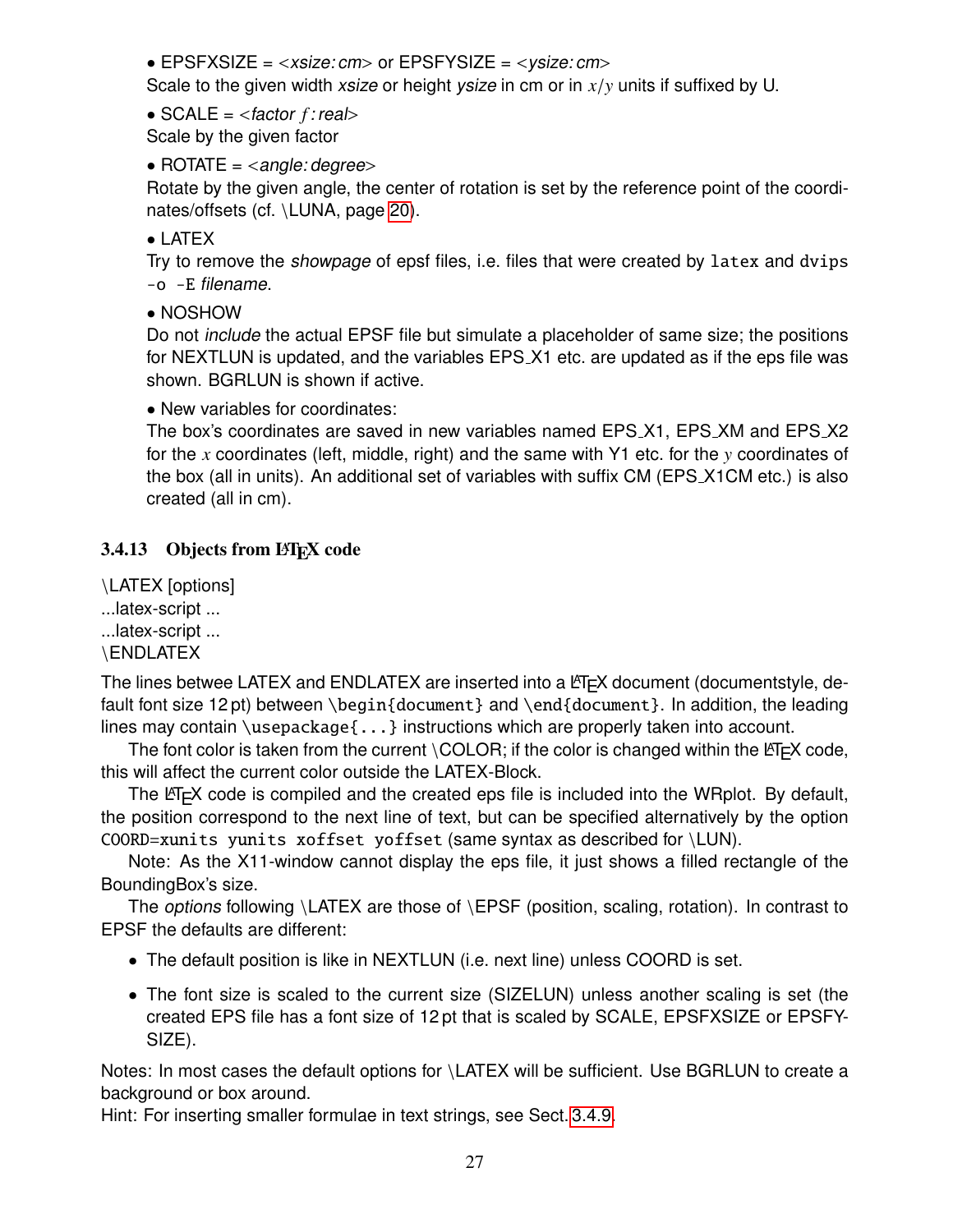- EPSFXSIZE = <*xsize: cm*> or EPSFYSIZE = <*ysize: cm*>
  Scale to the given width *xsize* or height *ysize* in cm or in $x/y$ units if suffixed by U.

- SCALE = <*factor f : real*>
  Scale by the given factor

- ROTATE = <*angle: degree*>
  Rotate by the given angle, the center of rotation is set by the reference point of the coordinates/offsets (cf. \LUNA, page 20).

- LATEX
  Try to remove the *showpage* of epsf files, i.e. files that were created by `latex` and `dvips -o -E` *filename*.

- NOSHOW
  Do not *include* the actual EPSF file but simulate a placeholder of same size; the positions for NEXTLUN is updated, and the variables EPS_X1 etc. are updated as if the eps file was shown. BGRLUN is shown if active.

- New variables for coordinates:
  The box's coordinates are saved in new variables named EPS_X1, EPS_XM and EPS_X2 for the $x$ coordinates (left, middle, right) and the same with Y1 etc. for the $y$ coordinates of the box (all in units). An additional set of variables with suffix CM (EPS_X1CM etc.) is also created (all in cm).

### 3.4.13 Objects from LaTeX code

\LATEX [options]
...latex-script ...
...latex-script ...
\ENDLATEX

The lines betwee LATEX and ENDLATEX are inserted into a LaTeX document (documentstyle, default font size 12 pt) between `\begin{document}` and `\end{document}`. In addition, the leading lines may contain `\usepackage{...}` instructions which are properly taken into account.

The font color is taken from the current \COLOR; if the color is changed within the LaTeX code, this will affect the current color outside the LATEX-Block.

The LaTeX code is compiled and the created eps file is included into the WRplot. By default, the position correspond to the next line of text, but can be specified alternatively by the option `COORD=xunits yunits xoffset yoffset` (same syntax as described for \LUN).

Note: As the X11-window cannot display the eps file, it just shows a filled rectangle of the BoundingBox's size.

The *options* following \LATEX are those of \EPSF (position, scaling, rotation). In contrast to EPSF the defaults are different:

- The default position is like in NEXTLUN (i.e. next line) unless COORD is set.
- The font size is scaled to the current size (SIZELUN) unless another scaling is set (the created EPS file has a font size of 12 pt that is scaled by SCALE, EPSFXSIZE or EPSFYSIZE).

Notes: In most cases the default options for \LATEX will be sufficient. Use BGRLUN to create a background or box around.
Hint: For inserting smaller formulae in text strings, see Sect. 3.4.9.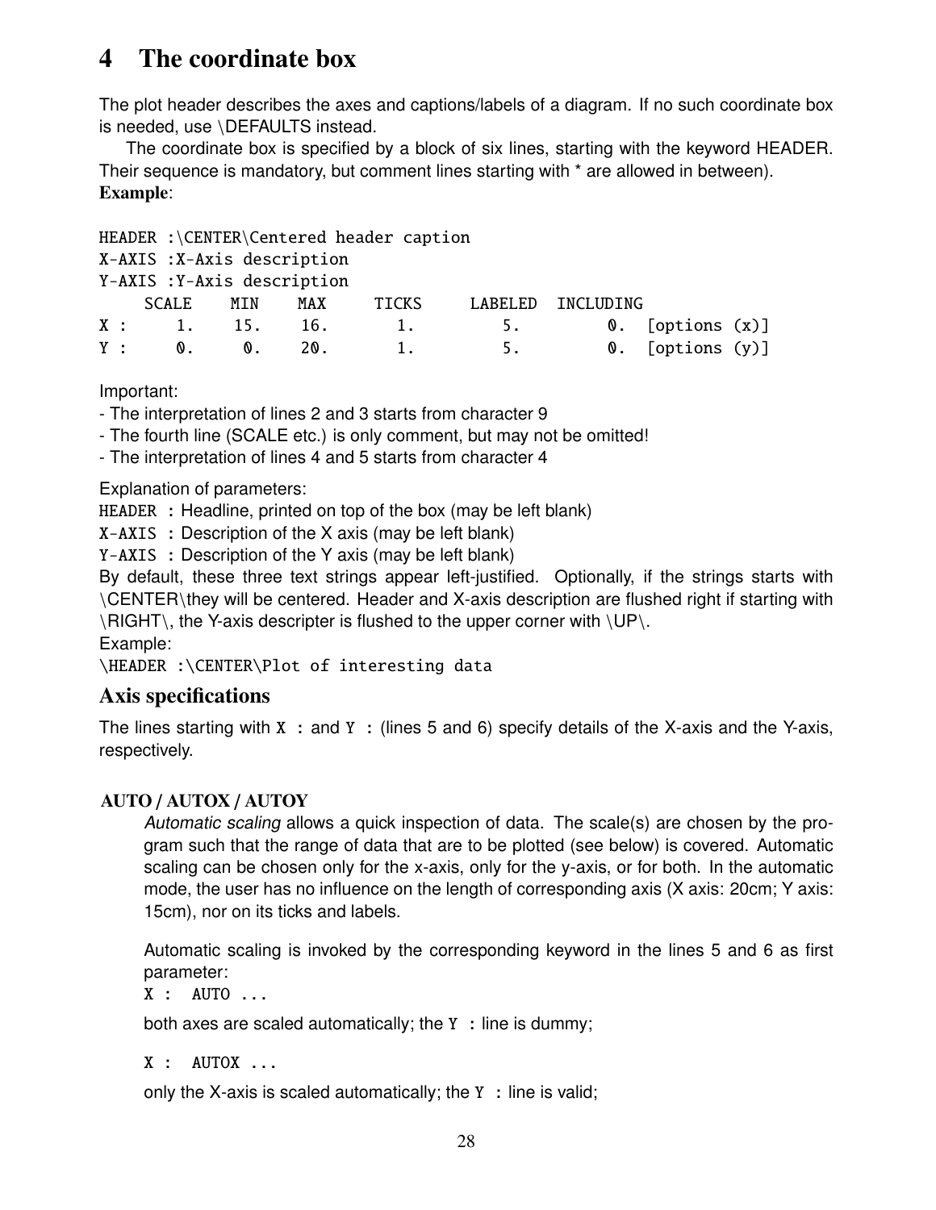# 4 The coordinate box

The plot header describes the axes and captions/labels of a diagram. If no such coordinate box is needed, use \DEFAULTS instead.

The coordinate box is specified by a block of six lines, starting with the keyword HEADER. Their sequence is mandatory, but comment lines starting with * are allowed in between).

**Example**:

```
HEADER :\CENTER\Centered header caption
X-AXIS :X-Axis description
Y-AXIS :Y-Axis description
     SCALE    MIN    MAX     TICKS     LABELED  INCLUDING
X :     1.    15.    16.       1.         5.         0.  [options (x)]
Y :     0.     0.    20.       1.         5.         0.  [options (y)]
```

Important:

- The interpretation of lines 2 and 3 starts from character 9
- The fourth line (SCALE etc.) is only comment, but may not be omitted!
- The interpretation of lines 4 and 5 starts from character 4

Explanation of parameters:

`HEADER :` Headline, printed on top of the box (may be left blank)

`X-AXIS :` Description of the X axis (may be left blank)

`Y-AXIS :` Description of the Y axis (may be left blank)

By default, these three text strings appear left-justified. Optionally, if the strings starts with \CENTER\they will be centered. Header and X-axis description are flushed right if starting with \RIGHT\, the Y-axis descripter is flushed to the upper corner with \UP\.

Example:

`\HEADER :\CENTER\Plot of interesting data`

## Axis specifications

The lines starting with `X :` and `Y :` (lines 5 and 6) specify details of the X-axis and the Y-axis, respectively.

### AUTO / AUTOX / AUTOY

*Automatic scaling* allows a quick inspection of data. The scale(s) are chosen by the program such that the range of data that are to be plotted (see below) is covered. Automatic scaling can be chosen only for the x-axis, only for the y-axis, or for both. In the automatic mode, the user has no influence on the length of corresponding axis (X axis: 20cm; Y axis: 15cm), nor on its ticks and labels.

Automatic scaling is invoked by the corresponding keyword in the lines 5 and 6 as first parameter:

`X :  AUTO ...`

both axes are scaled automatically; the `Y :` line is dummy;

`X :  AUTOX ...`

only the X-axis is scaled automatically; the `Y :` line is valid;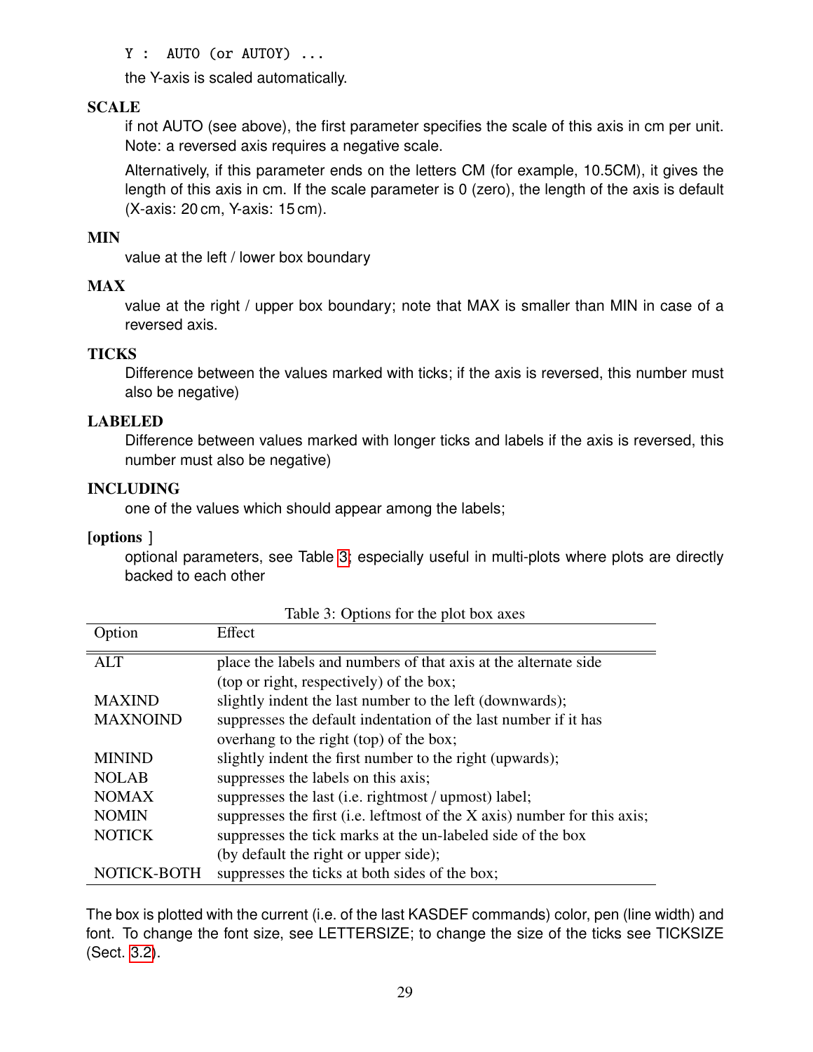`Y : AUTO (or AUTOY) ...`

the Y-axis is scaled automatically.

**SCALE**

if not AUTO (see above), the first parameter specifies the scale of this axis in cm per unit. Note: a reversed axis requires a negative scale.

Alternatively, if this parameter ends on the letters CM (for example, 10.5CM), it gives the length of this axis in cm. If the scale parameter is 0 (zero), the length of the axis is default (X-axis: 20 cm, Y-axis: 15 cm).

**MIN**

value at the left / lower box boundary

**MAX**

value at the right / upper box boundary; note that MAX is smaller than MIN in case of a reversed axis.

**TICKS**

Difference between the values marked with ticks; if the axis is reversed, this number must also be negative)

**LABELED**

Difference between values marked with longer ticks and labels if the axis is reversed, this number must also be negative)

**INCLUDING**

one of the values which should appear among the labels;

**[options ]**

optional parameters, see Table 3; especially useful in multi-plots where plots are directly backed to each other

Table 3: Options for the plot box axes

| Option | Effect |
|---|---|
| ALT | place the labels and numbers of that axis at the alternate side (top or right, respectively) of the box; |
| MAXIND | slightly indent the last number to the left (downwards); |
| MAXNOIND | suppresses the default indentation of the last number if it has overhang to the right (top) of the box; |
| MININD | slightly indent the first number to the right (upwards); |
| NOLAB | suppresses the labels on this axis; |
| NOMAX | suppresses the last (i.e. rightmost / upmost) label; |
| NOMIN | suppresses the first (i.e. leftmost of the X axis) number for this axis; |
| NOTICK | suppresses the tick marks at the un-labeled side of the box (by default the right or upper side); |
| NOTICK-BOTH | suppresses the ticks at both sides of the box; |

The box is plotted with the current (i.e. of the last KASDEF commands) color, pen (line width) and font. To change the font size, see LETTERSIZE; to change the size of the ticks see TICKSIZE (Sect. 3.2).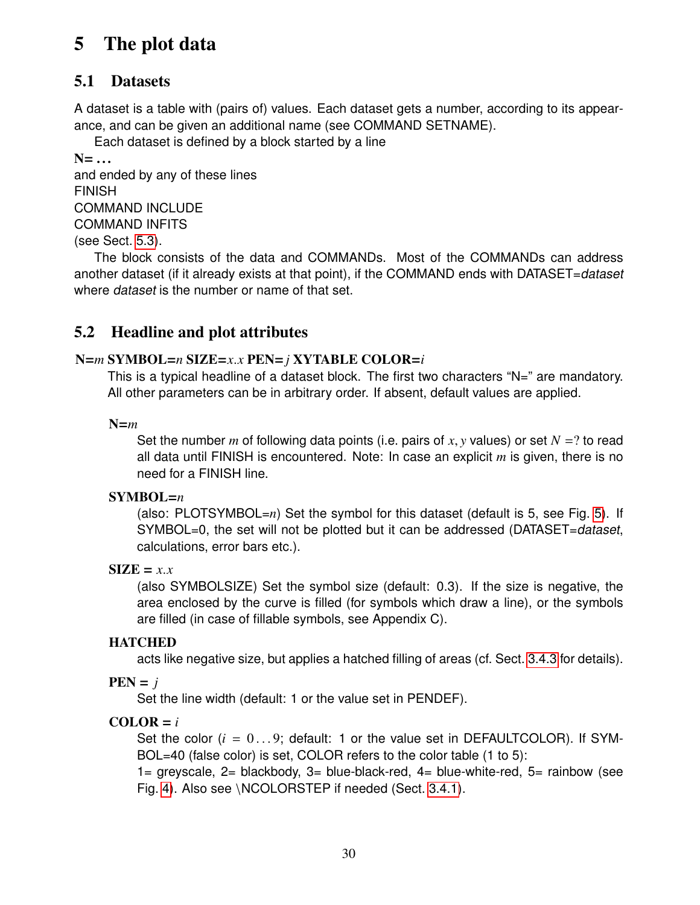# 5 The plot data

## 5.1 Datasets

A dataset is a table with (pairs of) values. Each dataset gets a number, according to its appearance, and can be given an additional name (see COMMAND SETNAME).

Each dataset is defined by a block started by a line

**N= ...**

and ended by any of these lines

FINISH

COMMAND INCLUDE

COMMAND INFITS

(see Sect. 5.3).

The block consists of the data and COMMANDs. Most of the COMMANDs can address another dataset (if it already exists at that point), if the COMMAND ends with DATASET=*dataset* where *dataset* is the number or name of that set.

## 5.2 Headline and plot attributes

**N=*m* SYMBOL=*n* SIZE=*x.x* PEN=*j* XYTABLE COLOR=*i***

This is a typical headline of a dataset block. The first two characters “N=” are mandatory. All other parameters can be in arbitrary order. If absent, default values are applied.

**N=*m***

Set the number $m$ of following data points (i.e. pairs of $x, y$ values) or set $N = ?$ to read all data until FINISH is encountered. Note: In case an explicit $m$ is given, there is no need for a FINISH line.

**SYMBOL=*n***

(also: PLOTSYMBOL=*n*) Set the symbol for this dataset (default is 5, see Fig. 5). If SYMBOL=0, the set will not be plotted but it can be addressed (DATASET=*dataset*, calculations, error bars etc.).

**SIZE = *x.x***

(also SYMBOLSIZE) Set the symbol size (default: 0.3). If the size is negative, the area enclosed by the curve is filled (for symbols which draw a line), or the symbols are filled (in case of fillable symbols, see Appendix C).

**HATCHED**

acts like negative size, but applies a hatched filling of areas (cf. Sect. 3.4.3 for details).

**PEN = *j***

Set the line width (default: 1 or the value set in PENDEF).

**COLOR = *i***

Set the color ($i = 0 \ldots 9$; default: 1 or the value set in DEFAULTCOLOR). If SYMBOL=40 (false color) is set, COLOR refers to the color table (1 to 5):

1= greyscale, 2= blackbody, 3= blue-black-red, 4= blue-white-red, 5= rainbow (see Fig. 4). Also see \NCOLORSTEP if needed (Sect. 3.4.1).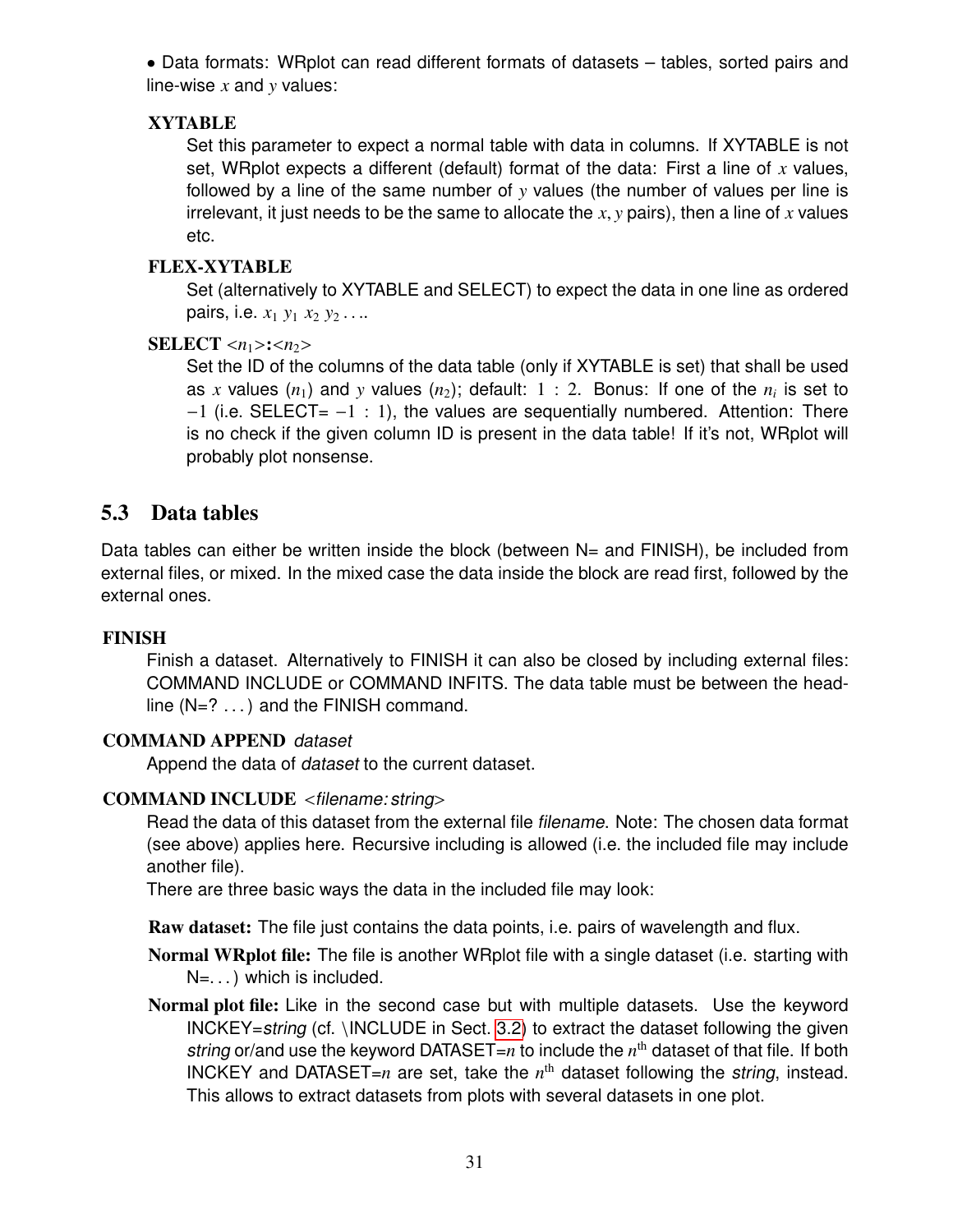• Data formats: WRplot can read different formats of datasets – tables, sorted pairs and line-wise $x$ and $y$ values:

**XYTABLE**
: Set this parameter to expect a normal table with data in columns. If XYTABLE is not set, WRplot expects a different (default) format of the data: First a line of $x$ values, followed by a line of the same number of $y$ values (the number of values per line is irrelevant, it just needs to be the same to allocate the $x, y$ pairs), then a line of $x$ values etc.

**FLEX-XYTABLE**
: Set (alternatively to XYTABLE and SELECT) to expect the data in one line as ordered pairs, i.e. $x_1$ $y_1$ $x_2$ $y_2$ . . ..

**SELECT** $<n_1>$:$<n_2>$
: Set the ID of the columns of the data table (only if XYTABLE is set) that shall be used as $x$ values ($n_1$) and $y$ values ($n_2$); default: $1 : 2$. Bonus: If one of the $n_i$ is set to $-1$ (i.e. SELECT= $-1 : 1$), the values are sequentially numbered. Attention: There is no check if the given column ID is present in the data table! If it's not, WRplot will probably plot nonsense.

## 5.3 Data tables

Data tables can either be written inside the block (between N= and FINISH), be included from external files, or mixed. In the mixed case the data inside the block are read first, followed by the external ones.

**FINISH**
: Finish a dataset. Alternatively to FINISH it can also be closed by including external files: COMMAND INCLUDE or COMMAND INFITS. The data table must be between the headline (N=? . . . ) and the FINISH command.

**COMMAND APPEND** *dataset*
: Append the data of *dataset* to the current dataset.

**COMMAND INCLUDE** <*filename:string*>
: Read the data of this dataset from the external file *filename*. Note: The chosen data format (see above) applies here. Recursive including is allowed (i.e. the included file may include another file).

There are three basic ways the data in the included file may look:

**Raw dataset:** The file just contains the data points, i.e. pairs of wavelength and flux.

**Normal WRplot file:** The file is another WRplot file with a single dataset (i.e. starting with N=. . . ) which is included.

**Normal plot file:** Like in the second case but with multiple datasets. Use the keyword INCKEY=*string* (cf. \INCLUDE in Sect. 3.2) to extract the dataset following the given *string* or/and use the keyword DATASET=$n$ to include the $n^{\text{th}}$ dataset of that file. If both INCKEY and DATASET=$n$ are set, take the $n^{\text{th}}$ dataset following the *string*, instead. This allows to extract datasets from plots with several datasets in one plot.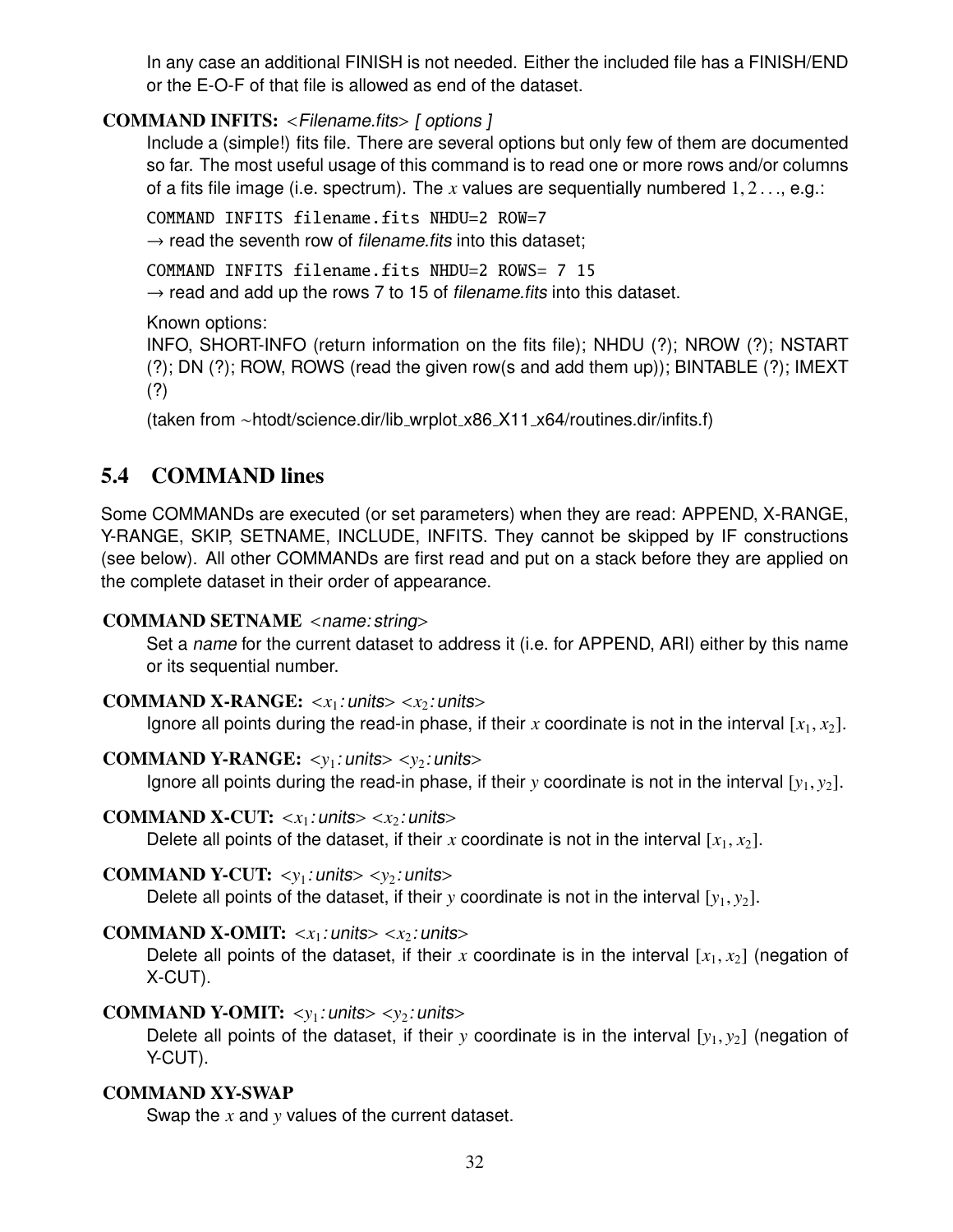In any case an additional FINISH is not needed. Either the included file has a FINISH/END or the E-O-F of that file is allowed as end of the dataset.

**COMMAND INFITS:** *<Filename.fits> [ options ]*

Include a (simple!) fits file. There are several options but only few of them are documented so far. The most useful usage of this command is to read one or more rows and/or columns of a fits file image (i.e. spectrum). The $x$ values are sequentially numbered $1, 2 \ldots$, e.g.:

```
COMMAND INFITS filename.fits NHDU=2 ROW=7
```

→ read the seventh row of *filename.fits* into this dataset;

```
COMMAND INFITS filename.fits NHDU=2 ROWS= 7 15
```

→ read and add up the rows 7 to 15 of *filename.fits* into this dataset.

Known options:
INFO, SHORT-INFO (return information on the fits file); NHDU (?); NROW (?); NSTART (?); DN (?); ROW, ROWS (read the given row(s and add them up)); BINTABLE (?); IMEXT (?)

(taken from ~htodt/science.dir/lib_wrplot_x86_X11_x64/routines.dir/infits.f)

## 5.4 COMMAND lines

Some COMMANDs are executed (or set parameters) when they are read: APPEND, X-RANGE, Y-RANGE, SKIP, SETNAME, INCLUDE, INFITS. They cannot be skipped by IF constructions (see below). All other COMMANDs are first read and put on a stack before they are applied on the complete dataset in their order of appearance.

**COMMAND SETNAME** *<name: string>*

Set a *name* for the current dataset to address it (i.e. for APPEND, ARI) either by this name or its sequential number.

**COMMAND X-RANGE:** *<$x_1$: units> <$x_2$: units>*

Ignore all points during the read-in phase, if their $x$ coordinate is not in the interval $[x_1, x_2]$.

**COMMAND Y-RANGE:** *<$y_1$: units> <$y_2$: units>*

Ignore all points during the read-in phase, if their $y$ coordinate is not in the interval $[y_1, y_2]$.

**COMMAND X-CUT:** *<$x_1$: units> <$x_2$: units>*

Delete all points of the dataset, if their $x$ coordinate is not in the interval $[x_1, x_2]$.

**COMMAND Y-CUT:** *<$y_1$: units> <$y_2$: units>*

Delete all points of the dataset, if their $y$ coordinate is not in the interval $[y_1, y_2]$.

**COMMAND X-OMIT:** *<$x_1$: units> <$x_2$: units>*

Delete all points of the dataset, if their $x$ coordinate is in the interval $[x_1, x_2]$ (negation of X-CUT).

**COMMAND Y-OMIT:** *<$y_1$: units> <$y_2$: units>*

Delete all points of the dataset, if their $y$ coordinate is in the interval $[y_1, y_2]$ (negation of Y-CUT).

**COMMAND XY-SWAP**

Swap the $x$ and $y$ values of the current dataset.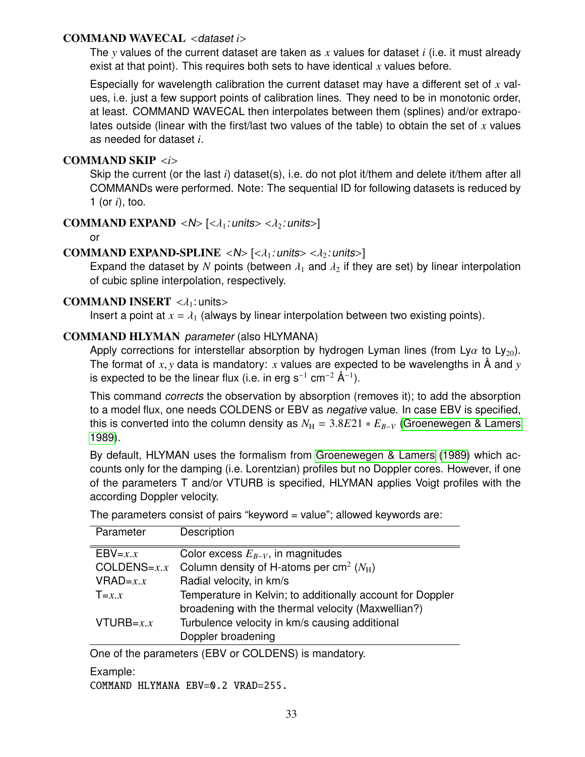**COMMAND WAVECAL** *<dataset i>*

The $y$ values of the current dataset are taken as $x$ values for dataset $i$ (i.e. it must already exist at that point). This requires both sets to have identical $x$ values before.

Especially for wavelength calibration the current dataset may have a different set of $x$ values, i.e. just a few support points of calibration lines. They need to be in monotonic order, at least. COMMAND WAVECAL then interpolates between them (splines) and/or extrapolates outside (linear with the first/last two values of the table) to obtain the set of $x$ values as needed for dataset $i$.

**COMMAND SKIP** *<i>*

Skip the current (or the last $i$) dataset(s), i.e. do not plot it/them and delete it/them after all COMMANDs were performed. Note: The sequential ID for following datasets is reduced by 1 (or $i$), too.

**COMMAND EXPAND** *<N>* [*<$\lambda_1$:units>* *<$\lambda_2$:units>*]

or

**COMMAND EXPAND-SPLINE** *<N>* [*<$\lambda_1$:units>* *<$\lambda_2$:units>*]

Expand the dataset by $N$ points (between $\lambda_1$ and $\lambda_2$ if they are set) by linear interpolation of cubic spline interpolation, respectively.

**COMMAND INSERT** <$\lambda_1$:units>

Insert a point at $x = \lambda_1$ (always by linear interpolation between two existing points).

**COMMAND HLYMAN** *parameter* (also HLYMANA)

Apply corrections for interstellar absorption by hydrogen Lyman lines (from Ly$\alpha$ to Ly$_{20}$). The format of $x, y$ data is mandatory: $x$ values are expected to be wavelengths in Å and $y$ is expected to be the linear flux (i.e. in erg s$^{-1}$ cm$^{-2}$ Å$^{-1}$).

This command *corrects* the observation by absorption (removes it); to add the absorption to a model flux, one needs COLDENS or EBV as *negative* value. In case EBV is specified, this is converted into the column density as $N_{\rm H} = 3.8E21 * E_{B-V}$ (Groenewegen & Lamers 1989).

By default, HLYMAN uses the formalism from Groenewegen & Lamers (1989) which accounts only for the damping (i.e. Lorentzian) profiles but no Doppler cores. However, if one of the parameters T and/or VTURB is specified, HLYMAN applies Voigt profiles with the according Doppler velocity.

The parameters consist of pairs "keyword = value"; allowed keywords are:

| Parameter | Description |
|---|---|
| EBV=$x.x$ | Color excess $E_{B-V}$, in magnitudes |
| COLDENS=$x.x$ | Column density of H-atoms per cm$^2$ ($N_{\rm H}$) |
| VRAD=$x.x$ | Radial velocity, in km/s |
| T=$x.x$ | Temperature in Kelvin; to additionally account for Doppler broadening with the thermal velocity (Maxwellian?) |
| VTURB=$x.x$ | Turbulence velocity in km/s causing additional Doppler broadening |

One of the parameters (EBV or COLDENS) is mandatory.

Example:

```
COMMAND HLYMANA EBV=0.2 VRAD=255.
```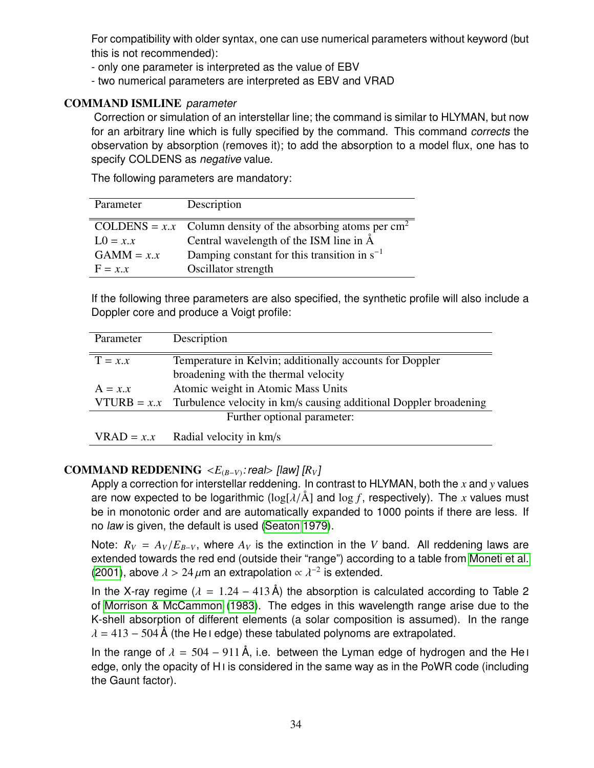For compatibility with older syntax, one can use numerical parameters without keyword (but this is not recommended):
- only one parameter is interpreted as the value of EBV
- two numerical parameters are interpreted as EBV and VRAD

**COMMAND ISMLINE** *parameter*

Correction or simulation of an interstellar line; the command is similar to HLYMAN, but now for an arbitrary line which is fully specified by the command. This command *corrects* the observation by absorption (removes it); to add the absorption to a model flux, one has to specify COLDENS as *negative* value.

The following parameters are mandatory:

| Parameter | Description |
|---|---|
| COLDENS = *x.x* | Column density of the absorbing atoms per $cm^2$ |
| L0 = *x.x* | Central wavelength of the ISM line in Å |
| GAMM = *x.x* | Damping constant for this transition in $s^{-1}$ |
| F = *x.x* | Oscillator strength |

If the following three parameters are also specified, the synthetic profile will also include a Doppler core and produce a Voigt profile:

| Parameter | Description |
|---|---|
| T = *x.x* | Temperature in Kelvin; additionally accounts for Doppler broadening with the thermal velocity |
| A = *x.x* | Atomic weight in Atomic Mass Units |
| VTURB = *x.x* | Turbulence velocity in km/s causing additional Doppler broadening |
| | Further optional parameter: |
| VRAD = *x.x* | Radial velocity in km/s |

**COMMAND REDDENING** *<$E_{(B-V)}$: real> [law] [$R_V$]*

Apply a correction for interstellar reddening. In contrast to HLYMAN, both the $x$ and $y$ values are now expected to be logarithmic ($\log[\lambda/\text{Å}]$ and $\log f$, respectively). The $x$ values must be in monotonic order and are automatically expanded to 1000 points if there are less. If no *law* is given, the default is used (Seaton 1979).

Note: $R_V = A_V/E_{B-V}$, where $A_V$ is the extinction in the $V$ band. All reddening laws are extended towards the red end (outside their "range") according to a table from Moneti et al. (2001), above $\lambda > 24\,\mu$m an extrapolation $\propto \lambda^{-2}$ is extended.

In the X-ray regime ($\lambda = 1.24 - 413$ Å) the absorption is calculated according to Table 2 of Morrison & McCammon (1983). The edges in this wavelength range arise due to the K-shell absorption of different elements (a solar composition is assumed). In the range $\lambda = 413 - 504$ Å (the He I edge) these tabulated polynoms are extrapolated.

In the range of $\lambda = 504 - 911$ Å, i.e. between the Lyman edge of hydrogen and the He I edge, only the opacity of H I is considered in the same way as in the PoWR code (including the Gaunt factor).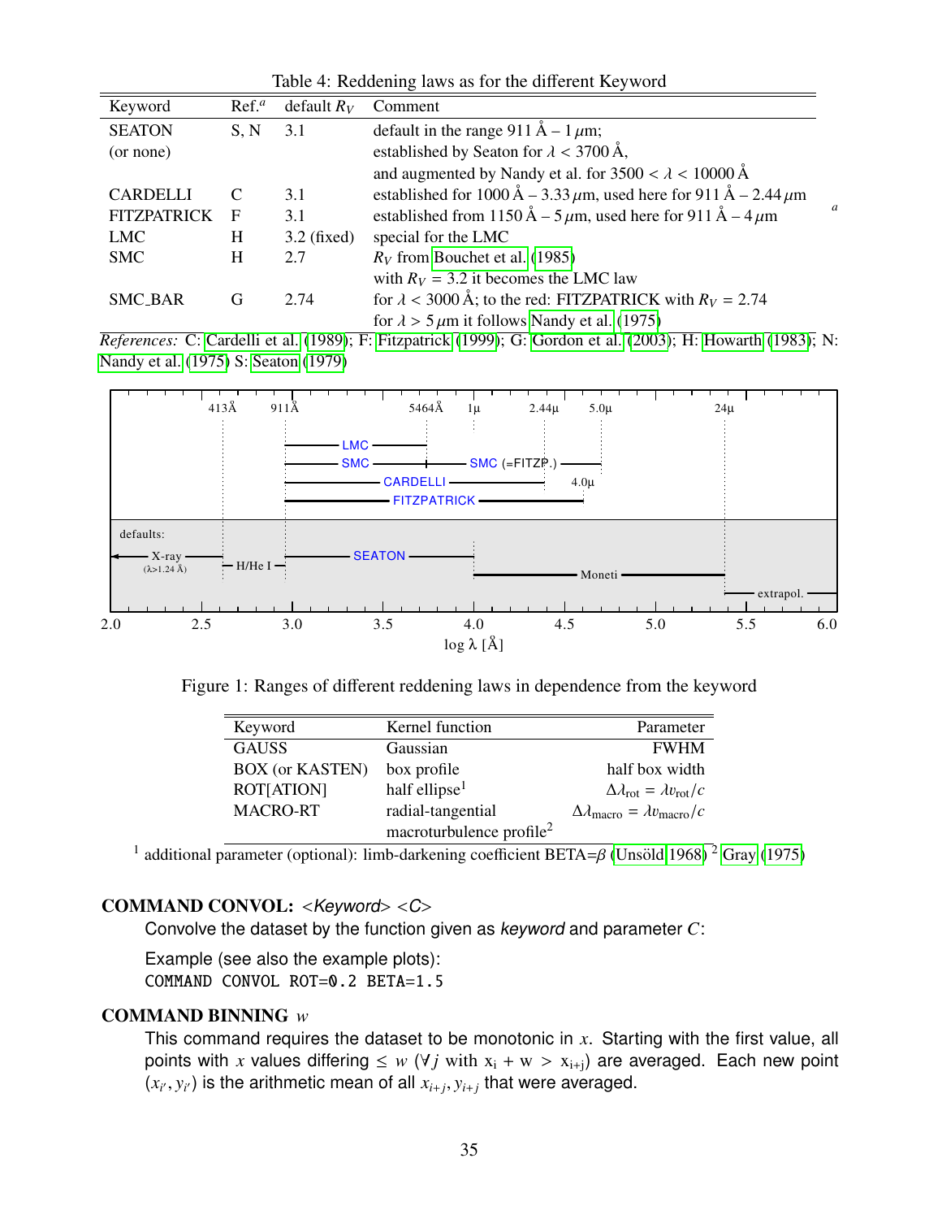Table 4: Reddening laws as for the different Keyword

| Keyword | Ref.[a] | default $R_V$ | Comment |
|---|---|---|---|
| SEATON (or none) | S, N | 3.1 | default in the range 911 Å – 1 μm; established by Seaton for $\lambda < 3700$ Å, and augmented by Nandy et al. for $3500 < \lambda < 10000$ Å |
| CARDELLI | C | 3.1 | established for 1000 Å – 3.33 μm, used here for 911 Å – 2.44 μm |
| FITZPATRICK | F | 3.1 | established from 1150 Å – 5 μm, used here for 911 Å – 4 μm |
| LMC | H | 3.2 (fixed) | special for the LMC |
| SMC | H | 2.7 | $R_V$ from Bouchet et al. (1985) with $R_V = 3.2$ it becomes the LMC law |
| SMC_BAR | G | 2.74 | for $\lambda < 3000$ Å; to the red: FITZPATRICK with $R_V = 2.74$ for $\lambda > 5\,\mu$m it follows Nandy et al. (1975) |

*References:* C: Cardelli et al. (1989); F: Fitzpatrick (1999); G: Gordon et al. (2003); H: Howarth (1983); N: Nandy et al. (1975) S: Seaton (1979)

Figure 1: Ranges of different reddening laws in dependence from the keyword

| Keyword | Kernel function | Parameter |
|---|---|---|
| GAUSS | Gaussian | FWHM |
| BOX (or KASTEN) | box profile | half box width |
| ROT[ATION] | half ellipse[1] | $\Delta\lambda_{\rm rot} = \lambda v_{\rm rot}/c$ |
| MACRO-RT | radial-tangential macroturbulence profile[2] | $\Delta\lambda_{\rm macro} = \lambda v_{\rm macro}/c$ |

[1] additional parameter (optional): limb-darkening coefficient BETA=$\beta$ (Unsöld 1968) [2] Gray (1975)

### COMMAND CONVOL: <*Keyword*> <*C*>

Convolve the dataset by the function given as *keyword* and parameter $C$:

Example (see also the example plots):

```
COMMAND CONVOL ROT=0.2 BETA=1.5
```

### COMMAND BINNING $w$

This command requires the dataset to be monotonic in $x$. Starting with the first value, all points with $x$ values differing $\leq w$ ($\forall j$ with $x_i + w > x_{i+j}$) are averaged. Each new point $(x_{i'}, y_{i'})$ is the arithmetic mean of all $x_{i+j}, y_{i+j}$ that were averaged.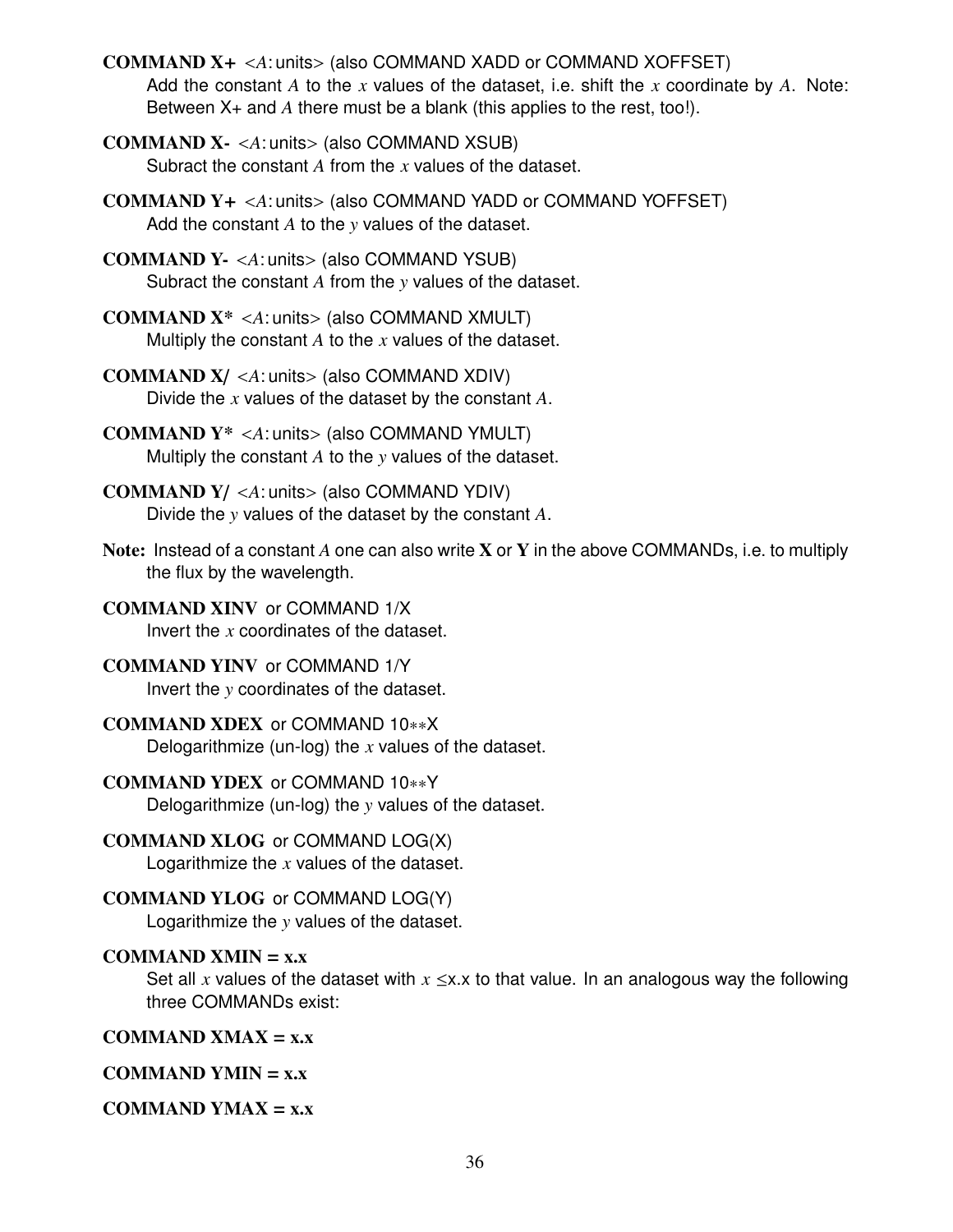**COMMAND X+** <$A$: units> (also COMMAND XADD or COMMAND XOFFSET)
Add the constant $A$ to the $x$ values of the dataset, i.e. shift the $x$ coordinate by $A$. Note: Between X+ and $A$ there must be a blank (this applies to the rest, too!).

**COMMAND X-** <$A$: units> (also COMMAND XSUB)
Subract the constant $A$ from the $x$ values of the dataset.

**COMMAND Y+** <$A$: units> (also COMMAND YADD or COMMAND YOFFSET)
Add the constant $A$ to the $y$ values of the dataset.

**COMMAND Y-** <$A$: units> (also COMMAND YSUB)
Subract the constant $A$ from the $y$ values of the dataset.

**COMMAND X*** <$A$: units> (also COMMAND XMULT)
Multiply the constant $A$ to the $x$ values of the dataset.

**COMMAND X/** <$A$: units> (also COMMAND XDIV)
Divide the $x$ values of the dataset by the constant $A$.

**COMMAND Y*** <$A$: units> (also COMMAND YMULT)
Multiply the constant $A$ to the $y$ values of the dataset.

**COMMAND Y/** <$A$: units> (also COMMAND YDIV)
Divide the $y$ values of the dataset by the constant $A$.

**Note:** Instead of a constant $A$ one can also write **X** or **Y** in the above COMMANDs, i.e. to multiply the flux by the wavelength.

**COMMAND XINV** or COMMAND 1/X
Invert the $x$ coordinates of the dataset.

**COMMAND YINV** or COMMAND 1/Y
Invert the $y$ coordinates of the dataset.

**COMMAND XDEX** or COMMAND 10**X
Delogarithmize (un-log) the $x$ values of the dataset.

**COMMAND YDEX** or COMMAND 10**Y
Delogarithmize (un-log) the $y$ values of the dataset.

**COMMAND XLOG** or COMMAND LOG(X)
Logarithmize the $x$ values of the dataset.

**COMMAND YLOG** or COMMAND LOG(Y)
Logarithmize the $y$ values of the dataset.

**COMMAND XMIN = x.x**
Set all $x$ values of the dataset with $x \leq$x.x to that value. In an analogous way the following three COMMANDs exist:

**COMMAND XMAX = x.x**

**COMMAND YMIN = x.x**

**COMMAND YMAX = x.x**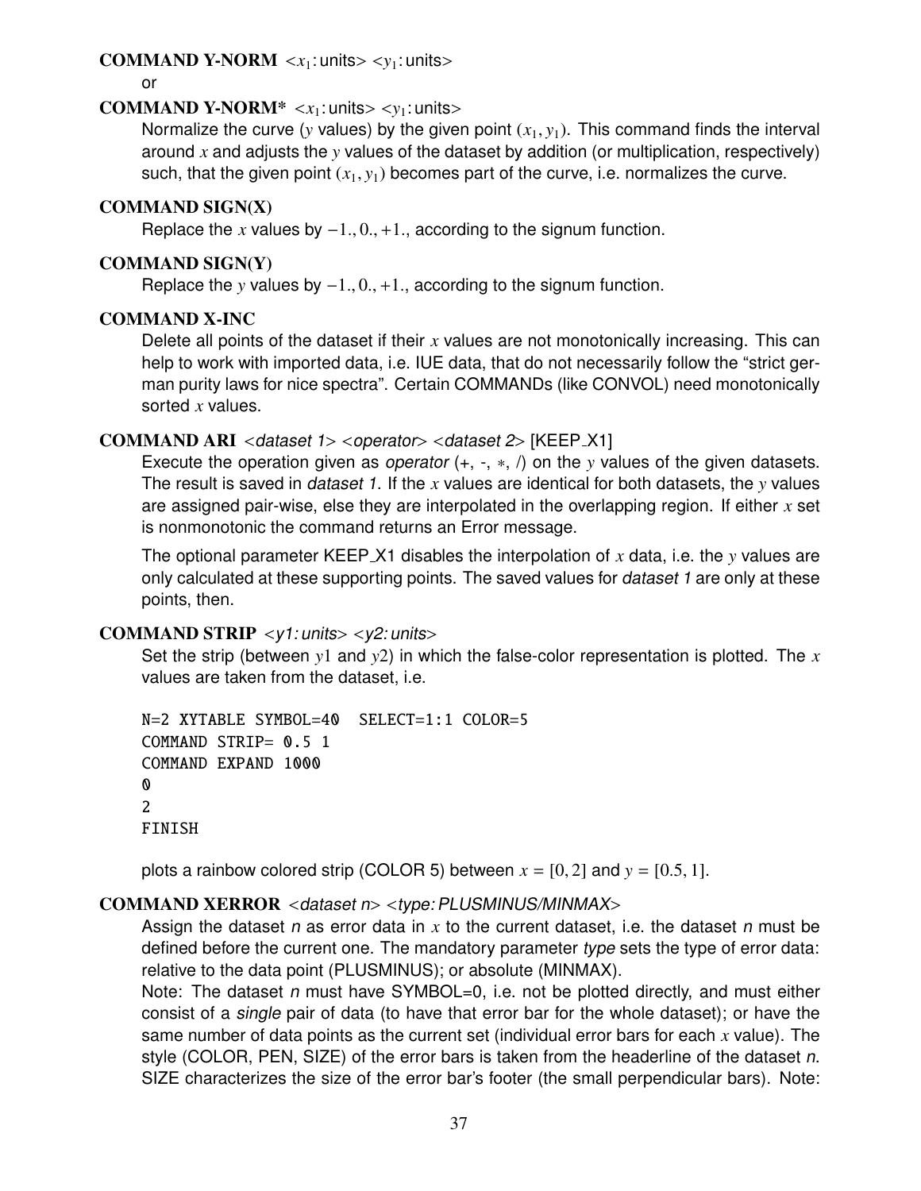**COMMAND Y-NORM** <$x_1$: units> <$y_1$: units>

or

**COMMAND Y-NORM*** <$x_1$: units> <$y_1$: units>

Normalize the curve ($y$ values) by the given point $(x_1, y_1)$. This command finds the interval around $x$ and adjusts the $y$ values of the dataset by addition (or multiplication, respectively) such, that the given point $(x_1, y_1)$ becomes part of the curve, i.e. normalizes the curve.

**COMMAND SIGN(X)**

Replace the $x$ values by $-1., 0., +1.$, according to the signum function.

**COMMAND SIGN(Y)**

Replace the $y$ values by $-1., 0., +1.$, according to the signum function.

**COMMAND X-INC**

Delete all points of the dataset if their $x$ values are not monotonically increasing. This can help to work with imported data, i.e. IUE data, that do not necessarily follow the "strict german purity laws for nice spectra". Certain COMMANDs (like CONVOL) need monotonically sorted $x$ values.

**COMMAND ARI** <*dataset 1*> <*operator*> <*dataset 2*> [KEEP_X1]

Execute the operation given as *operator* (+, -, *, /) on the $y$ values of the given datasets. The result is saved in *dataset 1*. If the $x$ values are identical for both datasets, the $y$ values are assigned pair-wise, else they are interpolated in the overlapping region. If either $x$ set is nonmonotonic the command returns an Error message.

The optional parameter KEEP_X1 disables the interpolation of $x$ data, i.e. the $y$ values are only calculated at these supporting points. The saved values for *dataset 1* are only at these points, then.

**COMMAND STRIP** <*y1: units*> <*y2: units*>

Set the strip (between $y1$ and $y2$) in which the false-color representation is plotted. The $x$ values are taken from the dataset, i.e.

```
N=2 XYTABLE SYMBOL=40  SELECT=1:1 COLOR=5
COMMAND STRIP= 0.5 1
COMMAND EXPAND 1000
0
2
FINISH
```

plots a rainbow colored strip (COLOR 5) between $x = [0, 2]$ and $y = [0.5, 1]$.

**COMMAND XERROR** <*dataset n*> <*type: PLUSMINUS/MINMAX*>

Assign the dataset *n* as error data in $x$ to the current dataset, i.e. the dataset *n* must be defined before the current one. The mandatory parameter *type* sets the type of error data: relative to the data point (PLUSMINUS); or absolute (MINMAX).

Note: The dataset *n* must have SYMBOL=0, i.e. not be plotted directly, and must either consist of a *single* pair of data (to have that error bar for the whole dataset); or have the same number of data points as the current set (individual error bars for each $x$ value). The style (COLOR, PEN, SIZE) of the error bars is taken from the headerline of the dataset *n*. SIZE characterizes the size of the error bar's footer (the small perpendicular bars). Note: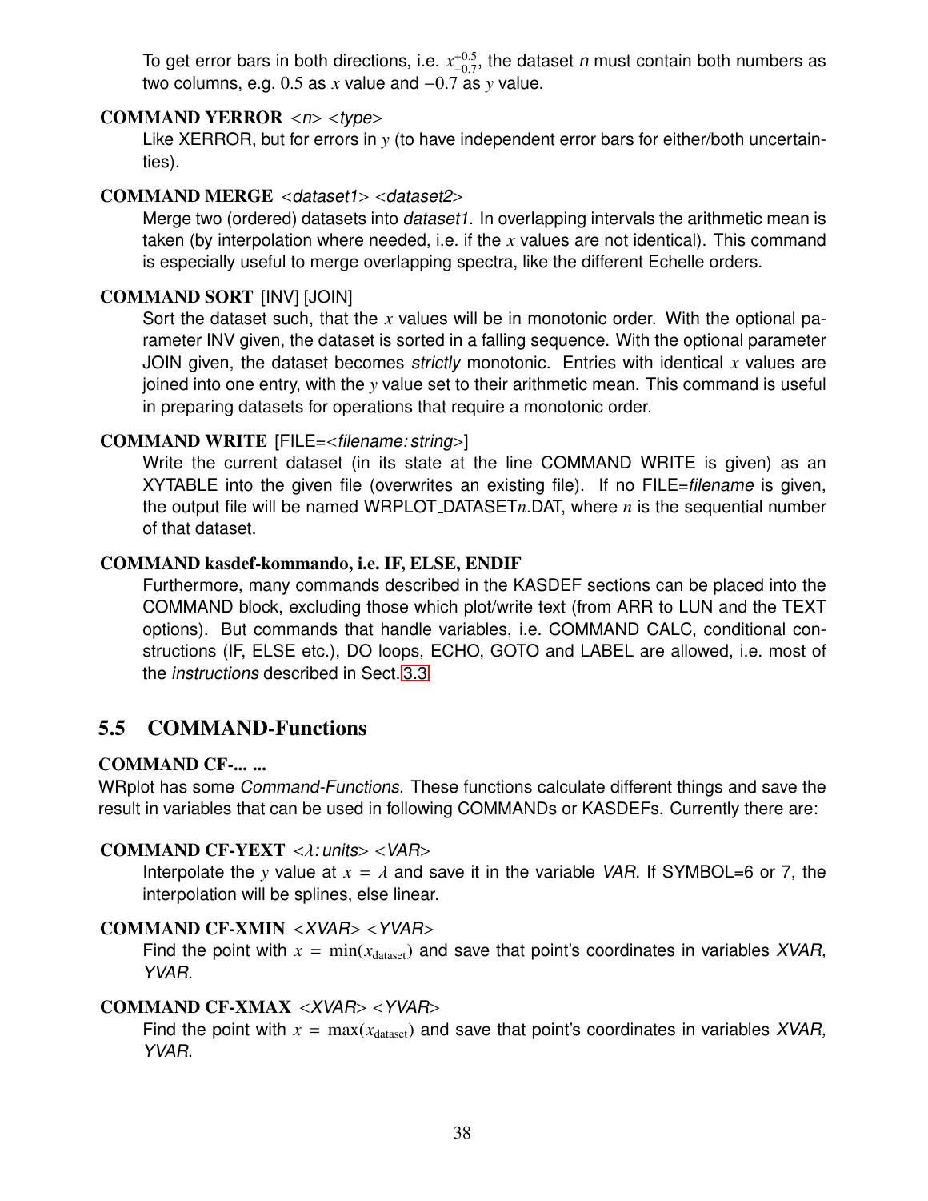To get error bars in both directions, i.e. $x^{+0.5}_{-0.7}$, the dataset *n* must contain both numbers as two columns, e.g. $0.5$ as $x$ value and $-0.7$ as $y$ value.

**COMMAND YERROR** <*n*> <*type*>

Like XERROR, but for errors in $y$ (to have independent error bars for either/both uncertainties).

**COMMAND MERGE** <*dataset1*> <*dataset2*>

Merge two (ordered) datasets into *dataset1*. In overlapping intervals the arithmetic mean is taken (by interpolation where needed, i.e. if the $x$ values are not identical). This command is especially useful to merge overlapping spectra, like the different Echelle orders.

**COMMAND SORT** [INV] [JOIN]

Sort the dataset such, that the $x$ values will be in monotonic order. With the optional parameter INV given, the dataset is sorted in a falling sequence. With the optional parameter JOIN given, the dataset becomes *strictly* monotonic. Entries with identical $x$ values are joined into one entry, with the $y$ value set to their arithmetic mean. This command is useful in preparing datasets for operations that require a monotonic order.

**COMMAND WRITE** [FILE=<*filename: string*>]

Write the current dataset (in its state at the line COMMAND WRITE is given) as an XYTABLE into the given file (overwrites an existing file). If no FILE=*filename* is given, the output file will be named WRPLOT_DATASET$n$.DAT, where $n$ is the sequential number of that dataset.

**COMMAND kasdef-kommando, i.e. IF, ELSE, ENDIF**

Furthermore, many commands described in the KASDEF sections can be placed into the COMMAND block, excluding those which plot/write text (from ARR to LUN and the TEXT options). But commands that handle variables, i.e. COMMAND CALC, conditional constructions (IF, ELSE etc.), DO loops, ECHO, GOTO and LABEL are allowed, i.e. most of the *instructions* described in Sect. 3.3.

## 5.5 COMMAND-Functions

**COMMAND CF-... ...**

WRplot has some *Command-Functions*. These functions calculate different things and save the result in variables that can be used in following COMMANDs or KASDEFs. Currently there are:

**COMMAND CF-YEXT** <$\lambda$*: units*> <*VAR*>

Interpolate the $y$ value at $x = \lambda$ and save it in the variable *VAR*. If SYMBOL=6 or 7, the interpolation will be splines, else linear.

**COMMAND CF-XMIN** <*XVAR*> <*YVAR*>

Find the point with $x = \min(x_{\text{dataset}})$ and save that point's coordinates in variables *XVAR, YVAR*.

**COMMAND CF-XMAX** <*XVAR*> <*YVAR*>

Find the point with $x = \max(x_{\text{dataset}})$ and save that point's coordinates in variables *XVAR, YVAR*.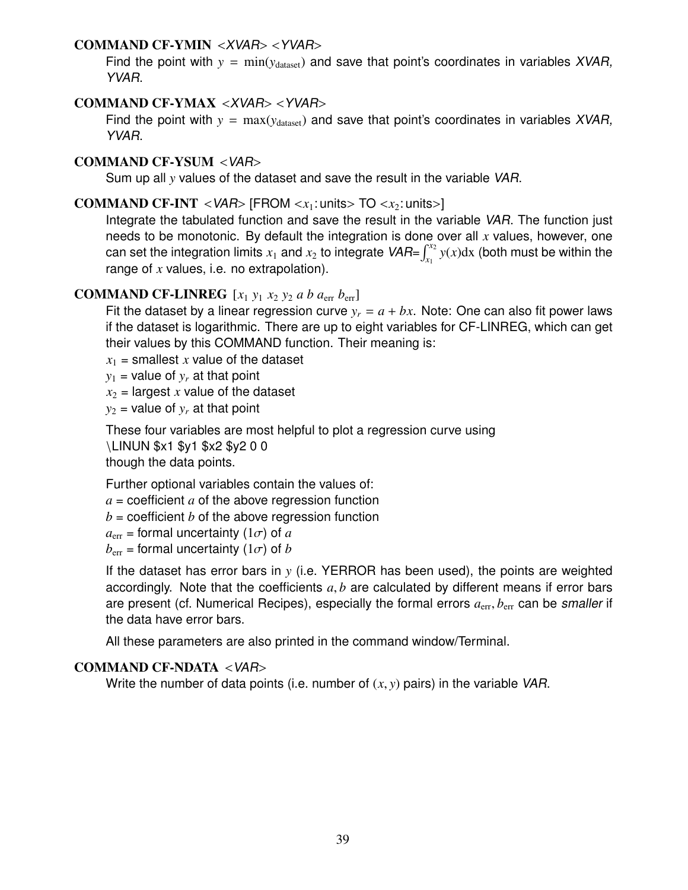**COMMAND CF-YMIN** <*XVAR*> <*YVAR*>

Find the point with $y = \min(y_{\text{dataset}})$ and save that point's coordinates in variables *XVAR*, *YVAR*.

**COMMAND CF-YMAX** <*XVAR*> <*YVAR*>

Find the point with $y = \max(y_{\text{dataset}})$ and save that point's coordinates in variables *XVAR*, *YVAR*.

**COMMAND CF-YSUM** <*VAR*>

Sum up all $y$ values of the dataset and save the result in the variable *VAR*.

**COMMAND CF-INT** <*VAR*> [FROM <$x_1$:units> TO <$x_2$:units>]

Integrate the tabulated function and save the result in the variable *VAR*. The function just needs to be monotonic. By default the integration is done over all $x$ values, however, one can set the integration limits $x_1$ and $x_2$ to integrate *VAR*=$\int_{x_1}^{x_2} y(x)\mathrm{d}x$ (both must be within the range of $x$ values, i.e. no extrapolation).

**COMMAND CF-LINREG** [$x_1$ $y_1$ $x_2$ $y_2$ $a$ $b$ $a_{\text{err}}$ $b_{\text{err}}$]

Fit the dataset by a linear regression curve $y_r = a + bx$. Note: One can also fit power laws if the dataset is logarithmic. There are up to eight variables for CF-LINREG, which can get their values by this COMMAND function. Their meaning is:

$x_1$ = smallest $x$ value of the dataset
$y_1$ = value of $y_r$ at that point
$x_2$ = largest $x$ value of the dataset
$y_2$ = value of $y_r$ at that point

These four variables are most helpful to plot a regression curve using
\LINUN $x1 $y1 $x2 $y2 0 0
though the data points.

Further optional variables contain the values of:
$a$ = coefficient $a$ of the above regression function
$b$ = coefficient $b$ of the above regression function
$a_{\text{err}}$ = formal uncertainty ($1\sigma$) of $a$
$b_{\text{err}}$ = formal uncertainty ($1\sigma$) of $b$

If the dataset has error bars in $y$ (i.e. YERROR has been used), the points are weighted accordingly. Note that the coefficients $a, b$ are calculated by different means if error bars are present (cf. Numerical Recipes), especially the formal errors $a_{\text{err}}, b_{\text{err}}$ can be *smaller* if the data have error bars.

All these parameters are also printed in the command window/Terminal.

**COMMAND CF-NDATA** <*VAR*>

Write the number of data points (i.e. number of $(x, y)$ pairs) in the variable *VAR*.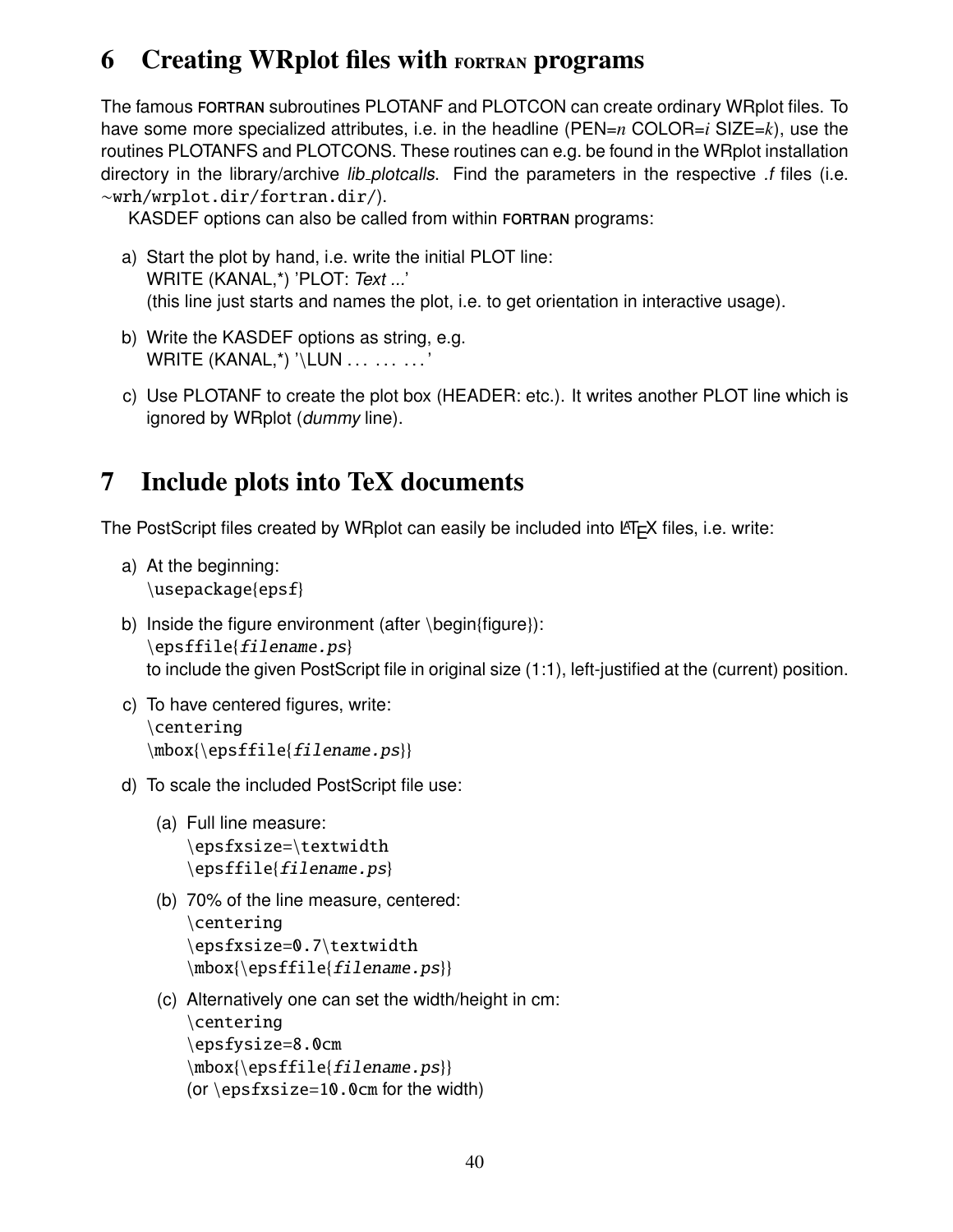## 6 Creating WRplot files with FORTRAN programs

The famous FORTRAN subroutines PLOTANF and PLOTCON can create ordinary WRplot files. To have some more specialized attributes, i.e. in the headline (PEN=$n$ COLOR=$i$ SIZE=$k$), use the routines PLOTANFS and PLOTCONS. These routines can e.g. be found in the WRplot installation directory in the library/archive *lib_plotcalls*. Find the parameters in the respective *.f* files (i.e. `~wrh/wrplot.dir/fortran.dir/`).

KASDEF options can also be called from within FORTRAN programs:

a) Start the plot by hand, i.e. write the initial PLOT line:
WRITE (KANAL,*) 'PLOT: *Text ...*'
(this line just starts and names the plot, i.e. to get orientation in interactive usage).

b) Write the KASDEF options as string, e.g.
WRITE (KANAL,*) '\LUN ... ... ... '

c) Use PLOTANF to create the plot box (HEADER: etc.). It writes another PLOT line which is ignored by WRplot (*dummy* line).

## 7 Include plots into TeX documents

The PostScript files created by WRplot can easily be included into LaTeX files, i.e. write:

a) At the beginning:
`\usepackage{epsf}`

b) Inside the figure environment (after \begin{figure}):
`\epsffile{filename.ps}`
to include the given PostScript file in original size (1:1), left-justified at the (current) position.

c) To have centered figures, write:
```
\centering
\mbox{\epsffile{filename.ps}}
```

d) To scale the included PostScript file use:

(a) Full line measure:
```
\epsfxsize=\textwidth
\epsffile{filename.ps}
```

(b) 70% of the line measure, centered:
```
\centering
\epsfxsize=0.7\textwidth
\mbox{\epsffile{filename.ps}}
```

(c) Alternatively one can set the width/height in cm:
```
\centering
\epsfysize=8.0cm
\mbox{\epsffile{filename.ps}}
```
(or `\epsfxsize=10.0cm` for the width)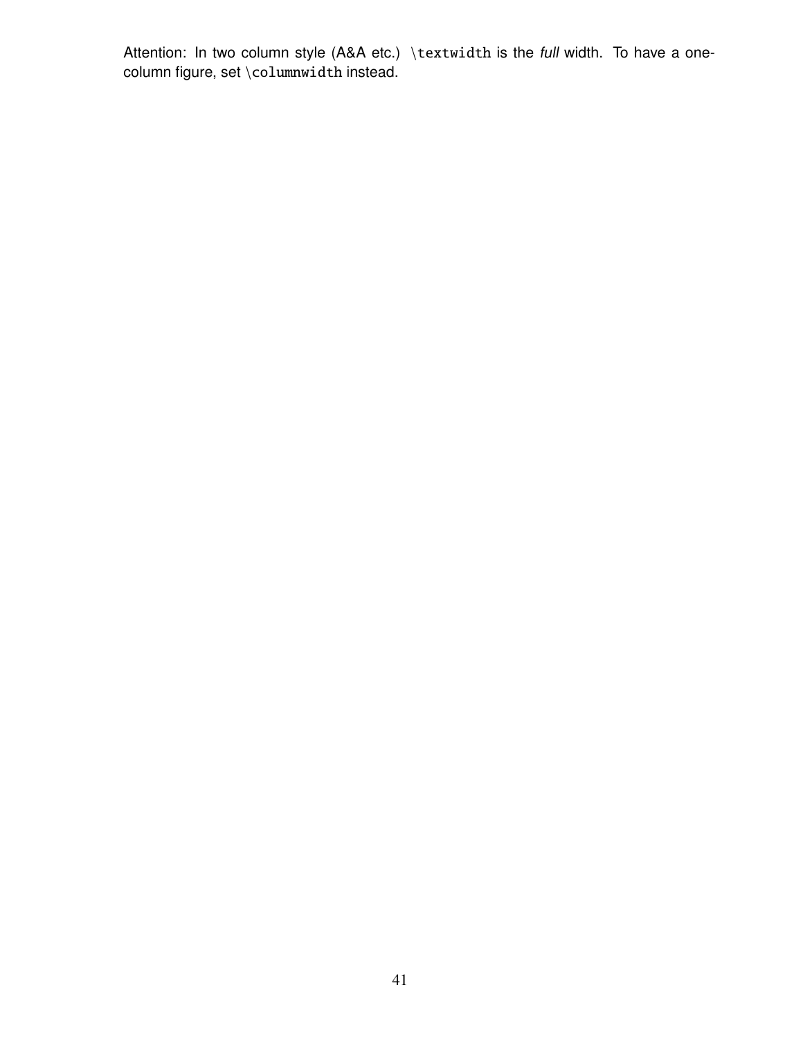Attention: In two column style (A&A etc.) `\textwidth` is the *full* width. To have a one-column figure, set `\columnwidth` instead.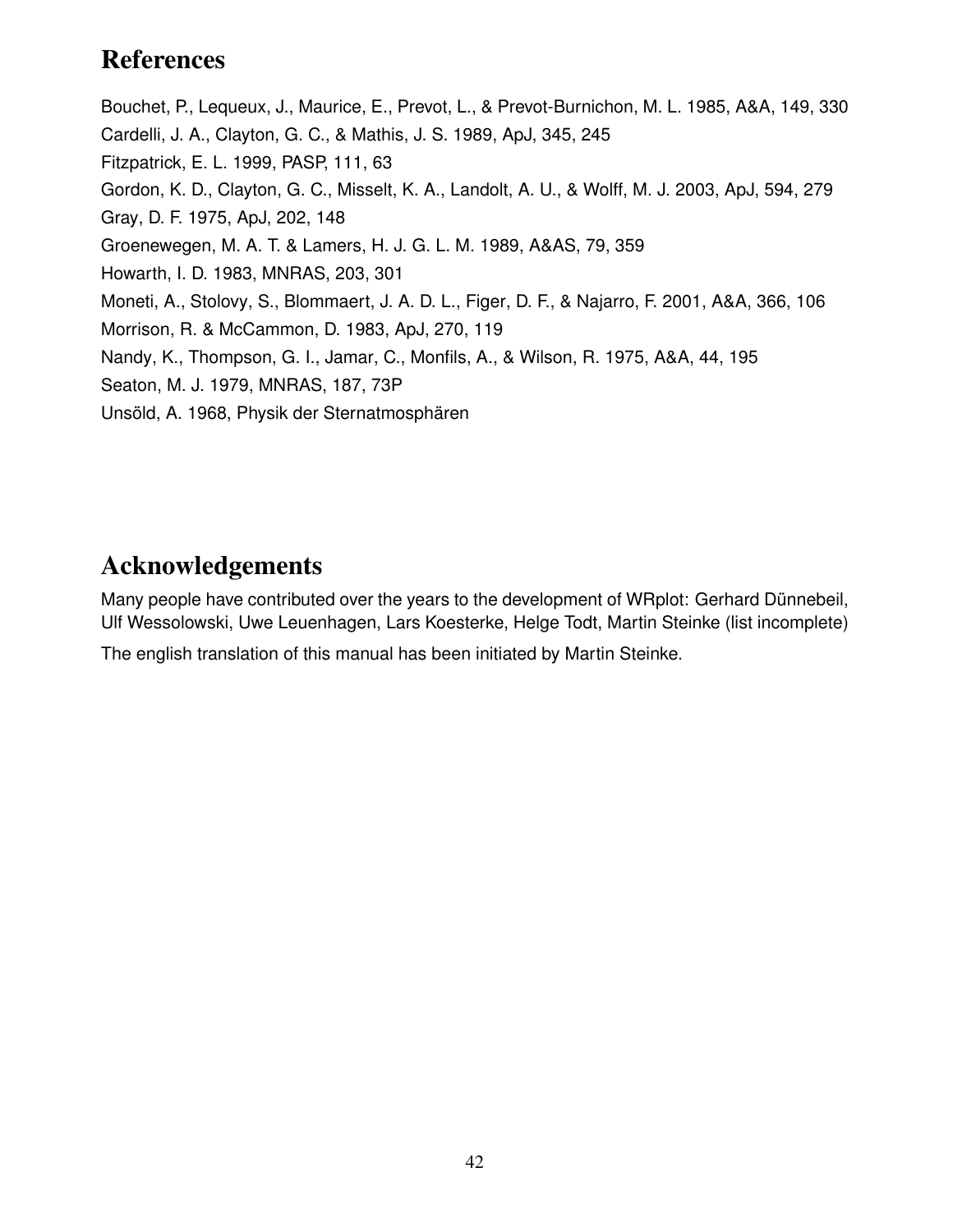# References

Bouchet, P., Lequeux, J., Maurice, E., Prevot, L., & Prevot-Burnichon, M. L. 1985, A&A, 149, 330

Cardelli, J. A., Clayton, G. C., & Mathis, J. S. 1989, ApJ, 345, 245

Fitzpatrick, E. L. 1999, PASP, 111, 63

Gordon, K. D., Clayton, G. C., Misselt, K. A., Landolt, A. U., & Wolff, M. J. 2003, ApJ, 594, 279

Gray, D. F. 1975, ApJ, 202, 148

Groenewegen, M. A. T. & Lamers, H. J. G. L. M. 1989, A&AS, 79, 359

Howarth, I. D. 1983, MNRAS, 203, 301

Moneti, A., Stolovy, S., Blommaert, J. A. D. L., Figer, D. F., & Najarro, F. 2001, A&A, 366, 106

Morrison, R. & McCammon, D. 1983, ApJ, 270, 119

Nandy, K., Thompson, G. I., Jamar, C., Monfils, A., & Wilson, R. 1975, A&A, 44, 195

Seaton, M. J. 1979, MNRAS, 187, 73P

Unsöld, A. 1968, Physik der Sternatmosphären

# Acknowledgements

Many people have contributed over the years to the development of WRplot: Gerhard Dünnebeil, Ulf Wessolowski, Uwe Leuenhagen, Lars Koesterke, Helge Todt, Martin Steinke (list incomplete)

The english translation of this manual has been initiated by Martin Steinke.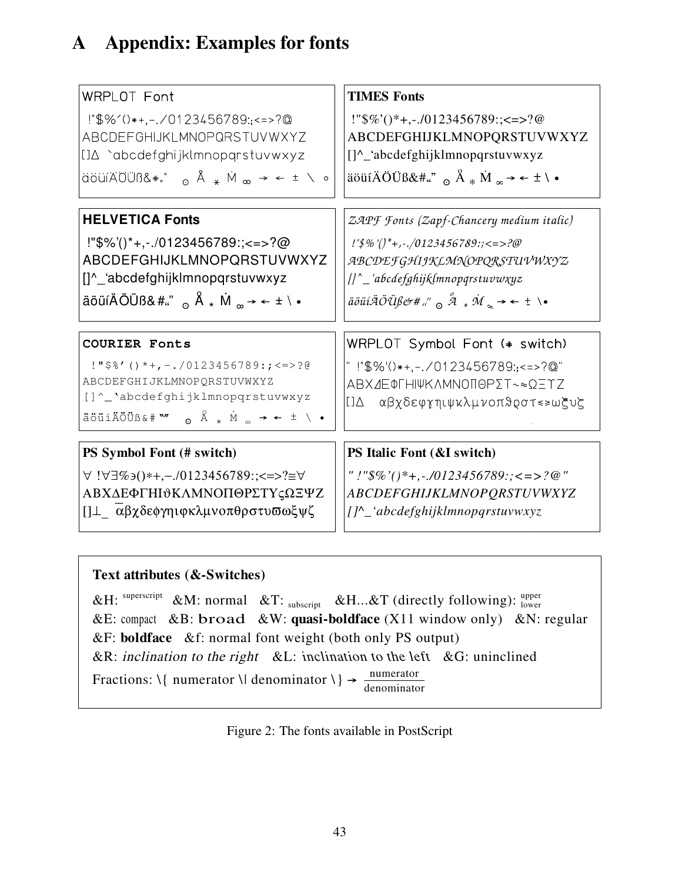# A Appendix: Examples for fonts

**WRPLOT Font**

```
 !"$%'()*+,-./0123456789:;<=>?@
ABCDEFGHIJKLMNOPQRSTUVWXYZ
[]Δ `abcdefghijklmnopqrstuvwxyz
äöüíÄÖÜß&*„"  ⊙ Å * Ṁ ∞ → ← ± \ ∘
```

**TIMES Fonts**

```
 !"$%'()*+,-./0123456789:;<=>?@
ABCDEFGHIJKLMNOPQRSTUVWXYZ
[]^_'abcdefghijklmnopqrstuvwxyz
äöüíÄÖÜß&#„"  ⊙ Å * Ṁ ∞ → ← ± \ •
```

**HELVETICA Fonts**

```
 !"$%'()*+,-./0123456789:;<=>?@
ABCDEFGHIJKLMNOPQRSTUVWXYZ
[]^_'abcdefghijklmnopqrstuvwxyz
äöüíÄÖÜß&#„"  ⊙ Å * Ṁ ∞ → ← ± \ •
```

*ZAPF Fonts (Zapf-Chancery medium italic)*

```
 !"$%'()*+,-./0123456789:;<=>?@
ABCDEFGHIJKLMNOPQRSTUVWXYZ
[]^_'abcdefghijklmnopqrstuvwxyz
äöüíÄÖÜß&#„"  ⊙ Å * Ṁ ∞ → ← ± \ •
```

**COURIER Fonts**

```
 !"$%'()*+,-./0123456789:;<=>?@
ABCDEFGHIJKLMNOPQRSTUVWXYZ
[]^_'abcdefghijklmnopqrstuvwxyz
äöüíÄÖÜß&#"  ⊙ Å * Ṁ ∞ → ← ± \ •
```

WRPLOT Symbol Font (* switch)

```
" !"$%'()*+,-./0123456789:;<=>?@"
ΑΒΧΔΕΦΓΗΙΨΚΛΜΝΟΠΘΡΣΤ~≈ΩΞΥΖ
[]Δ  αβχδεφγηιψκλμνοπϑρστ≤≥ωξυζ
```

**PS Symbol Font (# switch)**

```
∀ !∀∃%∍()∗+,−./0123456789:;<=>?≅∀
ΑΒΧΔΕΦΓΗΙϑΚΛΜΝΟΠΘΡΣΤΥςΩΞΨΖ
[]⊥_ ‾αβχδεφγηιφκλμνοπθρστυϖωξψζ
```

**PS Italic Font (&I switch)**

```
" !"$%'()*+,-./0123456789:;<=>?@"
ABCDEFGHIJKLMNOPQRSTUVWXYZ
[]^_'abcdefghijklmnopqrstuvwxyz
```

**Text attributes (&-Switches)**

&H: $^{\text{superscript}}$ &M: normal &T: $_{\text{subscript}}$ &H...&T (directly following): $^{\text{upper}}_{\text{lower}}$
&E: compact &B: broad &W: **quasi-boldface** (X11 window only) &N: regular
&F: **boldface** &f: normal font weight (both only PS output)
&R: *inclination to the right* &L: inclination to the left &G: uninclined
Fractions: \{ numerator \| denominator \} → $\frac{\text{numerator}}{\text{denominator}}$

Figure 2: The fonts available in PostScript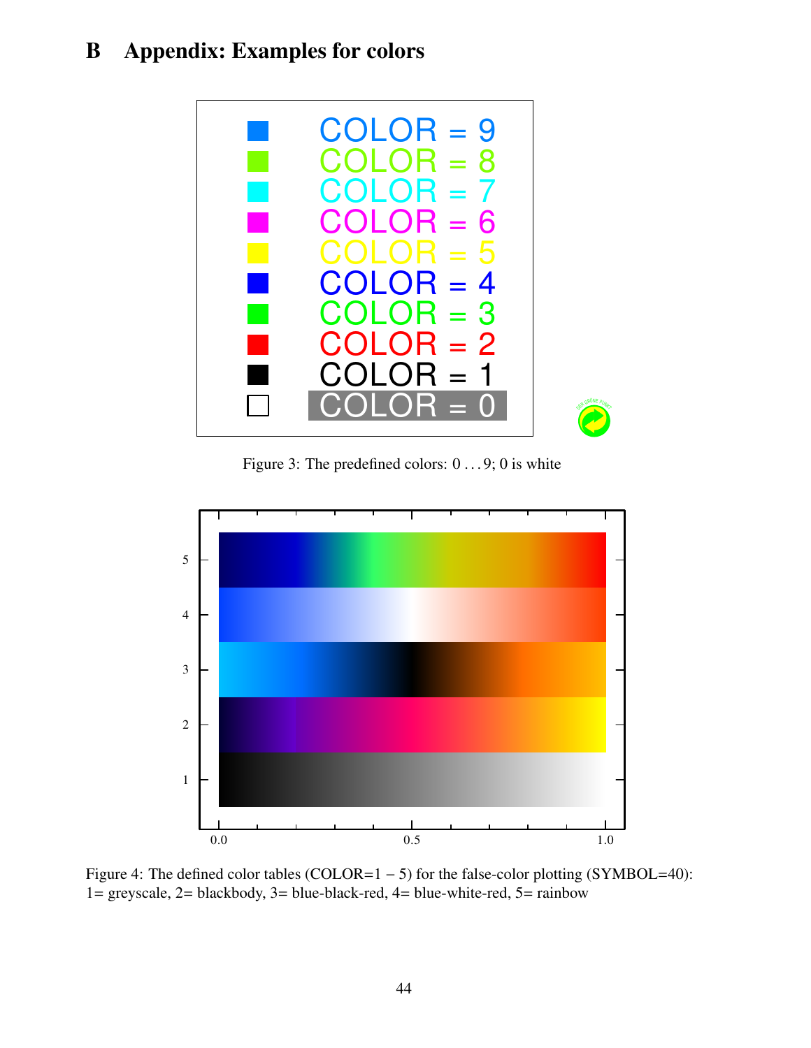# B Appendix: Examples for colors

Figure 3: The predefined colors: 0 . . . 9; 0 is white

Figure 4: The defined color tables (COLOR=1 − 5) for the false-color plotting (SYMBOL=40): 1= greyscale, 2= blackbody, 3= blue-black-red, 4= blue-white-red, 5= rainbow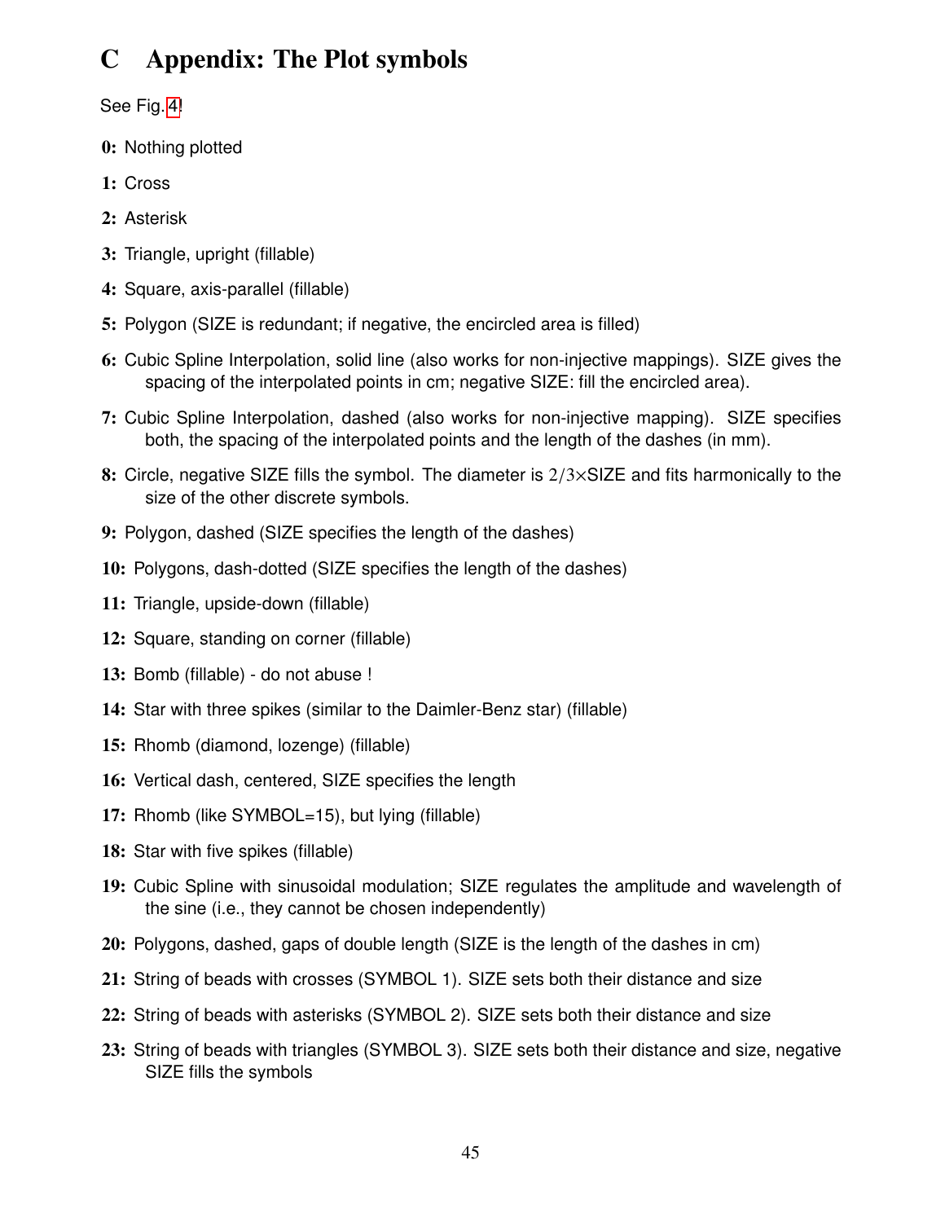# C Appendix: The Plot symbols

See Fig. 4!

**0:** Nothing plotted

**1:** Cross

**2:** Asterisk

**3:** Triangle, upright (fillable)

**4:** Square, axis-parallel (fillable)

**5:** Polygon (SIZE is redundant; if negative, the encircled area is filled)

**6:** Cubic Spline Interpolation, solid line (also works for non-injective mappings). SIZE gives the spacing of the interpolated points in cm; negative SIZE: fill the encircled area).

**7:** Cubic Spline Interpolation, dashed (also works for non-injective mapping). SIZE specifies both, the spacing of the interpolated points and the length of the dashes (in mm).

**8:** Circle, negative SIZE fills the symbol. The diameter is $2/3\times$SIZE and fits harmonically to the size of the other discrete symbols.

**9:** Polygon, dashed (SIZE specifies the length of the dashes)

**10:** Polygons, dash-dotted (SIZE specifies the length of the dashes)

**11:** Triangle, upside-down (fillable)

**12:** Square, standing on corner (fillable)

**13:** Bomb (fillable) - do not abuse !

**14:** Star with three spikes (similar to the Daimler-Benz star) (fillable)

**15:** Rhomb (diamond, lozenge) (fillable)

**16:** Vertical dash, centered, SIZE specifies the length

**17:** Rhomb (like SYMBOL=15), but lying (fillable)

**18:** Star with five spikes (fillable)

**19:** Cubic Spline with sinusoidal modulation; SIZE regulates the amplitude and wavelength of the sine (i.e., they cannot be chosen independently)

**20:** Polygons, dashed, gaps of double length (SIZE is the length of the dashes in cm)

**21:** String of beads with crosses (SYMBOL 1). SIZE sets both their distance and size

**22:** String of beads with asterisks (SYMBOL 2). SIZE sets both their distance and size

**23:** String of beads with triangles (SYMBOL 3). SIZE sets both their distance and size, negative SIZE fills the symbols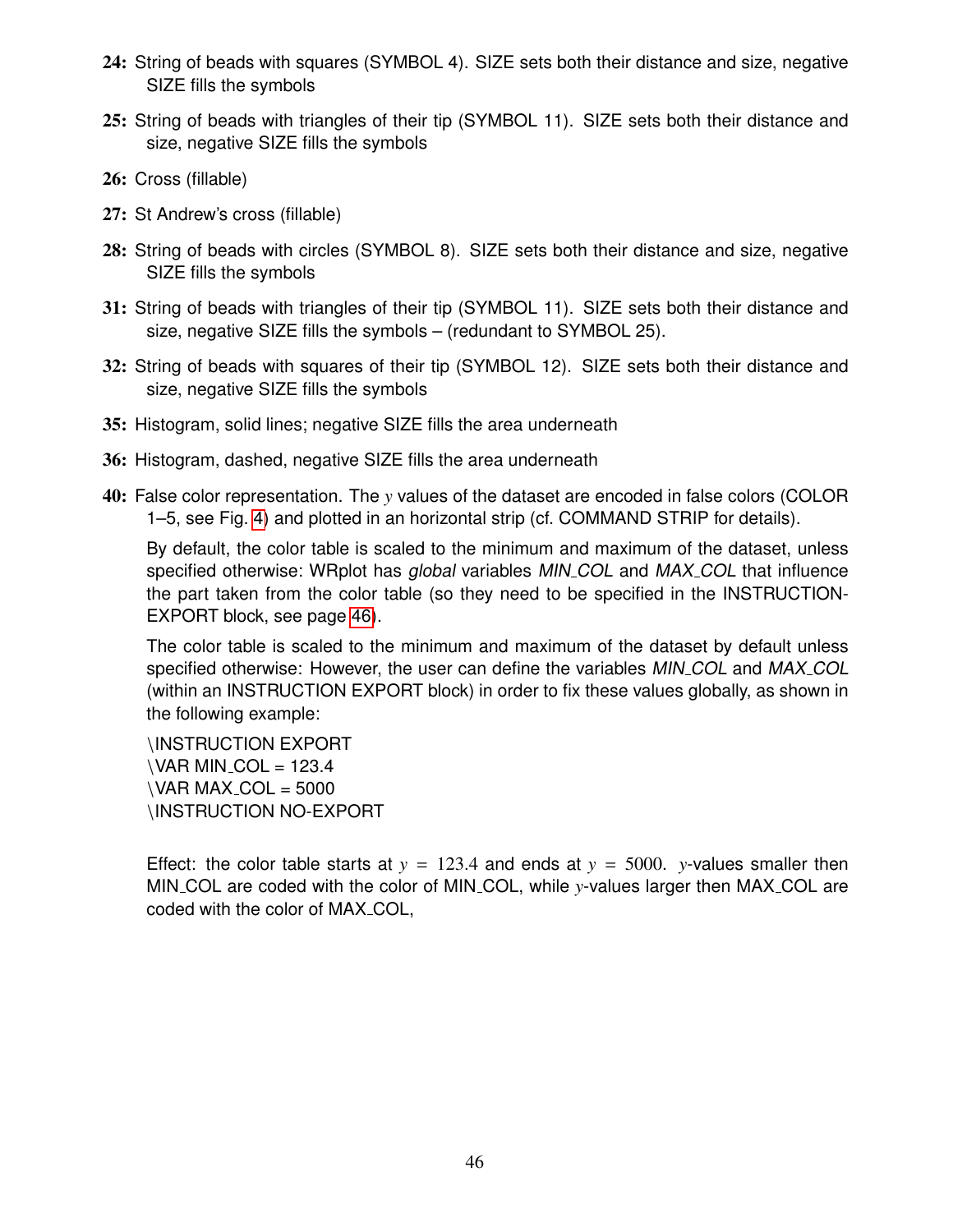**24:** String of beads with squares (SYMBOL 4). SIZE sets both their distance and size, negative SIZE fills the symbols

**25:** String of beads with triangles of their tip (SYMBOL 11). SIZE sets both their distance and size, negative SIZE fills the symbols

**26:** Cross (fillable)

**27:** St Andrew's cross (fillable)

**28:** String of beads with circles (SYMBOL 8). SIZE sets both their distance and size, negative SIZE fills the symbols

**31:** String of beads with triangles of their tip (SYMBOL 11). SIZE sets both their distance and size, negative SIZE fills the symbols – (redundant to SYMBOL 25).

**32:** String of beads with squares of their tip (SYMBOL 12). SIZE sets both their distance and size, negative SIZE fills the symbols

**35:** Histogram, solid lines; negative SIZE fills the area underneath

**36:** Histogram, dashed, negative SIZE fills the area underneath

**40:** False color representation. The $y$ values of the dataset are encoded in false colors (COLOR 1–5, see Fig. 4) and plotted in an horizontal strip (cf. COMMAND STRIP for details).

By default, the color table is scaled to the minimum and maximum of the dataset, unless specified otherwise: WRplot has *global* variables *MIN_COL* and *MAX_COL* that influence the part taken from the color table (so they need to be specified in the INSTRUCTION-EXPORT block, see page 46).

The color table is scaled to the minimum and maximum of the dataset by default unless specified otherwise: However, the user can define the variables *MIN_COL* and *MAX_COL* (within an INSTRUCTION EXPORT block) in order to fix these values globally, as shown in the following example:

```
\INSTRUCTION EXPORT
\VAR MIN_COL = 123.4
\VAR MAX_COL = 5000
\INSTRUCTION NO-EXPORT
```

Effect: the color table starts at $y = 123.4$ and ends at $y = 5000$. $y$-values smaller then MIN_COL are coded with the color of MIN_COL, while $y$-values larger then MAX_COL are coded with the color of MAX_COL,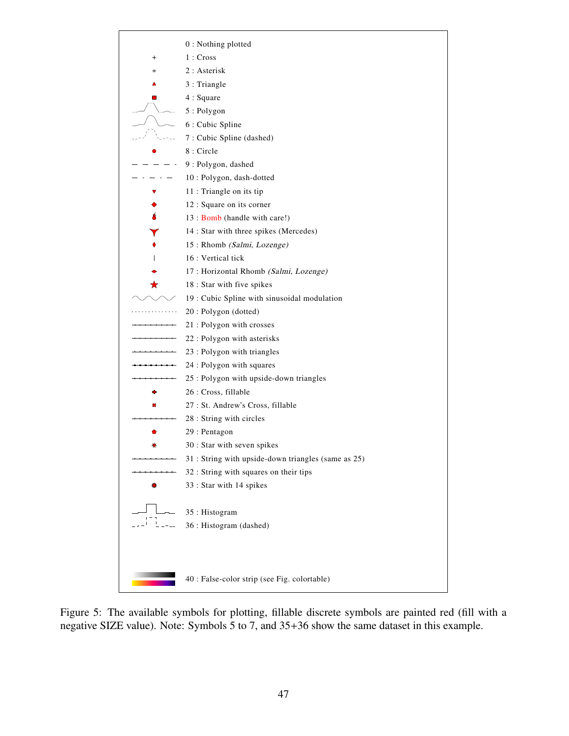0 : Nothing plotted
1 : Cross
2 : Asterisk
3 : Triangle
4 : Square
5 : Polygon
6 : Cubic Spline
7 : Cubic Spline (dashed)
8 : Circle
9 : Polygon, dashed
10 : Polygon, dash-dotted
11 : Triangle on its tip
12 : Square on its corner
13 : Bomb (handle with care!)
14 : Star with three spikes (Mercedes)
15 : Rhomb *(Salmi, Lozenge)*
16 : Vertical tick
17 : Horizontal Rhomb *(Salmi, Lozenge)*
18 : Star with five spikes
19 : Cubic Spline with sinusoidal modulation
20 : Polygon (dotted)
21 : Polygon with crosses
22 : Polygon with asterisks
23 : Polygon with triangles
24 : Polygon with squares
25 : Polygon with upside-down triangles
26 : Cross, fillable
27 : St. Andrew's Cross, fillable
28 : String with circles
29 : Pentagon
30 : Star with seven spikes
31 : String with upside-down triangles (same as 25)
32 : String with squares on their tips
33 : Star with 14 spikes

35 : Histogram
36 : Histogram (dashed)

40 : False-color strip (see Fig. colortable)

Figure 5: The available symbols for plotting, fillable discrete symbols are painted red (fill with a negative SIZE value). Note: Symbols 5 to 7, and 35+36 show the same dataset in this example.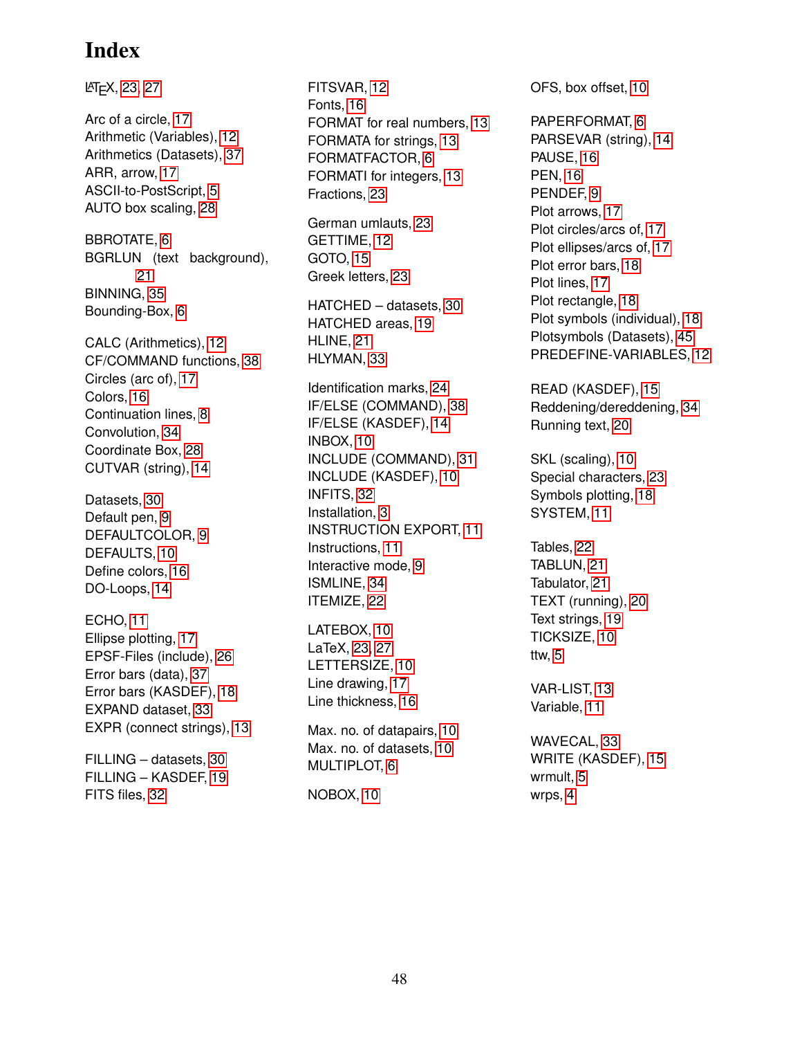# Index

LaTeX, 23, 27

Arc of a circle, 17
Arithmetic (Variables), 12
Arithmetics (Datasets), 37
ARR, arrow, 17
ASCII-to-PostScript, 5
AUTO box scaling, 28

BBROTATE, 6
BGRLUN (text background), 21
BINNING, 35
Bounding-Box, 6

CALC (Arithmetics), 12
CF/COMMAND functions, 38
Circles (arc of), 17
Colors, 16
Continuation lines, 8
Convolution, 34
Coordinate Box, 28
CUTVAR (string), 14

Datasets, 30
Default pen, 9
DEFAULTCOLOR, 9
DEFAULTS, 10
Define colors, 16
DO-Loops, 14

ECHO, 11
Ellipse plotting, 17
EPSF-Files (include), 26
Error bars (data), 37
Error bars (KASDEF), 18
EXPAND dataset, 33
EXPR (connect strings), 13

FILLING – datasets, 30
FILLING – KASDEF, 19
FITS files, 32
FITSVAR, 12
Fonts, 16
FORMAT for real numbers, 13
FORMATA for strings, 13
FORMATFACTOR, 6
FORMATI for integers, 13
Fractions, 23

German umlauts, 23
GETTIME, 12
GOTO, 15
Greek letters, 23

HATCHED – datasets, 30
HATCHED areas, 19
HLINE, 21
HLYMAN, 33

Identification marks, 24
IF/ELSE (COMMAND), 38
IF/ELSE (KASDEF), 14
INBOX, 10
INCLUDE (COMMAND), 31
INCLUDE (KASDEF), 10
INFITS, 32
Installation, 3
INSTRUCTION EXPORT, 11
Instructions, 11
Interactive mode, 9
ISMLINE, 34
ITEMIZE, 22

LATEBOX, 10
LaTeX, 23, 27
LETTERSIZE, 10
Line drawing, 17
Line thickness, 16

Max. no. of datapairs, 10
Max. no. of datasets, 10
MULTIPLOT, 6

NOBOX, 10

OFS, box offset, 10

PAPERFORMAT, 6
PARSEVAR (string), 14
PAUSE, 16
PEN, 16
PENDEF, 9
Plot arrows, 17
Plot circles/arcs of, 17
Plot ellipses/arcs of, 17
Plot error bars, 18
Plot lines, 17
Plot rectangle, 18
Plot symbols (individual), 18
Plotsymbols (Datasets), 45
PREDEFINE-VARIABLES, 12

READ (KASDEF), 15
Reddening/dereddening, 34
Running text, 20

SKL (scaling), 10
Special characters, 23
Symbols plotting, 18
SYSTEM, 11

Tables, 22
TABLUN, 21
Tabulator, 21
TEXT (running), 20
Text strings, 19
TICKSIZE, 10
ttw, 5

VAR-LIST, 13
Variable, 11

WAVECAL, 33
WRITE (KASDEF), 15
wrmult, 5
wrps, 4